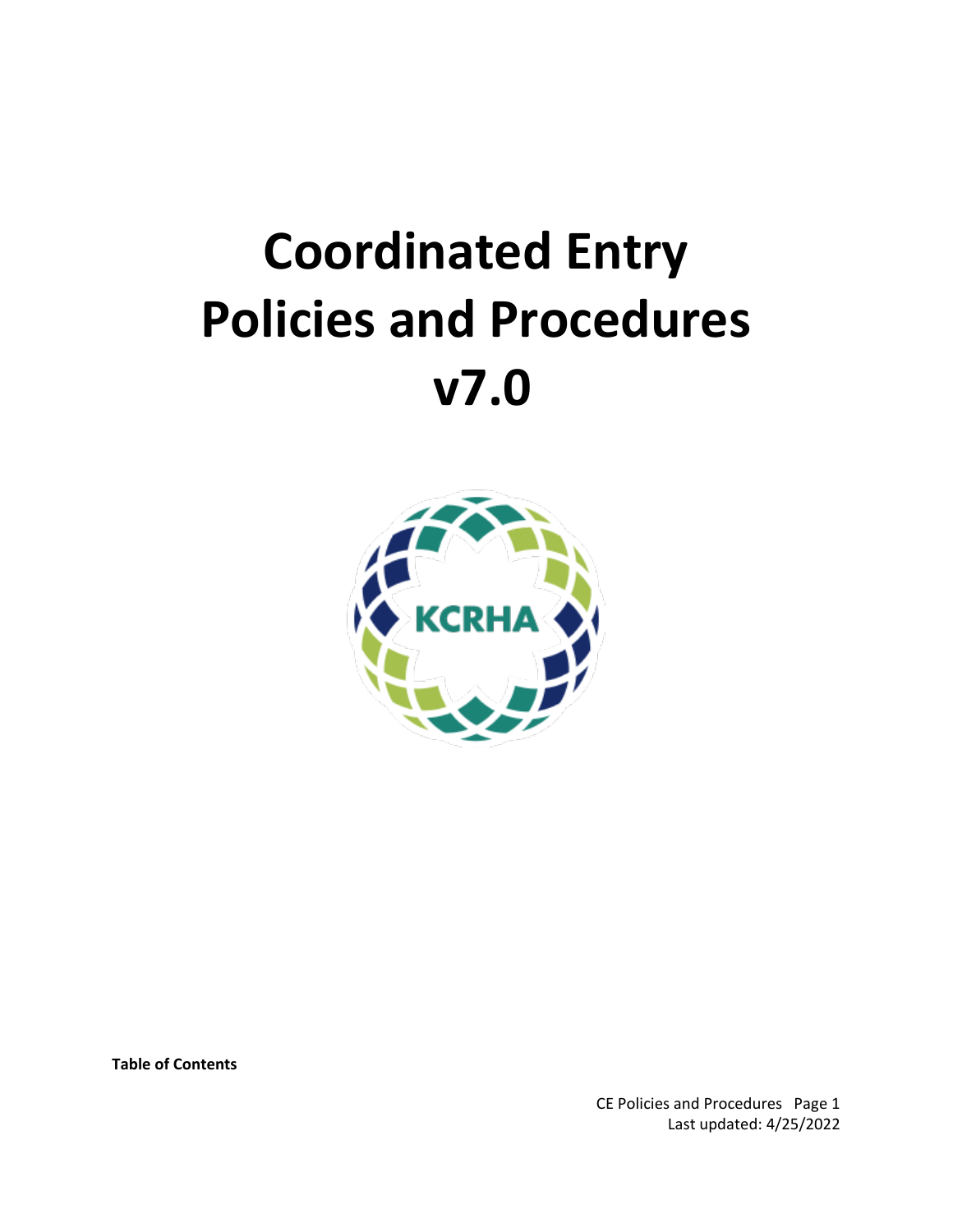# Coordinated Entry Policies and Procedures v7.0

**Table of Contents**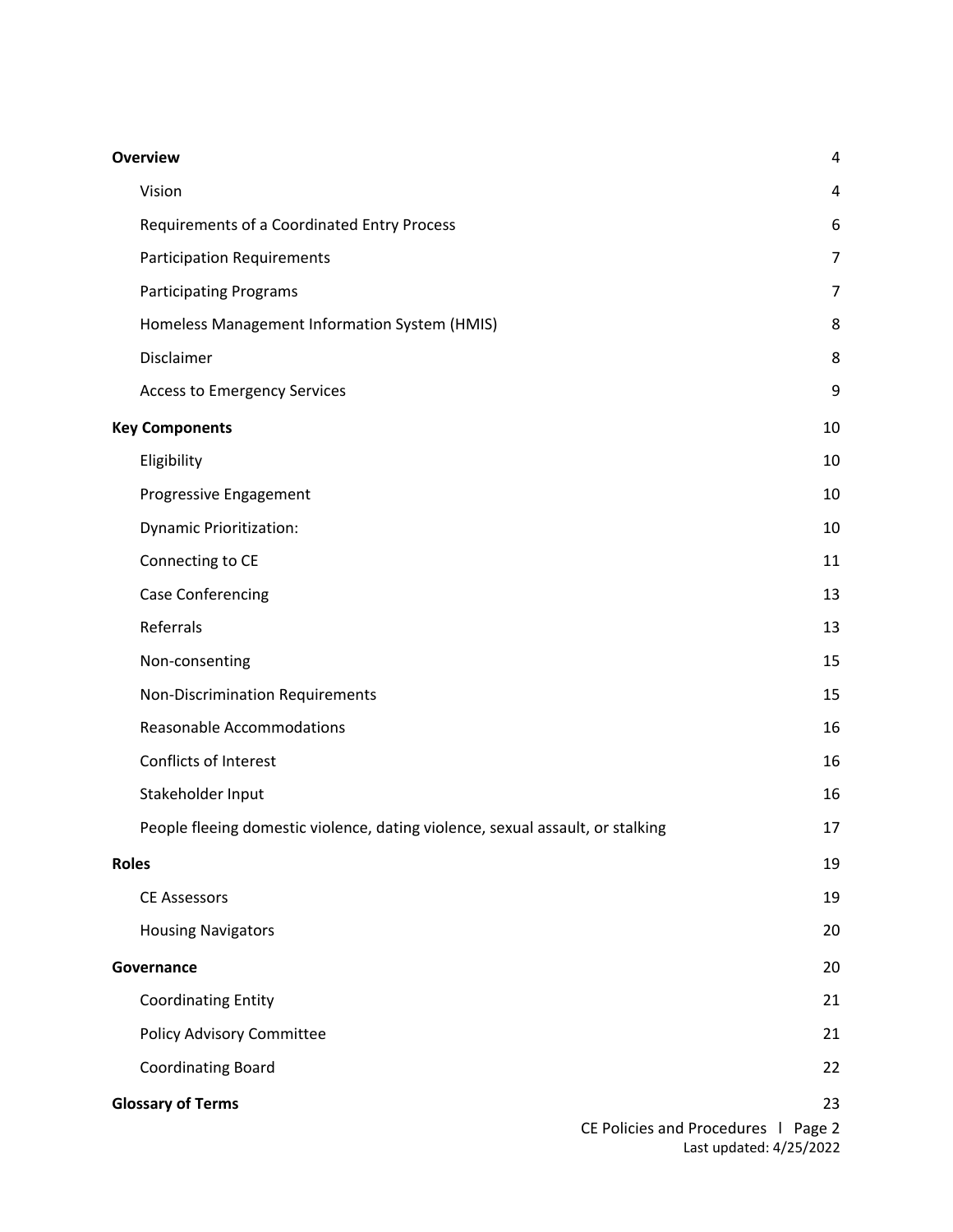| | |
|---|---|
| **Overview** | 4 |
| Vision | 4 |
| Requirements of a Coordinated Entry Process | 6 |
| Participation Requirements | 7 |
| Participating Programs | 7 |
| Homeless Management Information System (HMIS) | 8 |
| Disclaimer | 8 |
| Access to Emergency Services | 9 |
| **Key Components** | 10 |
| Eligibility | 10 |
| Progressive Engagement | 10 |
| Dynamic Prioritization: | 10 |
| Connecting to CE | 11 |
| Case Conferencing | 13 |
| Referrals | 13 |
| Non-consenting | 15 |
| Non-Discrimination Requirements | 15 |
| Reasonable Accommodations | 16 |
| Conflicts of Interest | 16 |
| Stakeholder Input | 16 |
| People fleeing domestic violence, dating violence, sexual assault, or stalking | 17 |
| **Roles** | 19 |
| CE Assessors | 19 |
| Housing Navigators | 20 |
| **Governance** | 20 |
| Coordinating Entity | 21 |
| Policy Advisory Committee | 21 |
| Coordinating Board | 22 |
| **Glossary of Terms** | 23 |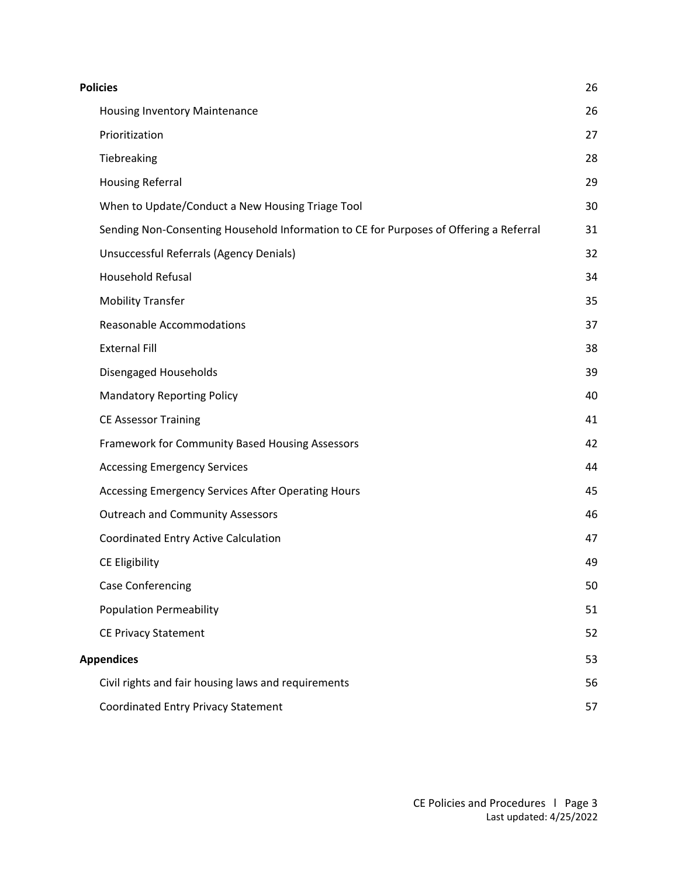**Policies** 26

- Housing Inventory Maintenance 26
- Prioritization 27
- Tiebreaking 28
- Housing Referral 29
- When to Update/Conduct a New Housing Triage Tool 30
- Sending Non-Consenting Household Information to CE for Purposes of Offering a Referral 31
- Unsuccessful Referrals (Agency Denials) 32
- Household Refusal 34
- Mobility Transfer 35
- Reasonable Accommodations 37
- External Fill 38
- Disengaged Households 39
- Mandatory Reporting Policy 40
- CE Assessor Training 41
- Framework for Community Based Housing Assessors 42
- Accessing Emergency Services 44
- Accessing Emergency Services After Operating Hours 45
- Outreach and Community Assessors 46
- Coordinated Entry Active Calculation 47
- CE Eligibility 49
- Case Conferencing 50
- Population Permeability 51
- CE Privacy Statement 52

**Appendices** 53

- Civil rights and fair housing laws and requirements 56
- Coordinated Entry Privacy Statement 57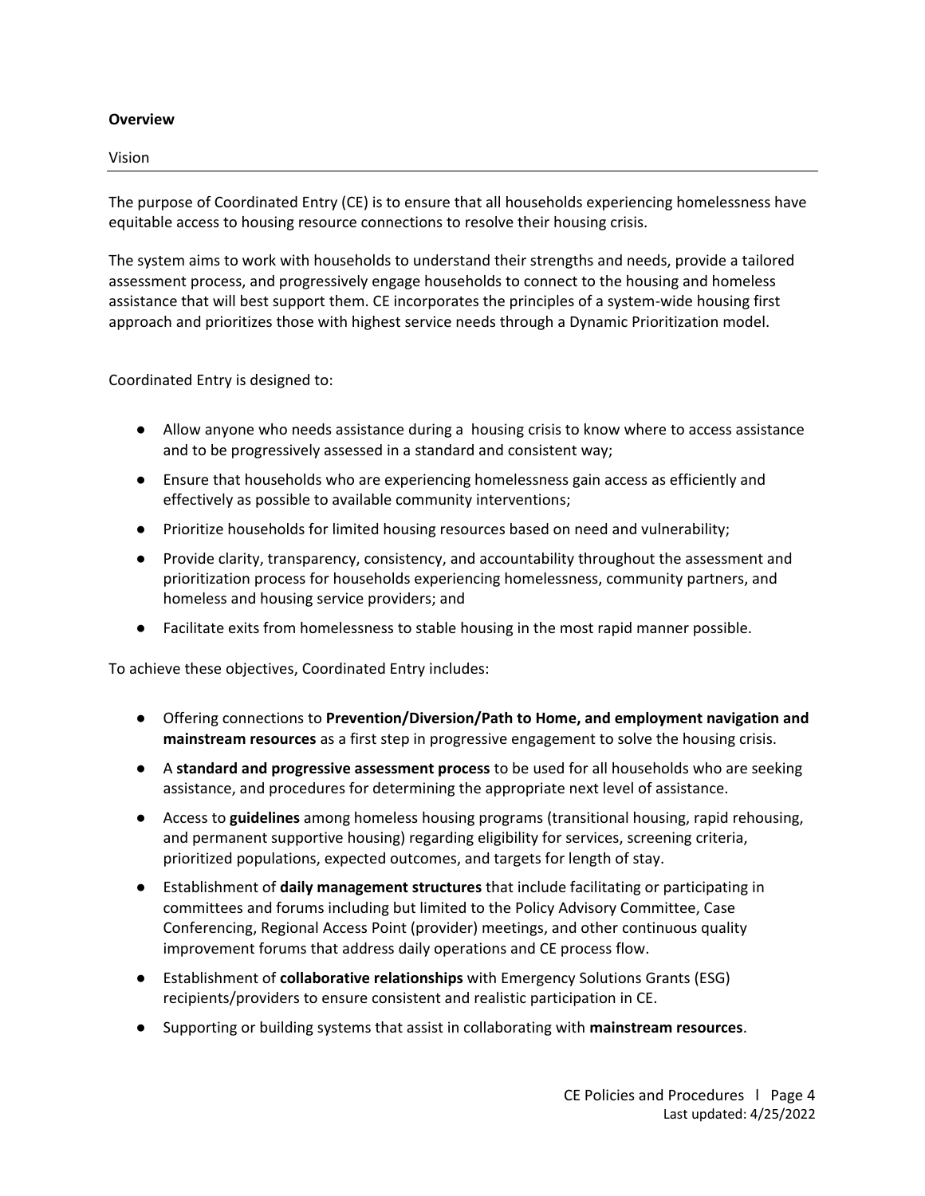**Overview**

Vision

The purpose of Coordinated Entry (CE) is to ensure that all households experiencing homelessness have equitable access to housing resource connections to resolve their housing crisis.

The system aims to work with households to understand their strengths and needs, provide a tailored assessment process, and progressively engage households to connect to the housing and homeless assistance that will best support them. CE incorporates the principles of a system-wide housing first approach and prioritizes those with highest service needs through a Dynamic Prioritization model.

Coordinated Entry is designed to:

- Allow anyone who needs assistance during a housing crisis to know where to access assistance and to be progressively assessed in a standard and consistent way;
- Ensure that households who are experiencing homelessness gain access as efficiently and effectively as possible to available community interventions;
- Prioritize households for limited housing resources based on need and vulnerability;
- Provide clarity, transparency, consistency, and accountability throughout the assessment and prioritization process for households experiencing homelessness, community partners, and homeless and housing service providers; and
- Facilitate exits from homelessness to stable housing in the most rapid manner possible.

To achieve these objectives, Coordinated Entry includes:

- Offering connections to **Prevention/Diversion/Path to Home, and employment navigation and mainstream resources** as a first step in progressive engagement to solve the housing crisis.
- A **standard and progressive assessment process** to be used for all households who are seeking assistance, and procedures for determining the appropriate next level of assistance.
- Access to **guidelines** among homeless housing programs (transitional housing, rapid rehousing, and permanent supportive housing) regarding eligibility for services, screening criteria, prioritized populations, expected outcomes, and targets for length of stay.
- Establishment of **daily management structures** that include facilitating or participating in committees and forums including but limited to the Policy Advisory Committee, Case Conferencing, Regional Access Point (provider) meetings, and other continuous quality improvement forums that address daily operations and CE process flow.
- Establishment of **collaborative relationships** with Emergency Solutions Grants (ESG) recipients/providers to ensure consistent and realistic participation in CE.
- Supporting or building systems that assist in collaborating with **mainstream resources**.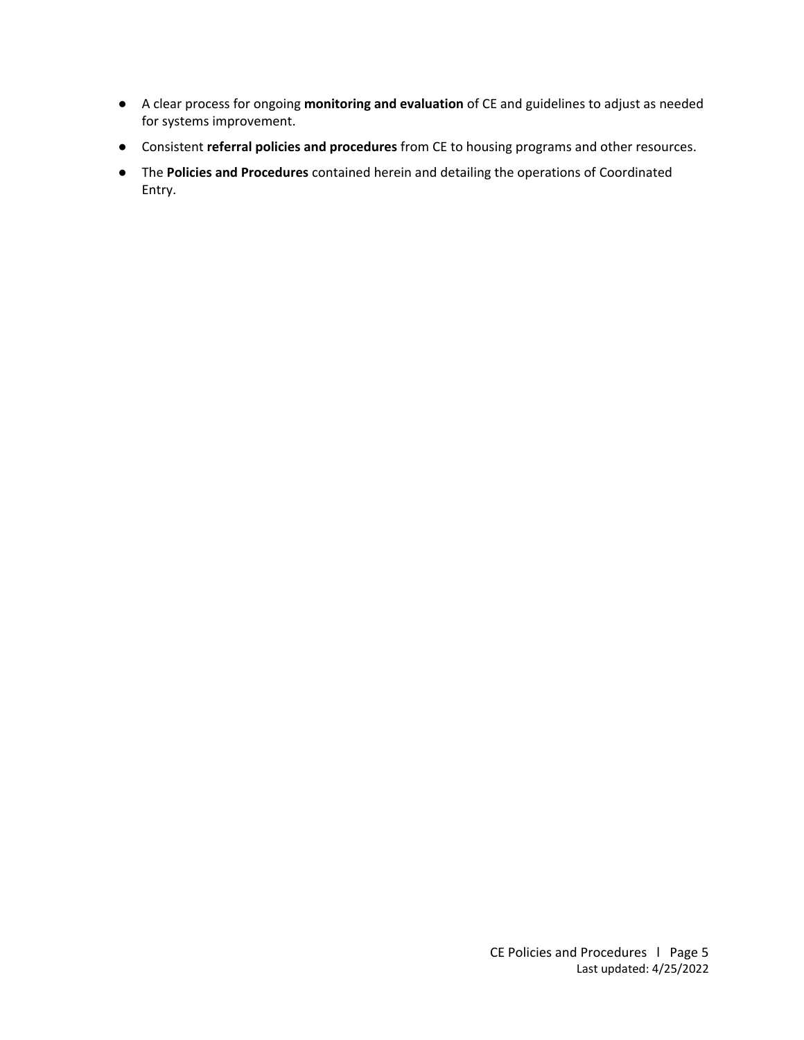- A clear process for ongoing **monitoring and evaluation** of CE and guidelines to adjust as needed for systems improvement.
- Consistent **referral policies and procedures** from CE to housing programs and other resources.
- The **Policies and Procedures** contained herein and detailing the operations of Coordinated Entry.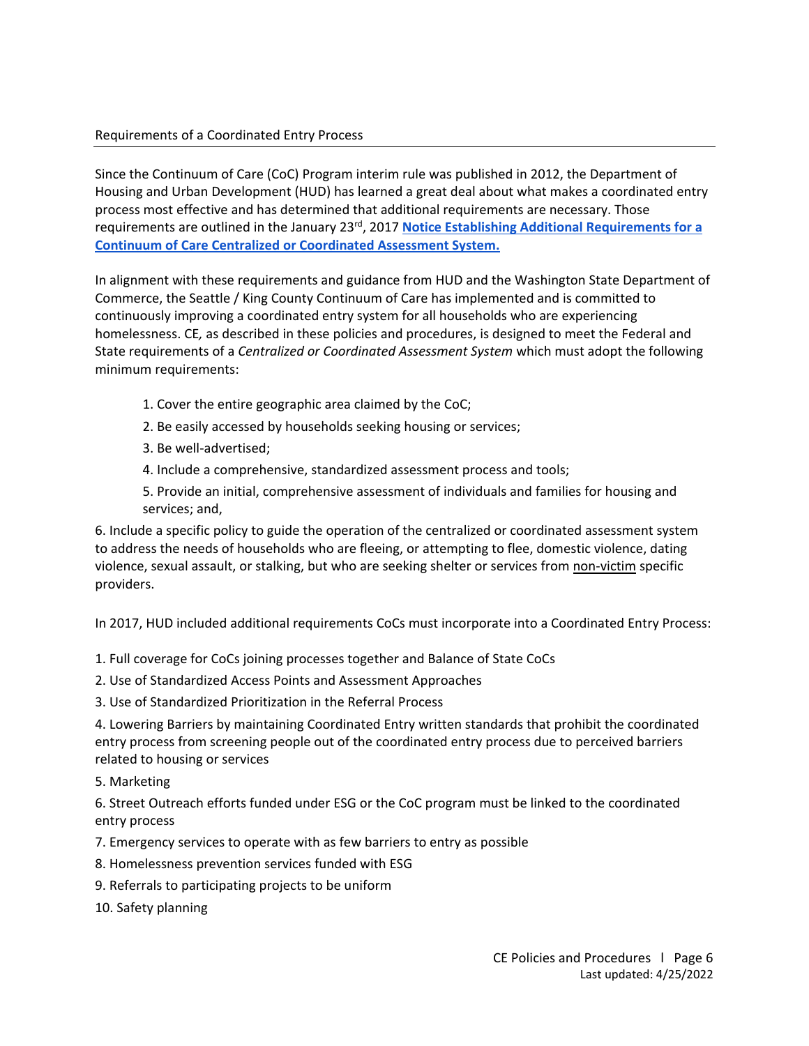## Requirements of a Coordinated Entry Process

Since the Continuum of Care (CoC) Program interim rule was published in 2012, the Department of Housing and Urban Development (HUD) has learned a great deal about what makes a coordinated entry process most effective and has determined that additional requirements are necessary. Those requirements are outlined in the January 23rd, 2017 **Notice Establishing Additional Requirements for a Continuum of Care Centralized or Coordinated Assessment System.**

In alignment with these requirements and guidance from HUD and the Washington State Department of Commerce, the Seattle / King County Continuum of Care has implemented and is committed to continuously improving a coordinated entry system for all households who are experiencing homelessness. CE*,* as described in these policies and procedures, is designed to meet the Federal and State requirements of a *Centralized or Coordinated Assessment System* which must adopt the following minimum requirements:

1. Cover the entire geographic area claimed by the CoC;
2. Be easily accessed by households seeking housing or services;
3. Be well-advertised;
4. Include a comprehensive, standardized assessment process and tools;
5. Provide an initial, comprehensive assessment of individuals and families for housing and services; and,
6. Include a specific policy to guide the operation of the centralized or coordinated assessment system to address the needs of households who are fleeing, or attempting to flee, domestic violence, dating violence, sexual assault, or stalking, but who are seeking shelter or services from non-victim specific providers.

In 2017, HUD included additional requirements CoCs must incorporate into a Coordinated Entry Process:

1. Full coverage for CoCs joining processes together and Balance of State CoCs
2. Use of Standardized Access Points and Assessment Approaches
3. Use of Standardized Prioritization in the Referral Process
4. Lowering Barriers by maintaining Coordinated Entry written standards that prohibit the coordinated entry process from screening people out of the coordinated entry process due to perceived barriers related to housing or services
5. Marketing
6. Street Outreach efforts funded under ESG or the CoC program must be linked to the coordinated entry process
7. Emergency services to operate with as few barriers to entry as possible
8. Homelessness prevention services funded with ESG
9. Referrals to participating projects to be uniform
10. Safety planning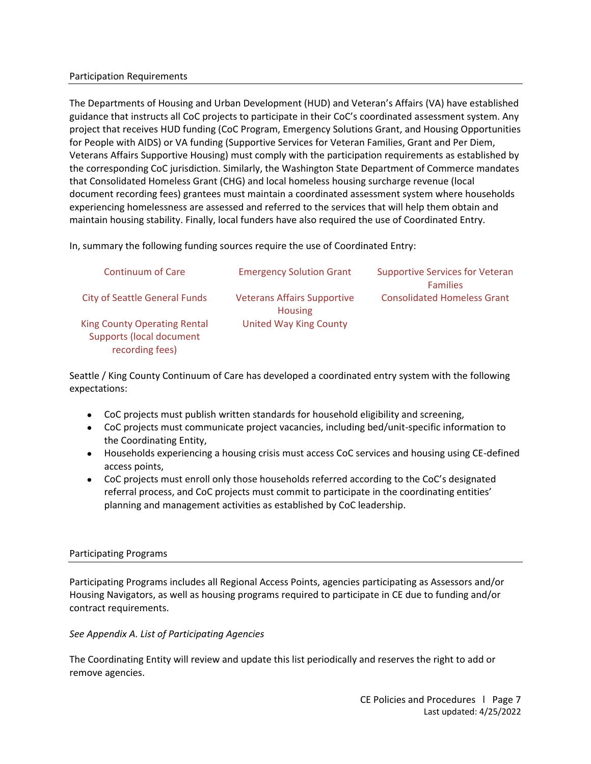## Participation Requirements

The Departments of Housing and Urban Development (HUD) and Veteran's Affairs (VA) have established guidance that instructs all CoC projects to participate in their CoC's coordinated assessment system. Any project that receives HUD funding (CoC Program, Emergency Solutions Grant, and Housing Opportunities for People with AIDS) or VA funding (Supportive Services for Veteran Families, Grant and Per Diem, Veterans Affairs Supportive Housing) must comply with the participation requirements as established by the corresponding CoC jurisdiction. Similarly, the Washington State Department of Commerce mandates that Consolidated Homeless Grant (CHG) and local homeless housing surcharge revenue (local document recording fees) grantees must maintain a coordinated assessment system where households experiencing homelessness are assessed and referred to the services that will help them obtain and maintain housing stability. Finally, local funders have also required the use of Coordinated Entry.

In, summary the following funding sources require the use of Coordinated Entry:

| | | |
|---|---|---|
| Continuum of Care | Emergency Solution Grant | Supportive Services for Veteran Families |
| City of Seattle General Funds | Veterans Affairs Supportive Housing | Consolidated Homeless Grant |
| King County Operating Rental Supports (local document recording fees) | United Way King County | |

Seattle / King County Continuum of Care has developed a coordinated entry system with the following expectations:

- CoC projects must publish written standards for household eligibility and screening,
- CoC projects must communicate project vacancies, including bed/unit-specific information to the Coordinating Entity,
- Households experiencing a housing crisis must access CoC services and housing using CE-defined access points,
- CoC projects must enroll only those households referred according to the CoC's designated referral process, and CoC projects must commit to participate in the coordinating entities' planning and management activities as established by CoC leadership.

## Participating Programs

Participating Programs includes all Regional Access Points, agencies participating as Assessors and/or Housing Navigators, as well as housing programs required to participate in CE due to funding and/or contract requirements.

*See Appendix A. List of Participating Agencies*

The Coordinating Entity will review and update this list periodically and reserves the right to add or remove agencies.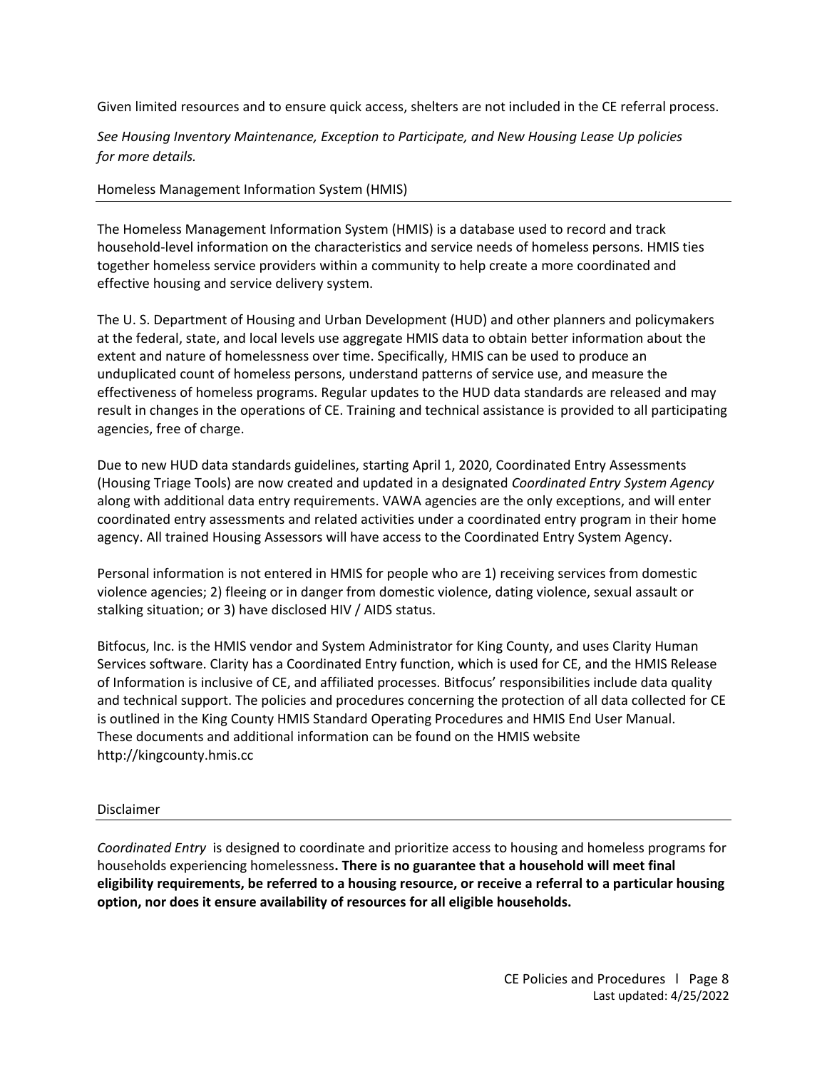Given limited resources and to ensure quick access, shelters are not included in the CE referral process.

*See Housing Inventory Maintenance, Exception to Participate, and New Housing Lease Up policies for more details.*

### Homeless Management Information System (HMIS)

The Homeless Management Information System (HMIS) is a database used to record and track household-level information on the characteristics and service needs of homeless persons. HMIS ties together homeless service providers within a community to help create a more coordinated and effective housing and service delivery system.

The U. S. Department of Housing and Urban Development (HUD) and other planners and policymakers at the federal, state, and local levels use aggregate HMIS data to obtain better information about the extent and nature of homelessness over time. Specifically, HMIS can be used to produce an unduplicated count of homeless persons, understand patterns of service use, and measure the effectiveness of homeless programs. Regular updates to the HUD data standards are released and may result in changes in the operations of CE. Training and technical assistance is provided to all participating agencies, free of charge.

Due to new HUD data standards guidelines, starting April 1, 2020, Coordinated Entry Assessments (Housing Triage Tools) are now created and updated in a designated *Coordinated Entry System Agency* along with additional data entry requirements. VAWA agencies are the only exceptions, and will enter coordinated entry assessments and related activities under a coordinated entry program in their home agency. All trained Housing Assessors will have access to the Coordinated Entry System Agency.

Personal information is not entered in HMIS for people who are 1) receiving services from domestic violence agencies; 2) fleeing or in danger from domestic violence, dating violence, sexual assault or stalking situation; or 3) have disclosed HIV / AIDS status.

Bitfocus, Inc. is the HMIS vendor and System Administrator for King County, and uses Clarity Human Services software. Clarity has a Coordinated Entry function, which is used for CE, and the HMIS Release of Information is inclusive of CE, and affiliated processes. Bitfocus' responsibilities include data quality and technical support. The policies and procedures concerning the protection of all data collected for CE is outlined in the King County HMIS Standard Operating Procedures and HMIS End User Manual. These documents and additional information can be found on the HMIS website http://kingcounty.hmis.cc

### Disclaimer

*Coordinated Entry* is designed to coordinate and prioritize access to housing and homeless programs for households experiencing homelessness**. There is no guarantee that a household will meet final eligibility requirements, be referred to a housing resource, or receive a referral to a particular housing option, nor does it ensure availability of resources for all eligible households.**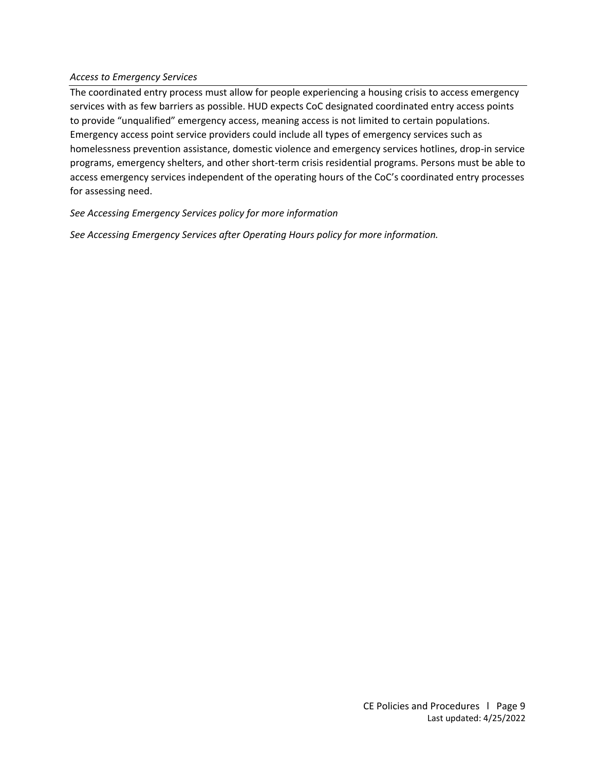### *Access to Emergency Services*

The coordinated entry process must allow for people experiencing a housing crisis to access emergency services with as few barriers as possible. HUD expects CoC designated coordinated entry access points to provide "unqualified" emergency access, meaning access is not limited to certain populations. Emergency access point service providers could include all types of emergency services such as homelessness prevention assistance, domestic violence and emergency services hotlines, drop-in service programs, emergency shelters, and other short-term crisis residential programs. Persons must be able to access emergency services independent of the operating hours of the CoC's coordinated entry processes for assessing need.

*See Accessing Emergency Services policy for more information*

*See Accessing Emergency Services after Operating Hours policy for more information.*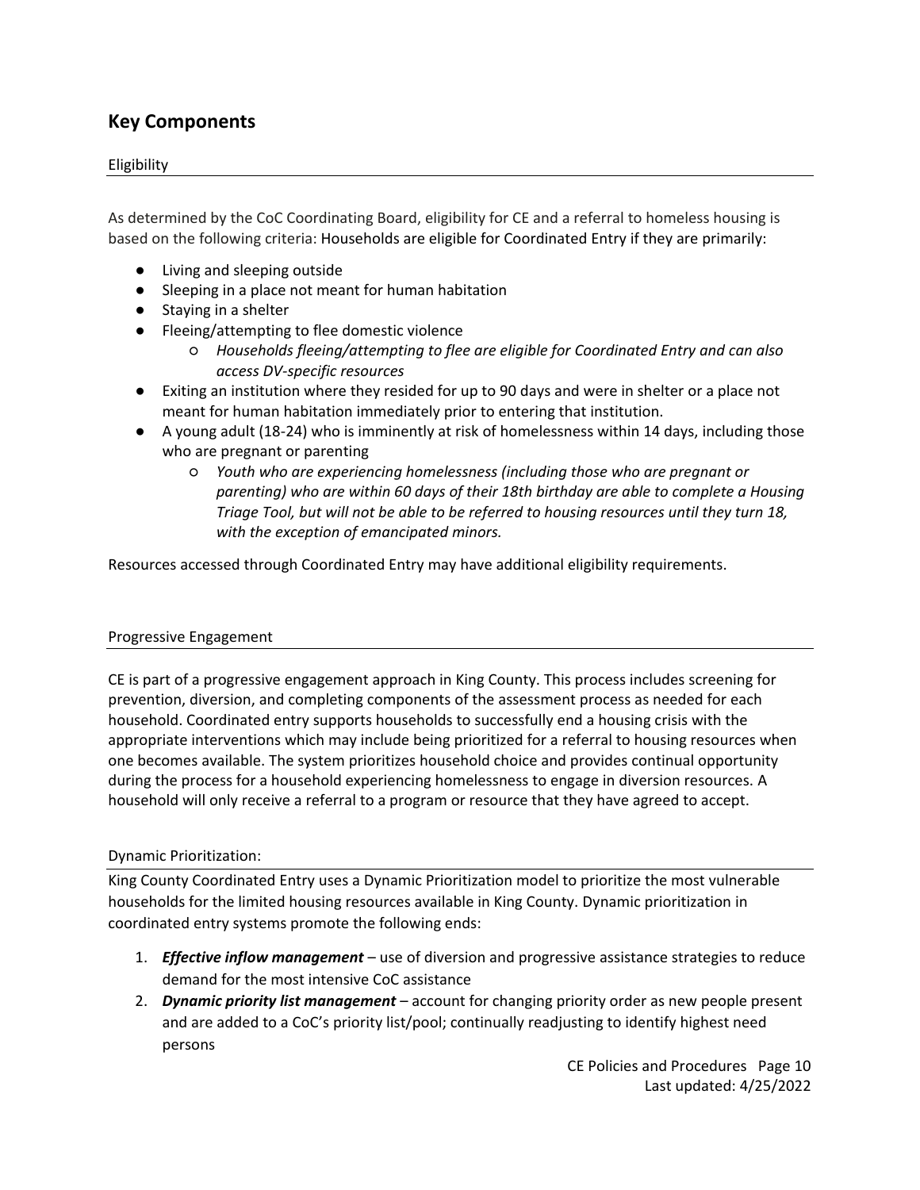## Key Components

### Eligibility

As determined by the CoC Coordinating Board, eligibility for CE and a referral to homeless housing is based on the following criteria: Households are eligible for Coordinated Entry if they are primarily:

- Living and sleeping outside
- Sleeping in a place not meant for human habitation
- Staying in a shelter
- Fleeing/attempting to flee domestic violence
  - *Households fleeing/attempting to flee are eligible for Coordinated Entry and can also access DV-specific resources*
- Exiting an institution where they resided for up to 90 days and were in shelter or a place not meant for human habitation immediately prior to entering that institution.
- A young adult (18-24) who is imminently at risk of homelessness within 14 days, including those who are pregnant or parenting
  - *Youth who are experiencing homelessness (including those who are pregnant or parenting) who are within 60 days of their 18th birthday are able to complete a Housing Triage Tool, but will not be able to be referred to housing resources until they turn 18, with the exception of emancipated minors.*

Resources accessed through Coordinated Entry may have additional eligibility requirements.

### Progressive Engagement

CE is part of a progressive engagement approach in King County. This process includes screening for prevention, diversion, and completing components of the assessment process as needed for each household. Coordinated entry supports households to successfully end a housing crisis with the appropriate interventions which may include being prioritized for a referral to housing resources when one becomes available. The system prioritizes household choice and provides continual opportunity during the process for a household experiencing homelessness to engage in diversion resources. A household will only receive a referral to a program or resource that they have agreed to accept.

### Dynamic Prioritization:

King County Coordinated Entry uses a Dynamic Prioritization model to prioritize the most vulnerable households for the limited housing resources available in King County. Dynamic prioritization in coordinated entry systems promote the following ends:

1. ***Effective inflow management*** – use of diversion and progressive assistance strategies to reduce demand for the most intensive CoC assistance
2. ***Dynamic priority list management*** – account for changing priority order as new people present and are added to a CoC's priority list/pool; continually readjusting to identify highest need persons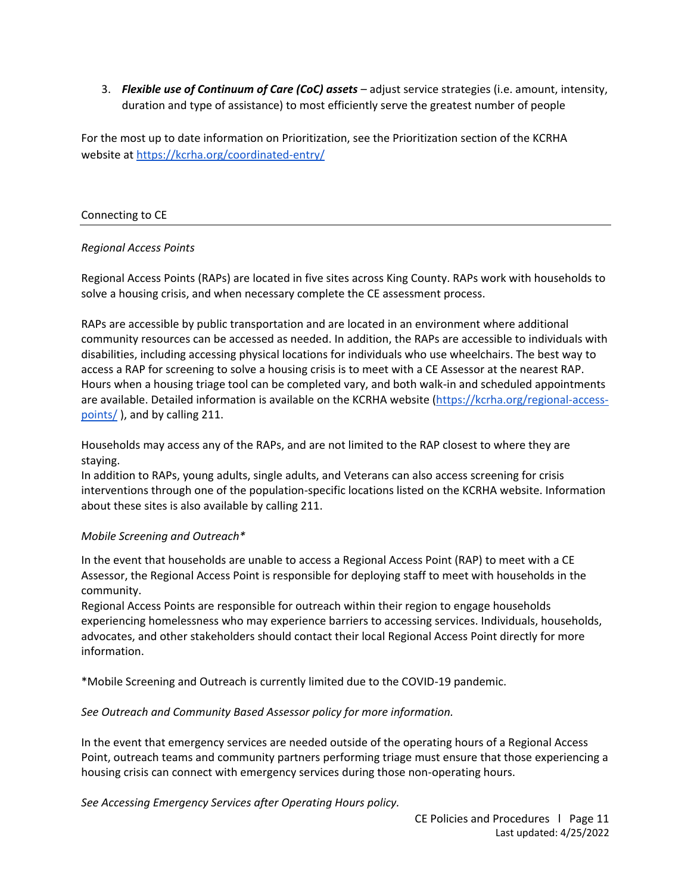3. ***Flexible use of Continuum of Care (CoC) assets*** – adjust service strategies (i.e. amount, intensity, duration and type of assistance) to most efficiently serve the greatest number of people

For the most up to date information on Prioritization, see the Prioritization section of the KCRHA website at https://kcrha.org/coordinated-entry/

## Connecting to CE

### *Regional Access Points*

Regional Access Points (RAPs) are located in five sites across King County. RAPs work with households to solve a housing crisis, and when necessary complete the CE assessment process.

RAPs are accessible by public transportation and are located in an environment where additional community resources can be accessed as needed. In addition, the RAPs are accessible to individuals with disabilities, including accessing physical locations for individuals who use wheelchairs. The best way to access a RAP for screening to solve a housing crisis is to meet with a CE Assessor at the nearest RAP. Hours when a housing triage tool can be completed vary, and both walk-in and scheduled appointments are available. Detailed information is available on the KCRHA website (https://kcrha.org/regional-access-points/ ), and by calling 211.

Households may access any of the RAPs, and are not limited to the RAP closest to where they are staying.
In addition to RAPs, young adults, single adults, and Veterans can also access screening for crisis interventions through one of the population-specific locations listed on the KCRHA website. Information about these sites is also available by calling 211.

### *Mobile Screening and Outreach**

In the event that households are unable to access a Regional Access Point (RAP) to meet with a CE Assessor, the Regional Access Point is responsible for deploying staff to meet with households in the community.
Regional Access Points are responsible for outreach within their region to engage households experiencing homelessness who may experience barriers to accessing services. Individuals, households, advocates, and other stakeholders should contact their local Regional Access Point directly for more information.

*Mobile Screening and Outreach is currently limited due to the COVID-19 pandemic.

*See Outreach and Community Based Assessor policy for more information.*

In the event that emergency services are needed outside of the operating hours of a Regional Access Point, outreach teams and community partners performing triage must ensure that those experiencing a housing crisis can connect with emergency services during those non-operating hours.

*See Accessing Emergency Services after Operating Hours policy.*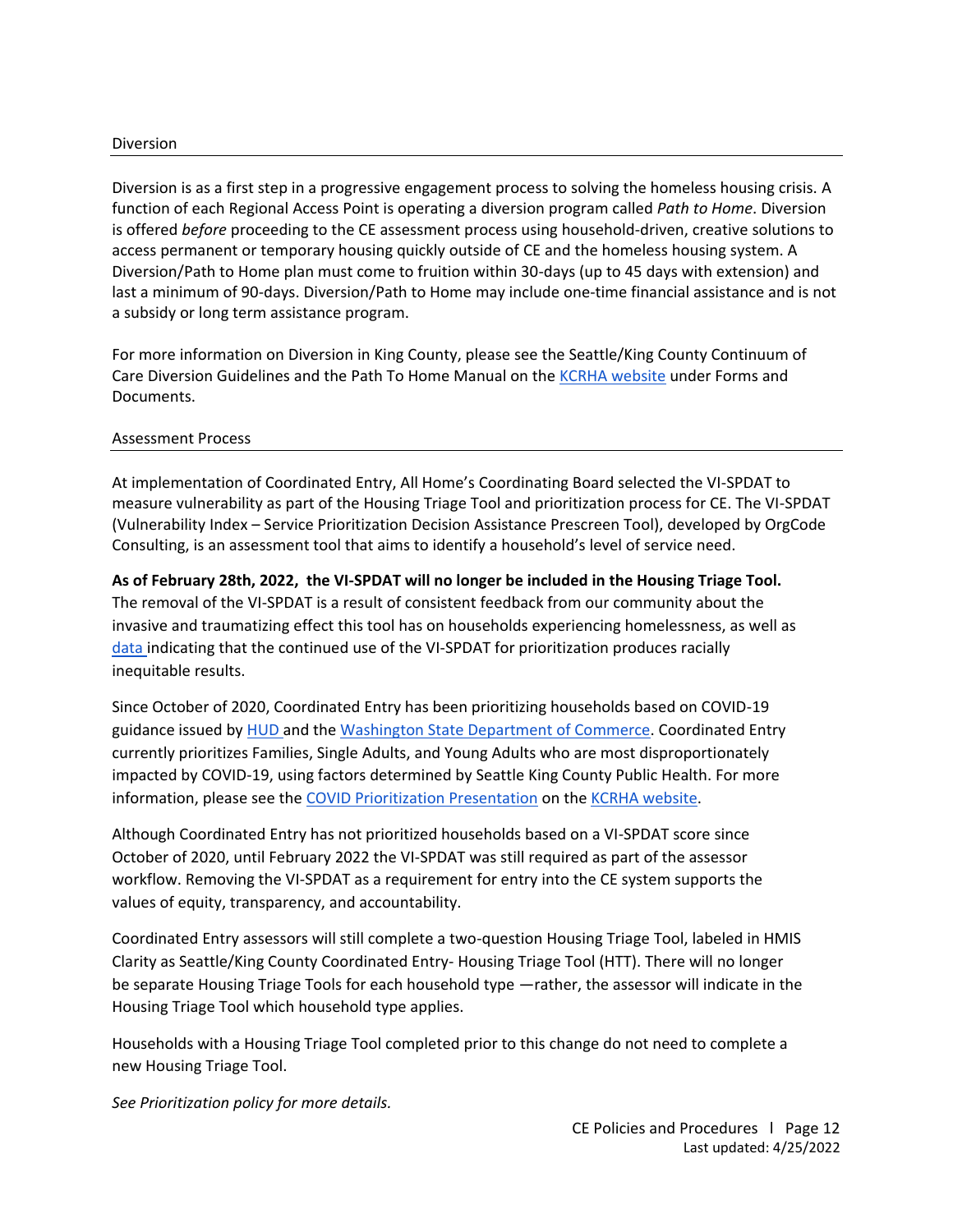## Diversion

Diversion is as a first step in a progressive engagement process to solving the homeless housing crisis. A function of each Regional Access Point is operating a diversion program called *Path to Home*. Diversion is offered *before* proceeding to the CE assessment process using household-driven, creative solutions to access permanent or temporary housing quickly outside of CE and the homeless housing system. A Diversion/Path to Home plan must come to fruition within 30-days (up to 45 days with extension) and last a minimum of 90-days. Diversion/Path to Home may include one-time financial assistance and is not a subsidy or long term assistance program.

For more information on Diversion in King County, please see the Seattle/King County Continuum of Care Diversion Guidelines and the Path To Home Manual on the KCRHA website under Forms and Documents.

## Assessment Process

At implementation of Coordinated Entry, All Home's Coordinating Board selected the VI-SPDAT to measure vulnerability as part of the Housing Triage Tool and prioritization process for CE. The VI-SPDAT (Vulnerability Index – Service Prioritization Decision Assistance Prescreen Tool), developed by OrgCode Consulting, is an assessment tool that aims to identify a household's level of service need.

**As of February 28th, 2022, the VI-SPDAT will no longer be included in the Housing Triage Tool.** The removal of the VI-SPDAT is a result of consistent feedback from our community about the invasive and traumatizing effect this tool has on households experiencing homelessness, as well as data indicating that the continued use of the VI-SPDAT for prioritization produces racially inequitable results.

Since October of 2020, Coordinated Entry has been prioritizing households based on COVID-19 guidance issued by HUD and the Washington State Department of Commerce. Coordinated Entry currently prioritizes Families, Single Adults, and Young Adults who are most disproportionately impacted by COVID-19, using factors determined by Seattle King County Public Health. For more information, please see the COVID Prioritization Presentation on the KCRHA website.

Although Coordinated Entry has not prioritized households based on a VI-SPDAT score since October of 2020, until February 2022 the VI-SPDAT was still required as part of the assessor workflow. Removing the VI-SPDAT as a requirement for entry into the CE system supports the values of equity, transparency, and accountability.

Coordinated Entry assessors will still complete a two-question Housing Triage Tool, labeled in HMIS Clarity as Seattle/King County Coordinated Entry- Housing Triage Tool (HTT). There will no longer be separate Housing Triage Tools for each household type —rather, the assessor will indicate in the Housing Triage Tool which household type applies.

Households with a Housing Triage Tool completed prior to this change do not need to complete a new Housing Triage Tool.

*See Prioritization policy for more details.*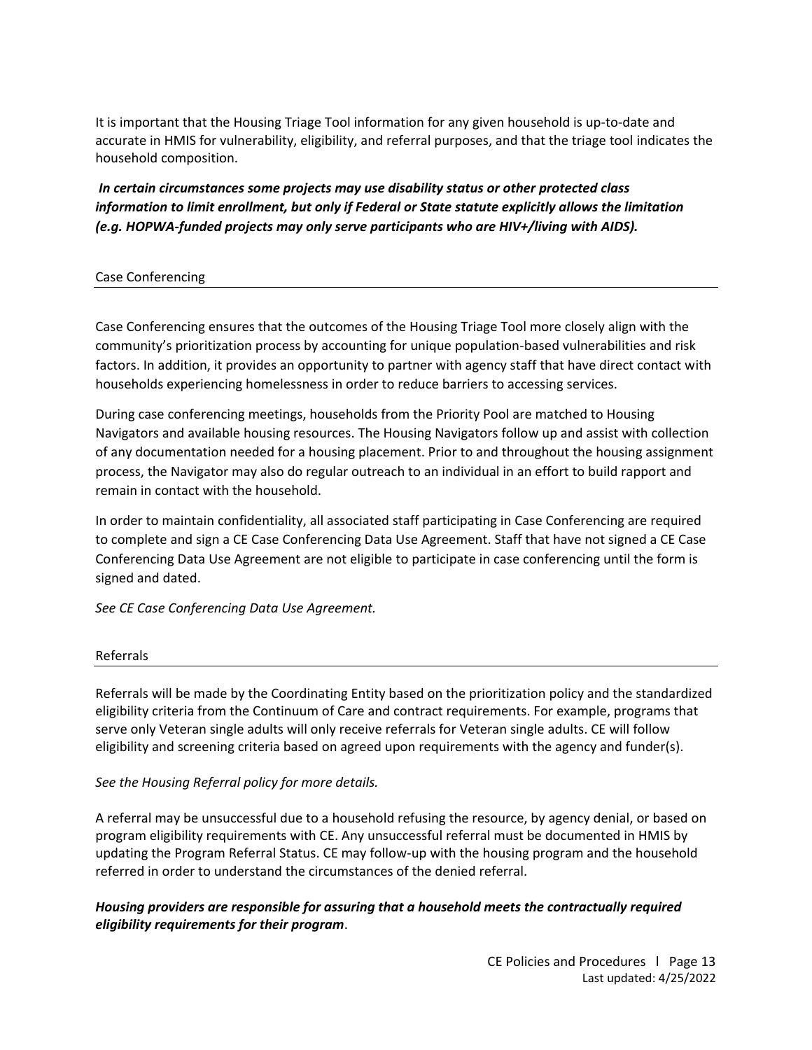It is important that the Housing Triage Tool information for any given household is up-to-date and accurate in HMIS for vulnerability, eligibility, and referral purposes, and that the triage tool indicates the household composition.

***In certain circumstances some projects may use disability status or other protected class information to limit enrollment, but only if Federal or State statute explicitly allows the limitation (e.g. HOPWA-funded projects may only serve participants who are HIV+/living with AIDS).***

## Case Conferencing

Case Conferencing ensures that the outcomes of the Housing Triage Tool more closely align with the community's prioritization process by accounting for unique population-based vulnerabilities and risk factors. In addition, it provides an opportunity to partner with agency staff that have direct contact with households experiencing homelessness in order to reduce barriers to accessing services.

During case conferencing meetings, households from the Priority Pool are matched to Housing Navigators and available housing resources. The Housing Navigators follow up and assist with collection of any documentation needed for a housing placement. Prior to and throughout the housing assignment process, the Navigator may also do regular outreach to an individual in an effort to build rapport and remain in contact with the household.

In order to maintain confidentiality, all associated staff participating in Case Conferencing are required to complete and sign a CE Case Conferencing Data Use Agreement. Staff that have not signed a CE Case Conferencing Data Use Agreement are not eligible to participate in case conferencing until the form is signed and dated.

*See CE Case Conferencing Data Use Agreement.*

## Referrals

Referrals will be made by the Coordinating Entity based on the prioritization policy and the standardized eligibility criteria from the Continuum of Care and contract requirements. For example, programs that serve only Veteran single adults will only receive referrals for Veteran single adults. CE will follow eligibility and screening criteria based on agreed upon requirements with the agency and funder(s).

*See the Housing Referral policy for more details.*

A referral may be unsuccessful due to a household refusing the resource, by agency denial, or based on program eligibility requirements with CE. Any unsuccessful referral must be documented in HMIS by updating the Program Referral Status. CE may follow-up with the housing program and the household referred in order to understand the circumstances of the denied referral.

***Housing providers are responsible for assuring that a household meets the contractually required eligibility requirements for their program***.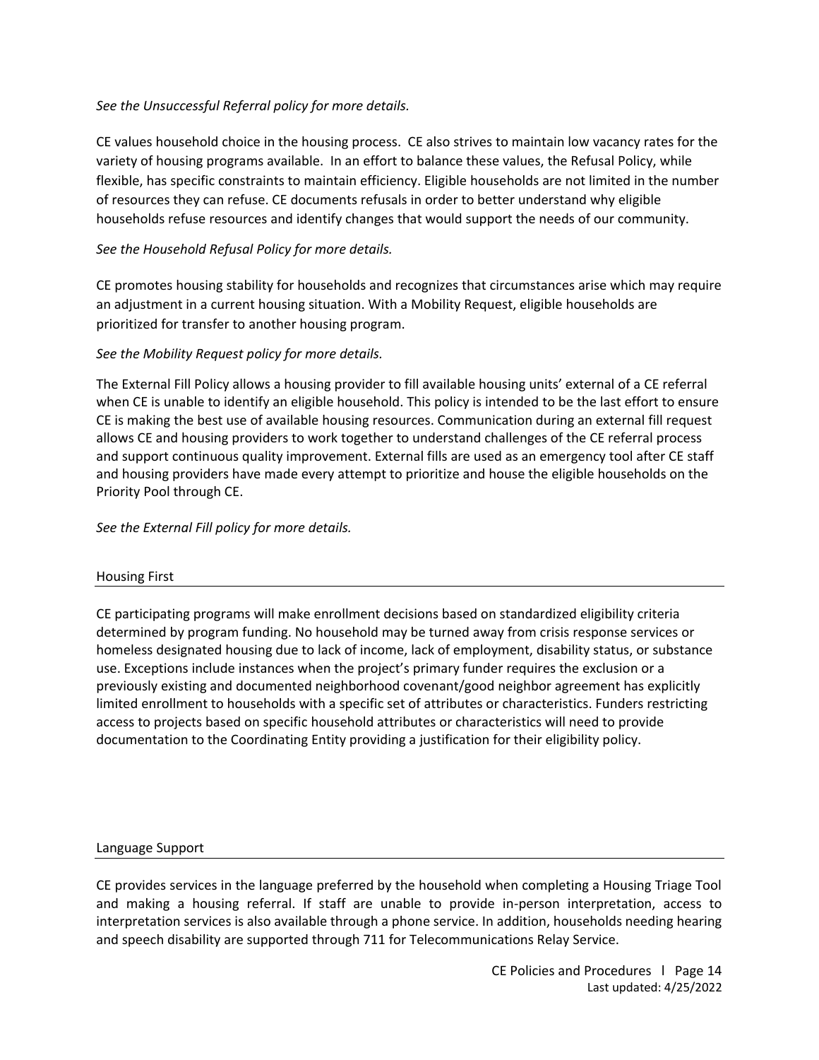*See the Unsuccessful Referral policy for more details.*

CE values household choice in the housing process. CE also strives to maintain low vacancy rates for the variety of housing programs available. In an effort to balance these values, the Refusal Policy, while flexible, has specific constraints to maintain efficiency. Eligible households are not limited in the number of resources they can refuse. CE documents refusals in order to better understand why eligible households refuse resources and identify changes that would support the needs of our community.

*See the Household Refusal Policy for more details.*

CE promotes housing stability for households and recognizes that circumstances arise which may require an adjustment in a current housing situation. With a Mobility Request, eligible households are prioritized for transfer to another housing program.

*See the Mobility Request policy for more details.*

The External Fill Policy allows a housing provider to fill available housing units' external of a CE referral when CE is unable to identify an eligible household. This policy is intended to be the last effort to ensure CE is making the best use of available housing resources. Communication during an external fill request allows CE and housing providers to work together to understand challenges of the CE referral process and support continuous quality improvement. External fills are used as an emergency tool after CE staff and housing providers have made every attempt to prioritize and house the eligible households on the Priority Pool through CE.

*See the External Fill policy for more details.*

## Housing First

CE participating programs will make enrollment decisions based on standardized eligibility criteria determined by program funding. No household may be turned away from crisis response services or homeless designated housing due to lack of income, lack of employment, disability status, or substance use. Exceptions include instances when the project's primary funder requires the exclusion or a previously existing and documented neighborhood covenant/good neighbor agreement has explicitly limited enrollment to households with a specific set of attributes or characteristics. Funders restricting access to projects based on specific household attributes or characteristics will need to provide documentation to the Coordinating Entity providing a justification for their eligibility policy.

## Language Support

CE provides services in the language preferred by the household when completing a Housing Triage Tool and making a housing referral. If staff are unable to provide in-person interpretation, access to interpretation services is also available through a phone service. In addition, households needing hearing and speech disability are supported through 711 for Telecommunications Relay Service.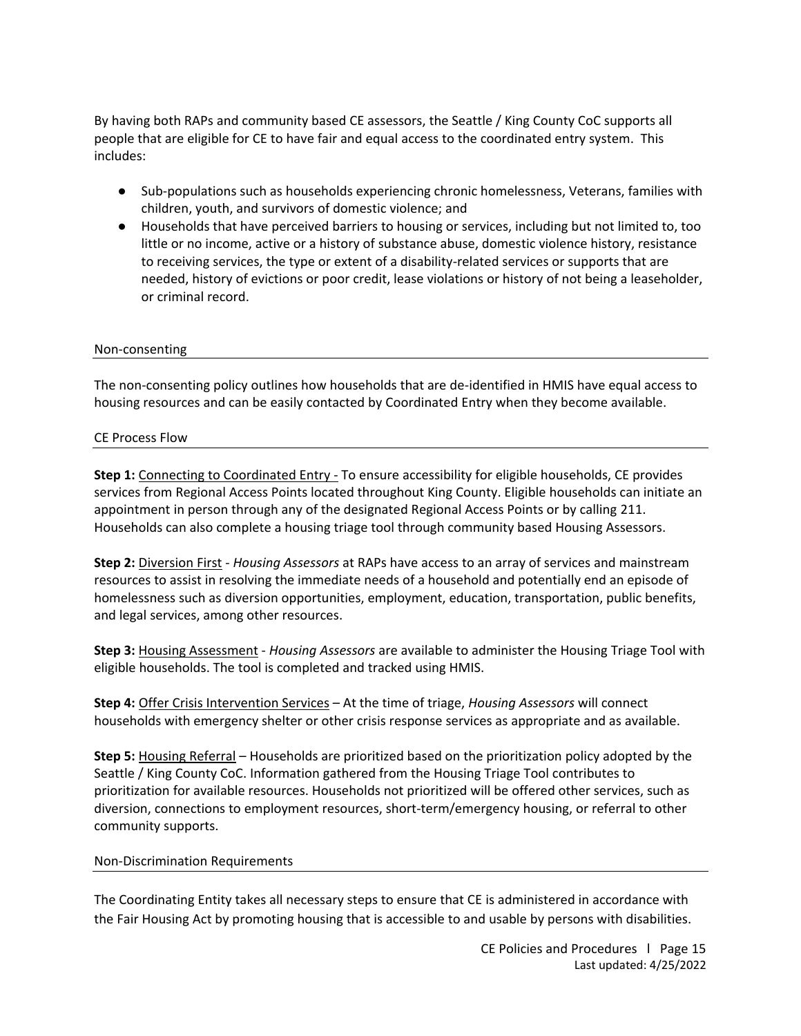By having both RAPs and community based CE assessors, the Seattle / King County CoC supports all people that are eligible for CE to have fair and equal access to the coordinated entry system. This includes:

- Sub-populations such as households experiencing chronic homelessness, Veterans, families with children, youth, and survivors of domestic violence; and
- Households that have perceived barriers to housing or services, including but not limited to, too little or no income, active or a history of substance abuse, domestic violence history, resistance to receiving services, the type or extent of a disability-related services or supports that are needed, history of evictions or poor credit, lease violations or history of not being a leaseholder, or criminal record.

### Non-consenting

The non-consenting policy outlines how households that are de-identified in HMIS have equal access to housing resources and can be easily contacted by Coordinated Entry when they become available.

### CE Process Flow

**Step 1:** Connecting to Coordinated Entry - To ensure accessibility for eligible households, CE provides services from Regional Access Points located throughout King County. Eligible households can initiate an appointment in person through any of the designated Regional Access Points or by calling 211. Households can also complete a housing triage tool through community based Housing Assessors.

**Step 2:** Diversion First - *Housing Assessors* at RAPs have access to an array of services and mainstream resources to assist in resolving the immediate needs of a household and potentially end an episode of homelessness such as diversion opportunities, employment, education, transportation, public benefits, and legal services, among other resources.

**Step 3:** Housing Assessment - *Housing Assessors* are available to administer the Housing Triage Tool with eligible households. The tool is completed and tracked using HMIS.

**Step 4:** Offer Crisis Intervention Services – At the time of triage, *Housing Assessors* will connect households with emergency shelter or other crisis response services as appropriate and as available.

**Step 5:** Housing Referral – Households are prioritized based on the prioritization policy adopted by the Seattle / King County CoC. Information gathered from the Housing Triage Tool contributes to prioritization for available resources. Households not prioritized will be offered other services, such as diversion, connections to employment resources, short-term/emergency housing, or referral to other community supports.

### Non-Discrimination Requirements

The Coordinating Entity takes all necessary steps to ensure that CE is administered in accordance with the Fair Housing Act by promoting housing that is accessible to and usable by persons with disabilities.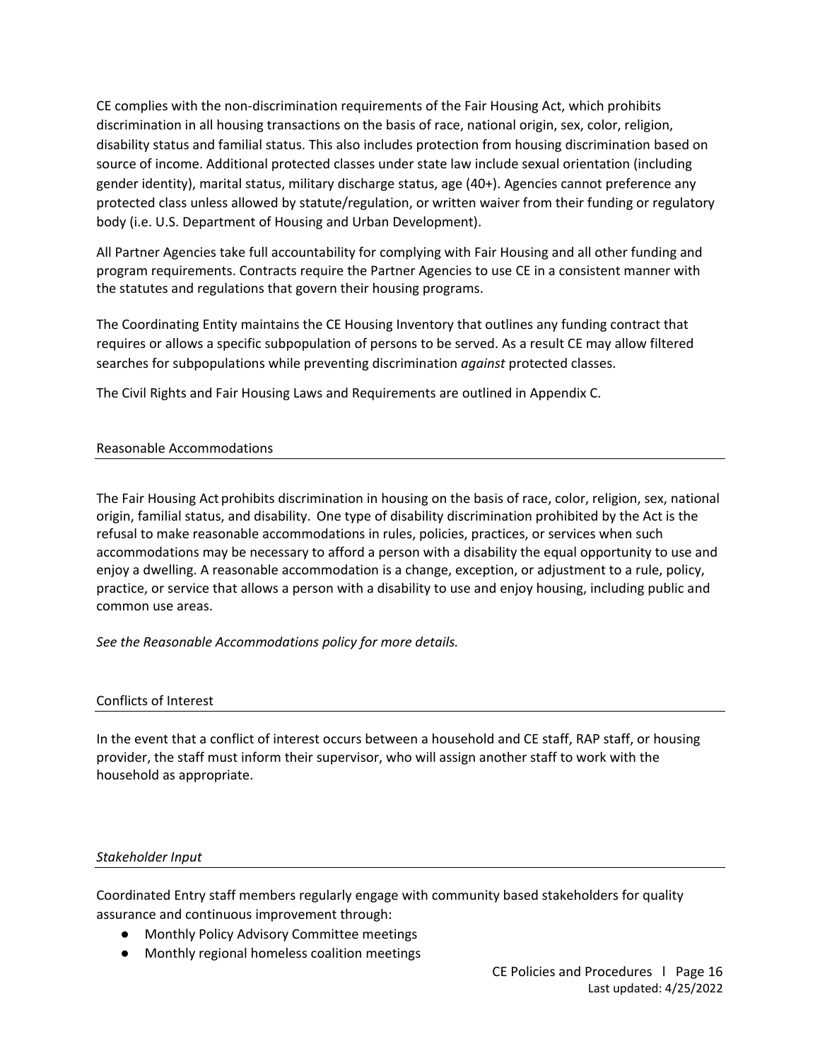CE complies with the non-discrimination requirements of the Fair Housing Act, which prohibits discrimination in all housing transactions on the basis of race, national origin, sex, color, religion, disability status and familial status. This also includes protection from housing discrimination based on source of income. Additional protected classes under state law include sexual orientation (including gender identity), marital status, military discharge status, age (40+). Agencies cannot preference any protected class unless allowed by statute/regulation, or written waiver from their funding or regulatory body (i.e. U.S. Department of Housing and Urban Development).

All Partner Agencies take full accountability for complying with Fair Housing and all other funding and program requirements. Contracts require the Partner Agencies to use CE in a consistent manner with the statutes and regulations that govern their housing programs.

The Coordinating Entity maintains the CE Housing Inventory that outlines any funding contract that requires or allows a specific subpopulation of persons to be served. As a result CE may allow filtered searches for subpopulations while preventing discrimination *against* protected classes.

The Civil Rights and Fair Housing Laws and Requirements are outlined in Appendix C.

## Reasonable Accommodations

The Fair Housing Act prohibits discrimination in housing on the basis of race, color, religion, sex, national origin, familial status, and disability. One type of disability discrimination prohibited by the Act is the refusal to make reasonable accommodations in rules, policies, practices, or services when such accommodations may be necessary to afford a person with a disability the equal opportunity to use and enjoy a dwelling. A reasonable accommodation is a change, exception, or adjustment to a rule, policy, practice, or service that allows a person with a disability to use and enjoy housing, including public and common use areas.

*See the Reasonable Accommodations policy for more details.*

## Conflicts of Interest

In the event that a conflict of interest occurs between a household and CE staff, RAP staff, or housing provider, the staff must inform their supervisor, who will assign another staff to work with the household as appropriate.

## *Stakeholder Input*

Coordinated Entry staff members regularly engage with community based stakeholders for quality assurance and continuous improvement through:

- Monthly Policy Advisory Committee meetings
- Monthly regional homeless coalition meetings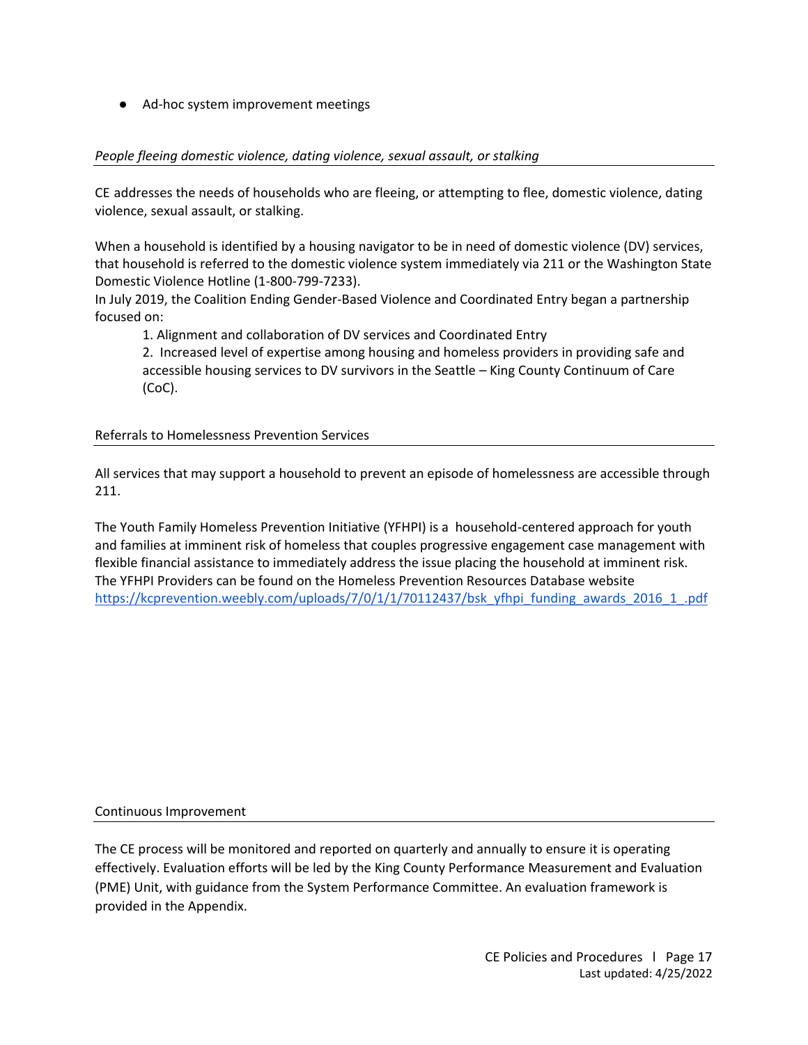- Ad-hoc system improvement meetings

### *People fleeing domestic violence, dating violence, sexual assault, or stalking*

CE addresses the needs of households who are fleeing, or attempting to flee, domestic violence, dating violence, sexual assault, or stalking.

When a household is identified by a housing navigator to be in need of domestic violence (DV) services, that household is referred to the domestic violence system immediately via 211 or the Washington State Domestic Violence Hotline (1-800-799-7233).
In July 2019, the Coalition Ending Gender-Based Violence and Coordinated Entry began a partnership focused on:

1. Alignment and collaboration of DV services and Coordinated Entry
2. Increased level of expertise among housing and homeless providers in providing safe and accessible housing services to DV survivors in the Seattle – King County Continuum of Care (CoC).

### Referrals to Homelessness Prevention Services

All services that may support a household to prevent an episode of homelessness are accessible through 211.

The Youth Family Homeless Prevention Initiative (YFHPI) is a household-centered approach for youth and families at imminent risk of homeless that couples progressive engagement case management with flexible financial assistance to immediately address the issue placing the household at imminent risk. The YFHPI Providers can be found on the Homeless Prevention Resources Database website https://kcprevention.weebly.com/uploads/7/0/1/1/70112437/bsk_yfhpi_funding_awards_2016_1_.pdf

### Continuous Improvement

The CE process will be monitored and reported on quarterly and annually to ensure it is operating effectively. Evaluation efforts will be led by the King County Performance Measurement and Evaluation (PME) Unit, with guidance from the System Performance Committee. An evaluation framework is provided in the Appendix.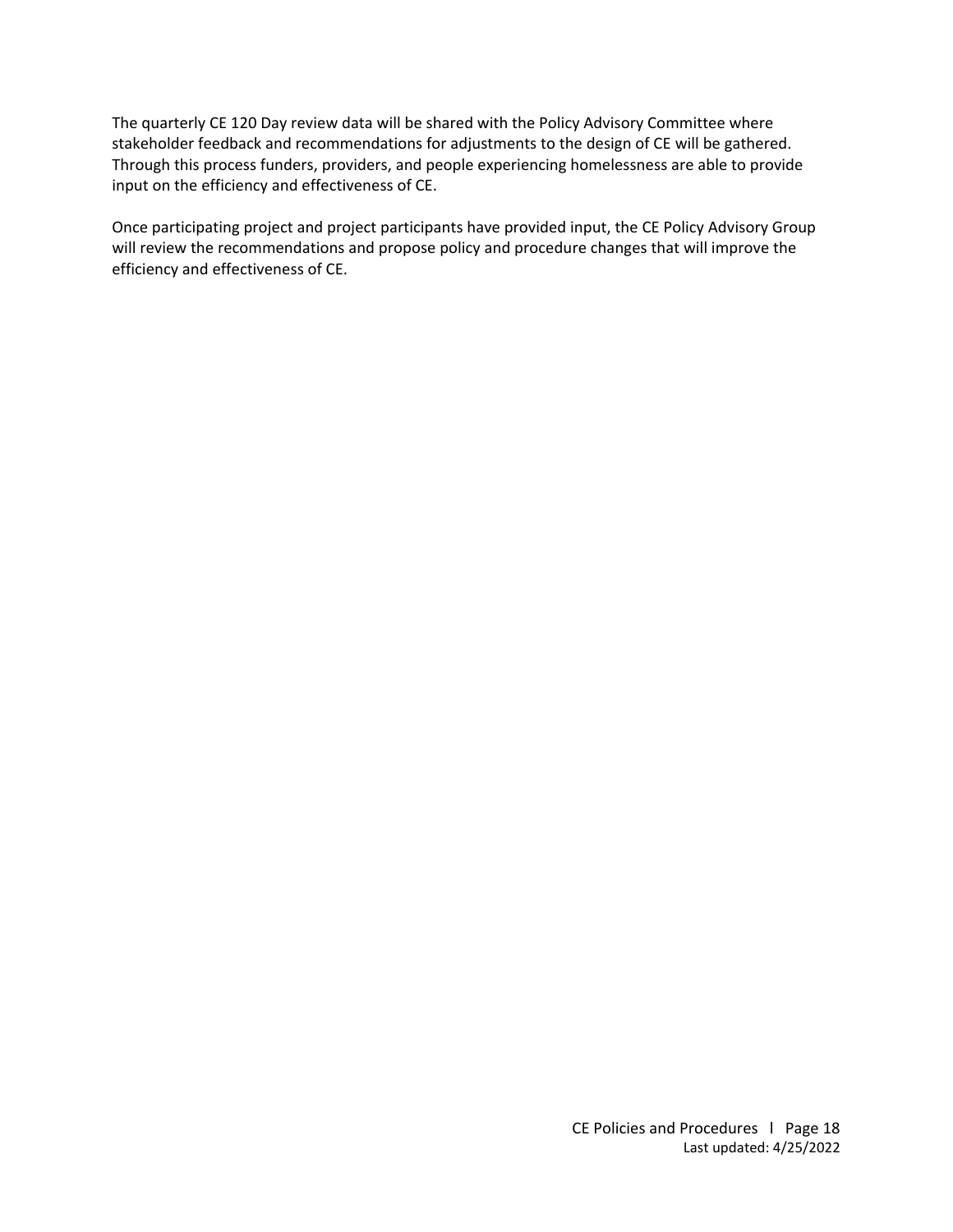The quarterly CE 120 Day review data will be shared with the Policy Advisory Committee where stakeholder feedback and recommendations for adjustments to the design of CE will be gathered. Through this process funders, providers, and people experiencing homelessness are able to provide input on the efficiency and effectiveness of CE.

Once participating project and project participants have provided input, the CE Policy Advisory Group will review the recommendations and propose policy and procedure changes that will improve the efficiency and effectiveness of CE.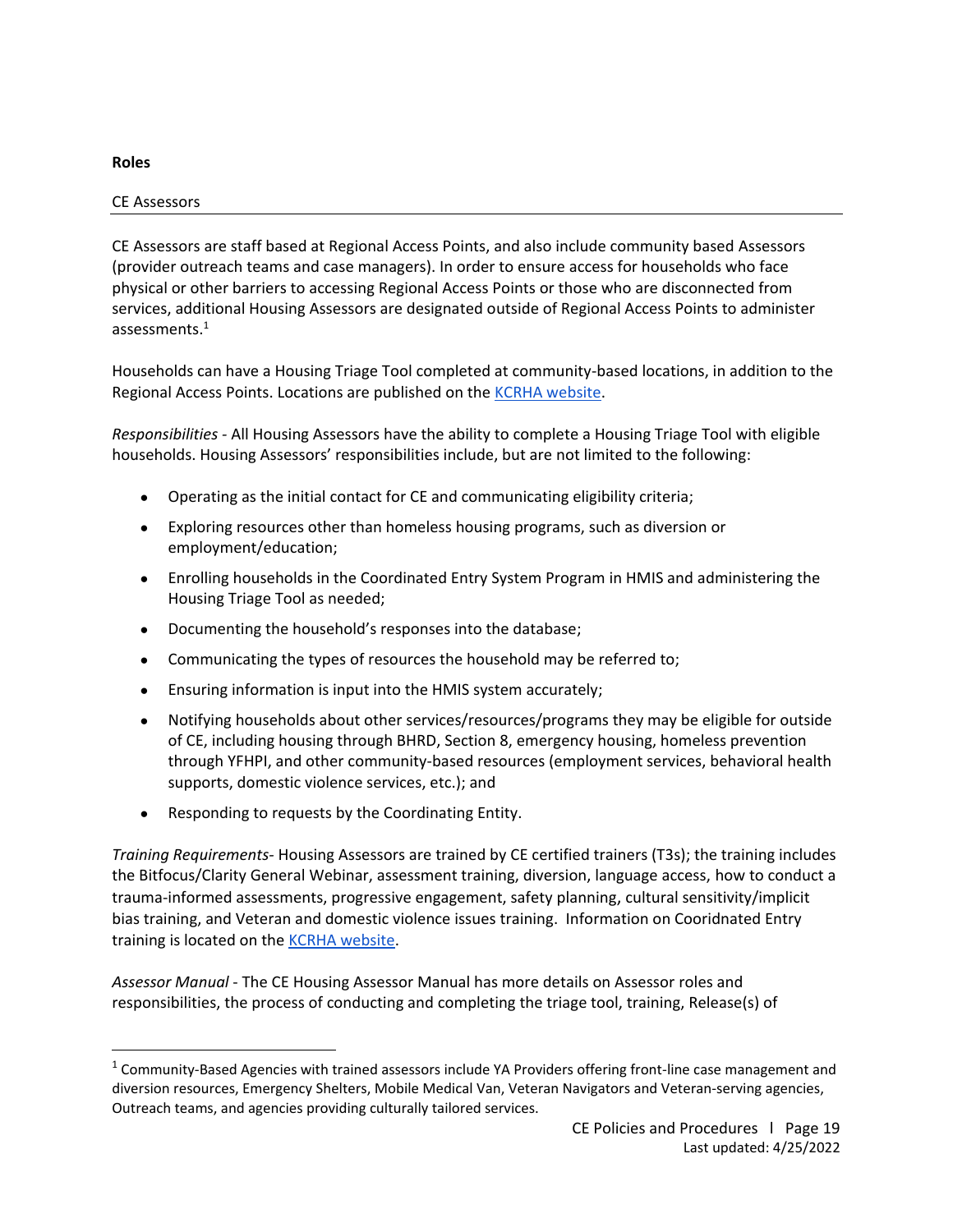**Roles**

CE Assessors

CE Assessors are staff based at Regional Access Points, and also include community based Assessors (provider outreach teams and case managers). In order to ensure access for households who face physical or other barriers to accessing Regional Access Points or those who are disconnected from services, additional Housing Assessors are designated outside of Regional Access Points to administer assessments.[1]

Households can have a Housing Triage Tool completed at community-based locations, in addition to the Regional Access Points. Locations are published on the KCRHA website.

*Responsibilities* - All Housing Assessors have the ability to complete a Housing Triage Tool with eligible households. Housing Assessors' responsibilities include, but are not limited to the following:

- Operating as the initial contact for CE and communicating eligibility criteria;
- Exploring resources other than homeless housing programs, such as diversion or employment/education;
- Enrolling households in the Coordinated Entry System Program in HMIS and administering the Housing Triage Tool as needed;
- Documenting the household's responses into the database;
- Communicating the types of resources the household may be referred to;
- Ensuring information is input into the HMIS system accurately;
- Notifying households about other services/resources/programs they may be eligible for outside of CE, including housing through BHRD, Section 8, emergency housing, homeless prevention through YFHPI, and other community-based resources (employment services, behavioral health supports, domestic violence services, etc.); and
- Responding to requests by the Coordinating Entity.

*Training Requirements*- Housing Assessors are trained by CE certified trainers (T3s); the training includes the Bitfocus/Clarity General Webinar, assessment training, diversion, language access, how to conduct a trauma-informed assessments, progressive engagement, safety planning, cultural sensitivity/implicit bias training, and Veteran and domestic violence issues training. Information on Cooridnated Entry training is located on the KCRHA website.

*Assessor Manual* - The CE Housing Assessor Manual has more details on Assessor roles and responsibilities, the process of conducting and completing the triage tool, training, Release(s) of

---

[1] Community-Based Agencies with trained assessors include YA Providers offering front-line case management and diversion resources, Emergency Shelters, Mobile Medical Van, Veteran Navigators and Veteran-serving agencies, Outreach teams, and agencies providing culturally tailored services.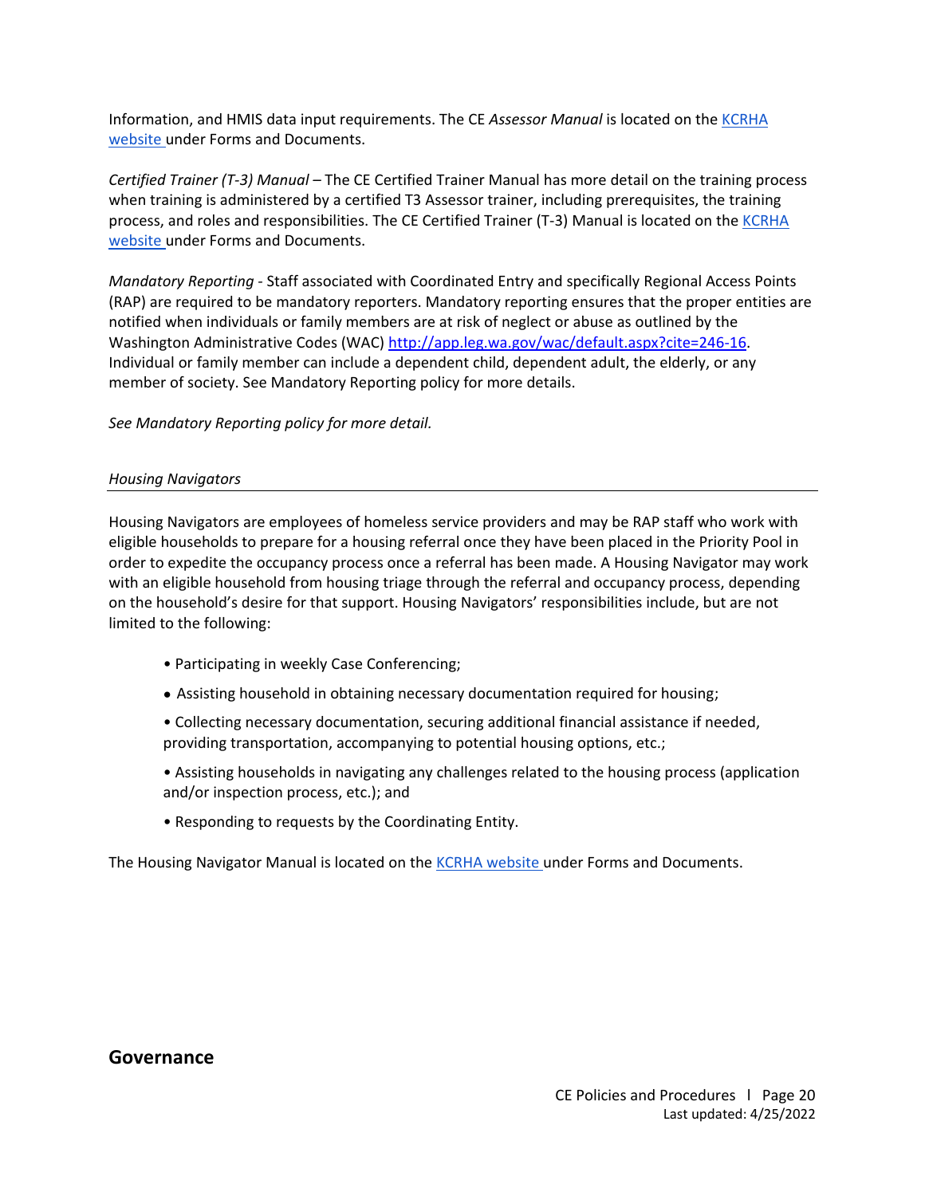Information, and HMIS data input requirements. The CE *Assessor Manual* is located on the [KCRHA website](#) under Forms and Documents.

*Certified Trainer (T-3) Manual* – The CE Certified Trainer Manual has more detail on the training process when training is administered by a certified T3 Assessor trainer, including prerequisites, the training process, and roles and responsibilities. The CE Certified Trainer (T-3) Manual is located on the [KCRHA website](#) under Forms and Documents.

*Mandatory Reporting* - Staff associated with Coordinated Entry and specifically Regional Access Points (RAP) are required to be mandatory reporters. Mandatory reporting ensures that the proper entities are notified when individuals or family members are at risk of neglect or abuse as outlined by the Washington Administrative Codes (WAC) http://app.leg.wa.gov/wac/default.aspx?cite=246-16. Individual or family member can include a dependent child, dependent adult, the elderly, or any member of society. See Mandatory Reporting policy for more details.

*See Mandatory Reporting policy for more detail.*

### *Housing Navigators*

Housing Navigators are employees of homeless service providers and may be RAP staff who work with eligible households to prepare for a housing referral once they have been placed in the Priority Pool in order to expedite the occupancy process once a referral has been made. A Housing Navigator may work with an eligible household from housing triage through the referral and occupancy process, depending on the household's desire for that support. Housing Navigators' responsibilities include, but are not limited to the following:

- Participating in weekly Case Conferencing;
- Assisting household in obtaining necessary documentation required for housing;
- Collecting necessary documentation, securing additional financial assistance if needed, providing transportation, accompanying to potential housing options, etc.;
- Assisting households in navigating any challenges related to the housing process (application and/or inspection process, etc.); and
- Responding to requests by the Coordinating Entity.

The Housing Navigator Manual is located on the [KCRHA website](#) under Forms and Documents.

## Governance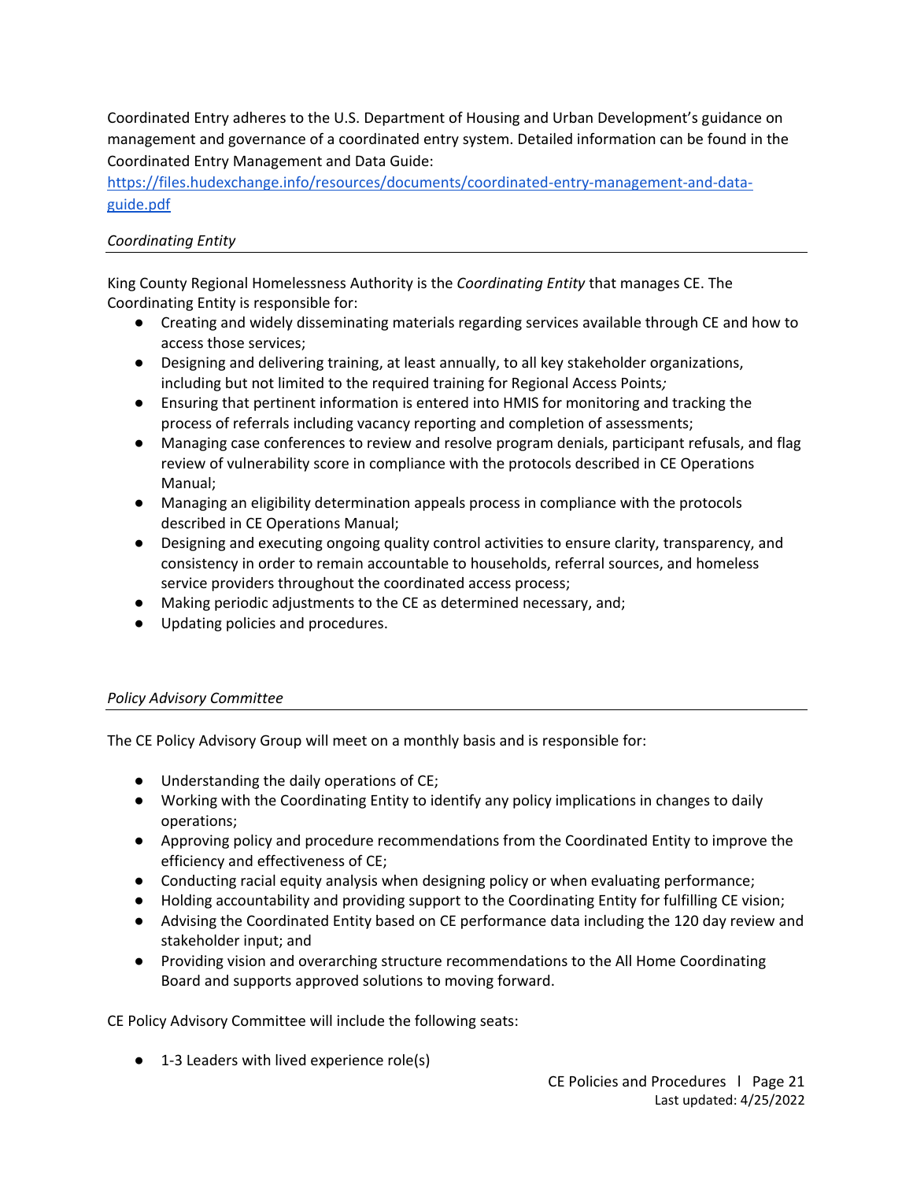Coordinated Entry adheres to the U.S. Department of Housing and Urban Development's guidance on management and governance of a coordinated entry system. Detailed information can be found in the Coordinated Entry Management and Data Guide: [https://files.hudexchange.info/resources/documents/coordinated-entry-management-and-data-guide.pdf](https://files.hudexchange.info/resources/documents/coordinated-entry-management-and-data-guide.pdf)

### *Coordinating Entity*

King County Regional Homelessness Authority is the *Coordinating Entity* that manages CE. The Coordinating Entity is responsible for:

- Creating and widely disseminating materials regarding services available through CE and how to access those services;
- Designing and delivering training, at least annually, to all key stakeholder organizations, including but not limited to the required training for Regional Access Points*;*
- Ensuring that pertinent information is entered into HMIS for monitoring and tracking the process of referrals including vacancy reporting and completion of assessments;
- Managing case conferences to review and resolve program denials, participant refusals, and flag review of vulnerability score in compliance with the protocols described in CE Operations Manual;
- Managing an eligibility determination appeals process in compliance with the protocols described in CE Operations Manual;
- Designing and executing ongoing quality control activities to ensure clarity, transparency, and consistency in order to remain accountable to households, referral sources, and homeless service providers throughout the coordinated access process;
- Making periodic adjustments to the CE as determined necessary, and;
- Updating policies and procedures.

### *Policy Advisory Committee*

The CE Policy Advisory Group will meet on a monthly basis and is responsible for:

- Understanding the daily operations of CE;
- Working with the Coordinating Entity to identify any policy implications in changes to daily operations;
- Approving policy and procedure recommendations from the Coordinated Entity to improve the efficiency and effectiveness of CE;
- Conducting racial equity analysis when designing policy or when evaluating performance;
- Holding accountability and providing support to the Coordinating Entity for fulfilling CE vision;
- Advising the Coordinated Entity based on CE performance data including the 120 day review and stakeholder input; and
- Providing vision and overarching structure recommendations to the All Home Coordinating Board and supports approved solutions to moving forward.

CE Policy Advisory Committee will include the following seats:

- 1-3 Leaders with lived experience role(s)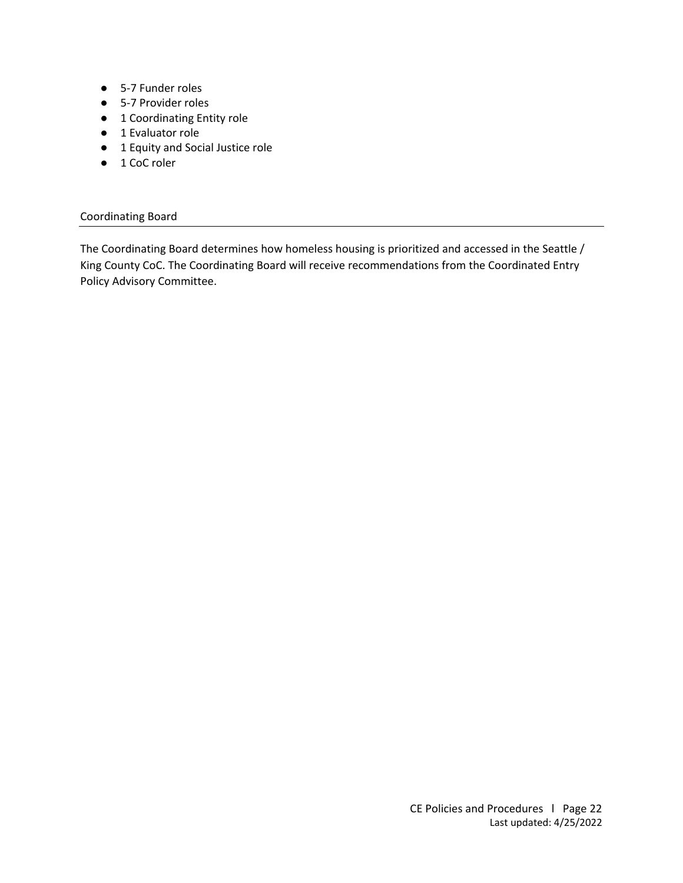- 5-7 Funder roles
- 5-7 Provider roles
- 1 Coordinating Entity role
- 1 Evaluator role
- 1 Equity and Social Justice role
- 1 CoC roler

### Coordinating Board

The Coordinating Board determines how homeless housing is prioritized and accessed in the Seattle / King County CoC. The Coordinating Board will receive recommendations from the Coordinated Entry Policy Advisory Committee.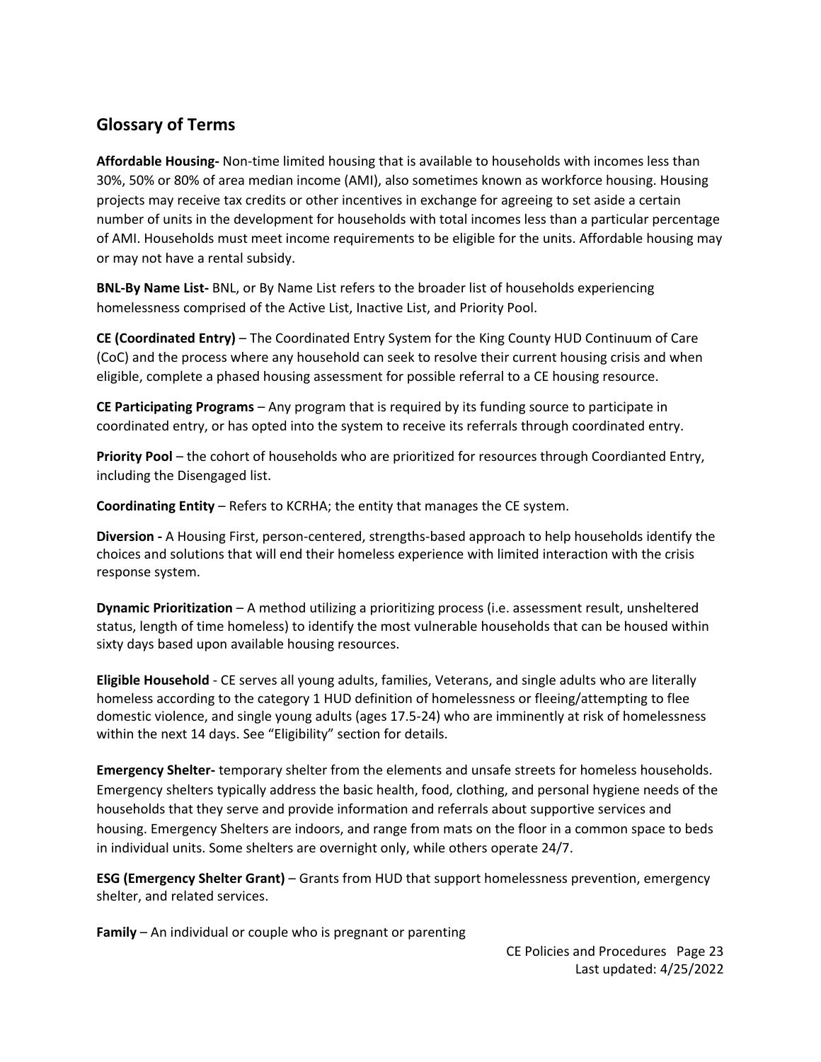## Glossary of Terms

**Affordable Housing-** Non-time limited housing that is available to households with incomes less than 30%, 50% or 80% of area median income (AMI), also sometimes known as workforce housing. Housing projects may receive tax credits or other incentives in exchange for agreeing to set aside a certain number of units in the development for households with total incomes less than a particular percentage of AMI. Households must meet income requirements to be eligible for the units. Affordable housing may or may not have a rental subsidy.

**BNL-By Name List-** BNL, or By Name List refers to the broader list of households experiencing homelessness comprised of the Active List, Inactive List, and Priority Pool.

**CE (Coordinated Entry)** – The Coordinated Entry System for the King County HUD Continuum of Care (CoC) and the process where any household can seek to resolve their current housing crisis and when eligible, complete a phased housing assessment for possible referral to a CE housing resource.

**CE Participating Programs** – Any program that is required by its funding source to participate in coordinated entry, or has opted into the system to receive its referrals through coordinated entry.

**Priority Pool** – the cohort of households who are prioritized for resources through Coordianted Entry, including the Disengaged list.

**Coordinating Entity** – Refers to KCRHA; the entity that manages the CE system.

**Diversion -** A Housing First, person-centered, strengths-based approach to help households identify the choices and solutions that will end their homeless experience with limited interaction with the crisis response system.

**Dynamic Prioritization** – A method utilizing a prioritizing process (i.e. assessment result, unsheltered status, length of time homeless) to identify the most vulnerable households that can be housed within sixty days based upon available housing resources.

**Eligible Household** - CE serves all young adults, families, Veterans, and single adults who are literally homeless according to the category 1 HUD definition of homelessness or fleeing/attempting to flee domestic violence, and single young adults (ages 17.5-24) who are imminently at risk of homelessness within the next 14 days. See "Eligibility" section for details.

**Emergency Shelter-** temporary shelter from the elements and unsafe streets for homeless households. Emergency shelters typically address the basic health, food, clothing, and personal hygiene needs of the households that they serve and provide information and referrals about supportive services and housing. Emergency Shelters are indoors, and range from mats on the floor in a common space to beds in individual units. Some shelters are overnight only, while others operate 24/7.

**ESG (Emergency Shelter Grant)** – Grants from HUD that support homelessness prevention, emergency shelter, and related services.

**Family** – An individual or couple who is pregnant or parenting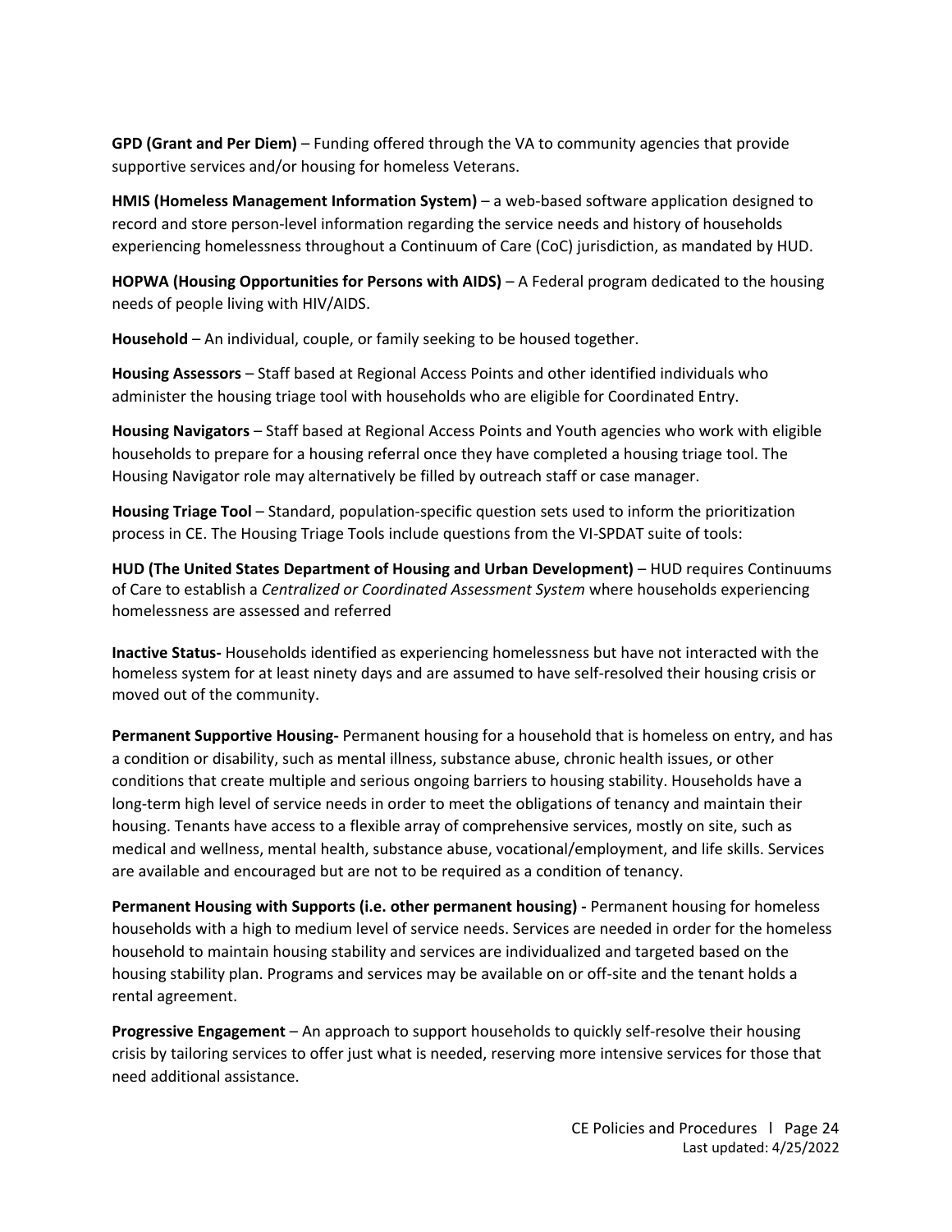**GPD (Grant and Per Diem)** – Funding offered through the VA to community agencies that provide supportive services and/or housing for homeless Veterans.

**HMIS (Homeless Management Information System)** – a web-based software application designed to record and store person-level information regarding the service needs and history of households experiencing homelessness throughout a Continuum of Care (CoC) jurisdiction, as mandated by HUD.

**HOPWA (Housing Opportunities for Persons with AIDS)** – A Federal program dedicated to the housing needs of people living with HIV/AIDS.

**Household** – An individual, couple, or family seeking to be housed together.

**Housing Assessors** – Staff based at Regional Access Points and other identified individuals who administer the housing triage tool with households who are eligible for Coordinated Entry.

**Housing Navigators** – Staff based at Regional Access Points and Youth agencies who work with eligible households to prepare for a housing referral once they have completed a housing triage tool. The Housing Navigator role may alternatively be filled by outreach staff or case manager.

**Housing Triage Tool** – Standard, population-specific question sets used to inform the prioritization process in CE. The Housing Triage Tools include questions from the VI-SPDAT suite of tools:

**HUD (The United States Department of Housing and Urban Development)** – HUD requires Continuums of Care to establish a *Centralized or Coordinated Assessment System* where households experiencing homelessness are assessed and referred

**Inactive Status-** Households identified as experiencing homelessness but have not interacted with the homeless system for at least ninety days and are assumed to have self-resolved their housing crisis or moved out of the community.

**Permanent Supportive Housing-** Permanent housing for a household that is homeless on entry, and has a condition or disability, such as mental illness, substance abuse, chronic health issues, or other conditions that create multiple and serious ongoing barriers to housing stability. Households have a long-term high level of service needs in order to meet the obligations of tenancy and maintain their housing. Tenants have access to a flexible array of comprehensive services, mostly on site, such as medical and wellness, mental health, substance abuse, vocational/employment, and life skills. Services are available and encouraged but are not to be required as a condition of tenancy.

**Permanent Housing with Supports (i.e. other permanent housing) -** Permanent housing for homeless households with a high to medium level of service needs. Services are needed in order for the homeless household to maintain housing stability and services are individualized and targeted based on the housing stability plan. Programs and services may be available on or off-site and the tenant holds a rental agreement.

**Progressive Engagement** – An approach to support households to quickly self-resolve their housing crisis by tailoring services to offer just what is needed, reserving more intensive services for those that need additional assistance.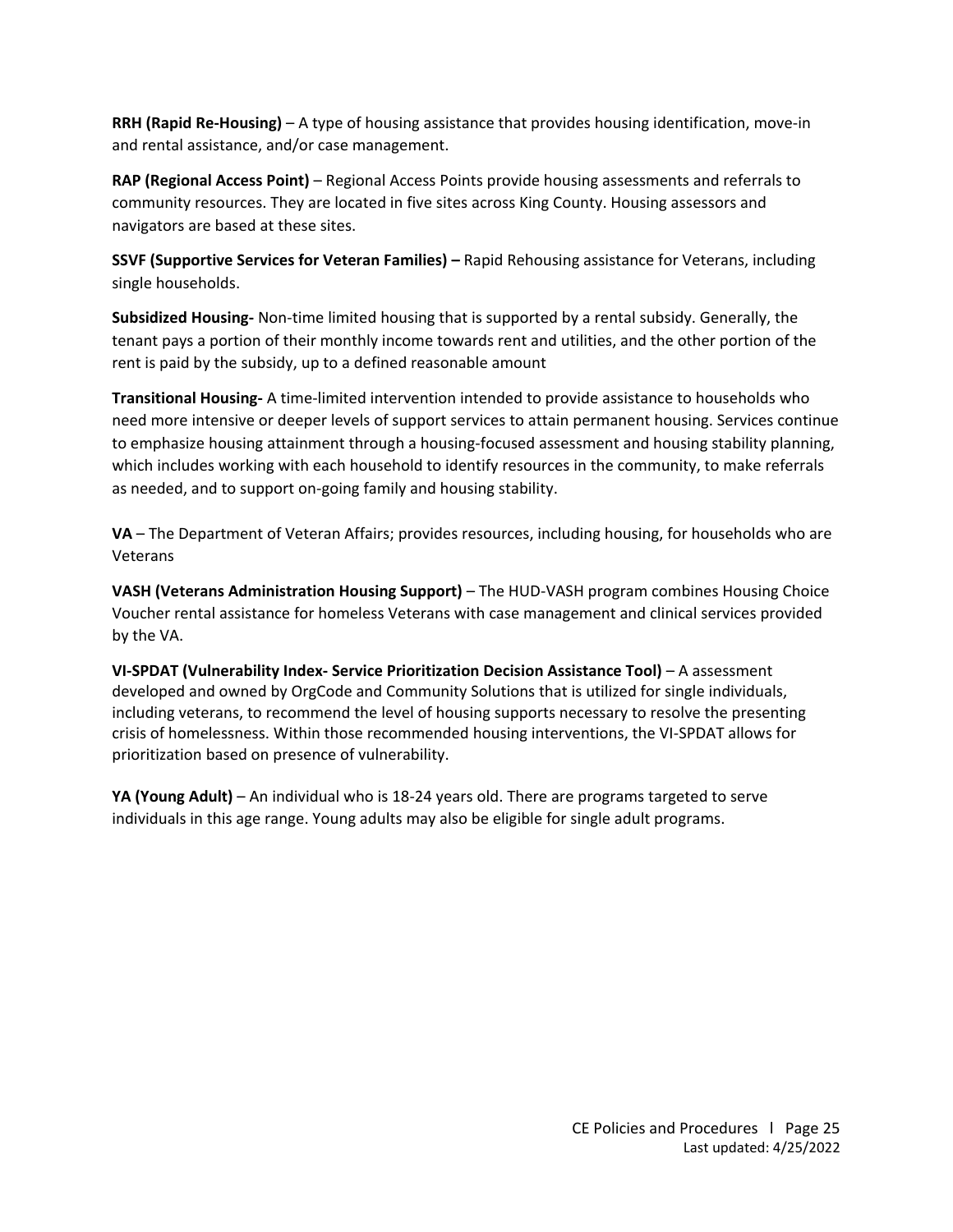**RRH (Rapid Re-Housing)** – A type of housing assistance that provides housing identification, move-in and rental assistance, and/or case management.

**RAP (Regional Access Point)** – Regional Access Points provide housing assessments and referrals to community resources. They are located in five sites across King County. Housing assessors and navigators are based at these sites.

**SSVF (Supportive Services for Veteran Families) –** Rapid Rehousing assistance for Veterans, including single households.

**Subsidized Housing-** Non-time limited housing that is supported by a rental subsidy. Generally, the tenant pays a portion of their monthly income towards rent and utilities, and the other portion of the rent is paid by the subsidy, up to a defined reasonable amount

**Transitional Housing-** A time-limited intervention intended to provide assistance to households who need more intensive or deeper levels of support services to attain permanent housing. Services continue to emphasize housing attainment through a housing-focused assessment and housing stability planning, which includes working with each household to identify resources in the community, to make referrals as needed, and to support on-going family and housing stability.

**VA** – The Department of Veteran Affairs; provides resources, including housing, for households who are Veterans

**VASH (Veterans Administration Housing Support)** – The HUD-VASH program combines Housing Choice Voucher rental assistance for homeless Veterans with case management and clinical services provided by the VA.

**VI-SPDAT (Vulnerability Index- Service Prioritization Decision Assistance Tool)** – A assessment developed and owned by OrgCode and Community Solutions that is utilized for single individuals, including veterans, to recommend the level of housing supports necessary to resolve the presenting crisis of homelessness. Within those recommended housing interventions, the VI-SPDAT allows for prioritization based on presence of vulnerability.

**YA (Young Adult)** – An individual who is 18-24 years old. There are programs targeted to serve individuals in this age range. Young adults may also be eligible for single adult programs.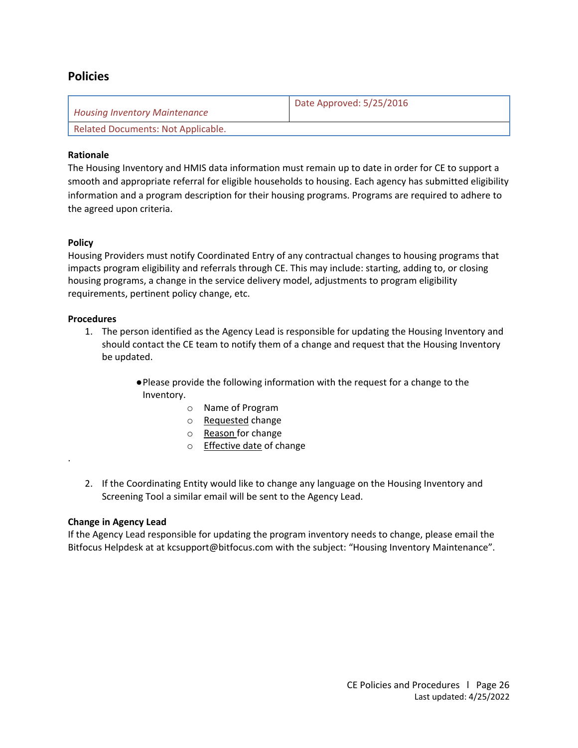## Policies

| *Housing Inventory Maintenance* | Date Approved: 5/25/2016 |
|---|---|
| Related Documents: Not Applicable. | |

**Rationale**
The Housing Inventory and HMIS data information must remain up to date in order for CE to support a smooth and appropriate referral for eligible households to housing. Each agency has submitted eligibility information and a program description for their housing programs. Programs are required to adhere to the agreed upon criteria.

**Policy**
Housing Providers must notify Coordinated Entry of any contractual changes to housing programs that impacts program eligibility and referrals through CE. This may include: starting, adding to, or closing housing programs, a change in the service delivery model, adjustments to program eligibility requirements, pertinent policy change, etc.

**Procedures**

1. The person identified as the Agency Lead is responsible for updating the Housing Inventory and should contact the CE team to notify them of a change and request that the Housing Inventory be updated.
   - Please provide the following information with the request for a change to the Inventory.
     - Name of Program
     - Requested change
     - Reason for change
     - Effective date of change

.

2. If the Coordinating Entity would like to change any language on the Housing Inventory and Screening Tool a similar email will be sent to the Agency Lead.

**Change in Agency Lead**
If the Agency Lead responsible for updating the program inventory needs to change, please email the Bitfocus Helpdesk at at kcsupport@bitfocus.com with the subject: “Housing Inventory Maintenance”.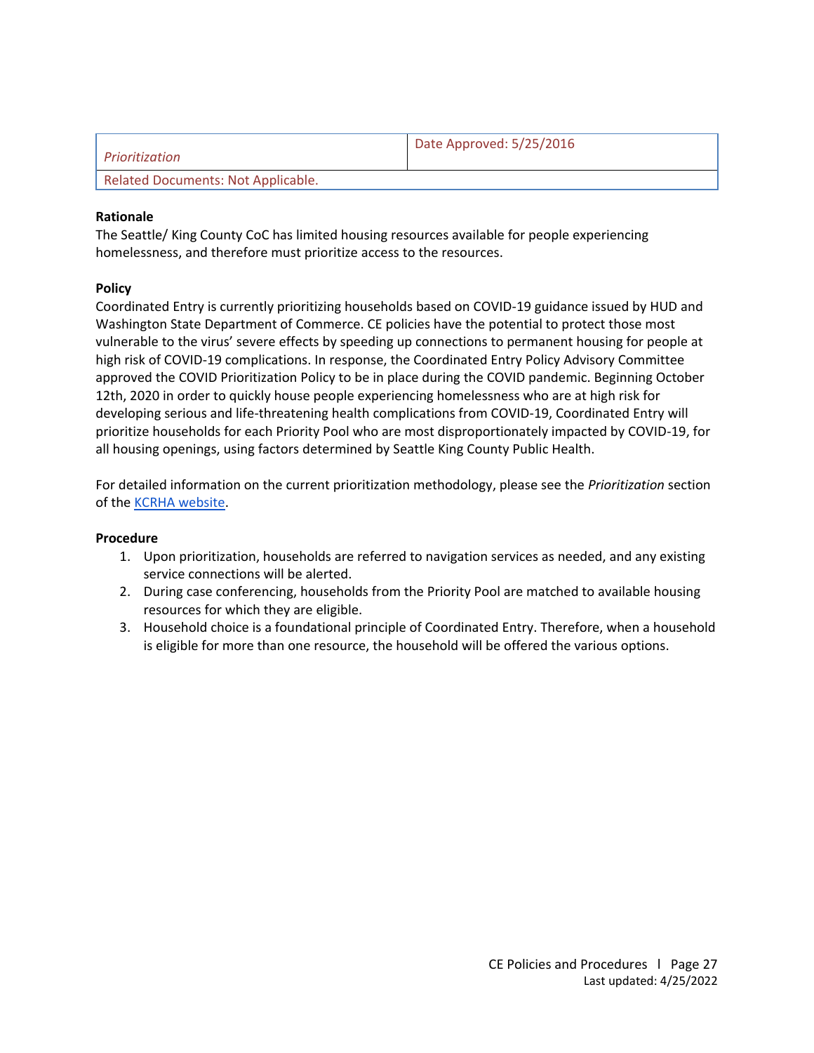| *Prioritization* | Date Approved: 5/25/2016 |
| --- | --- |
| Related Documents: Not Applicable. | |

**Rationale**

The Seattle/ King County CoC has limited housing resources available for people experiencing homelessness, and therefore must prioritize access to the resources.

**Policy**

Coordinated Entry is currently prioritizing households based on COVID-19 guidance issued by HUD and Washington State Department of Commerce. CE policies have the potential to protect those most vulnerable to the virus' severe effects by speeding up connections to permanent housing for people at high risk of COVID-19 complications. In response, the Coordinated Entry Policy Advisory Committee approved the COVID Prioritization Policy to be in place during the COVID pandemic. Beginning October 12th, 2020 in order to quickly house people experiencing homelessness who are at high risk for developing serious and life-threatening health complications from COVID-19, Coordinated Entry will prioritize households for each Priority Pool who are most disproportionately impacted by COVID-19, for all housing openings, using factors determined by Seattle King County Public Health.

For detailed information on the current prioritization methodology, please see the *Prioritization* section of the KCRHA website.

**Procedure**

1. Upon prioritization, households are referred to navigation services as needed, and any existing service connections will be alerted.
2. During case conferencing, households from the Priority Pool are matched to available housing resources for which they are eligible.
3. Household choice is a foundational principle of Coordinated Entry. Therefore, when a household is eligible for more than one resource, the household will be offered the various options.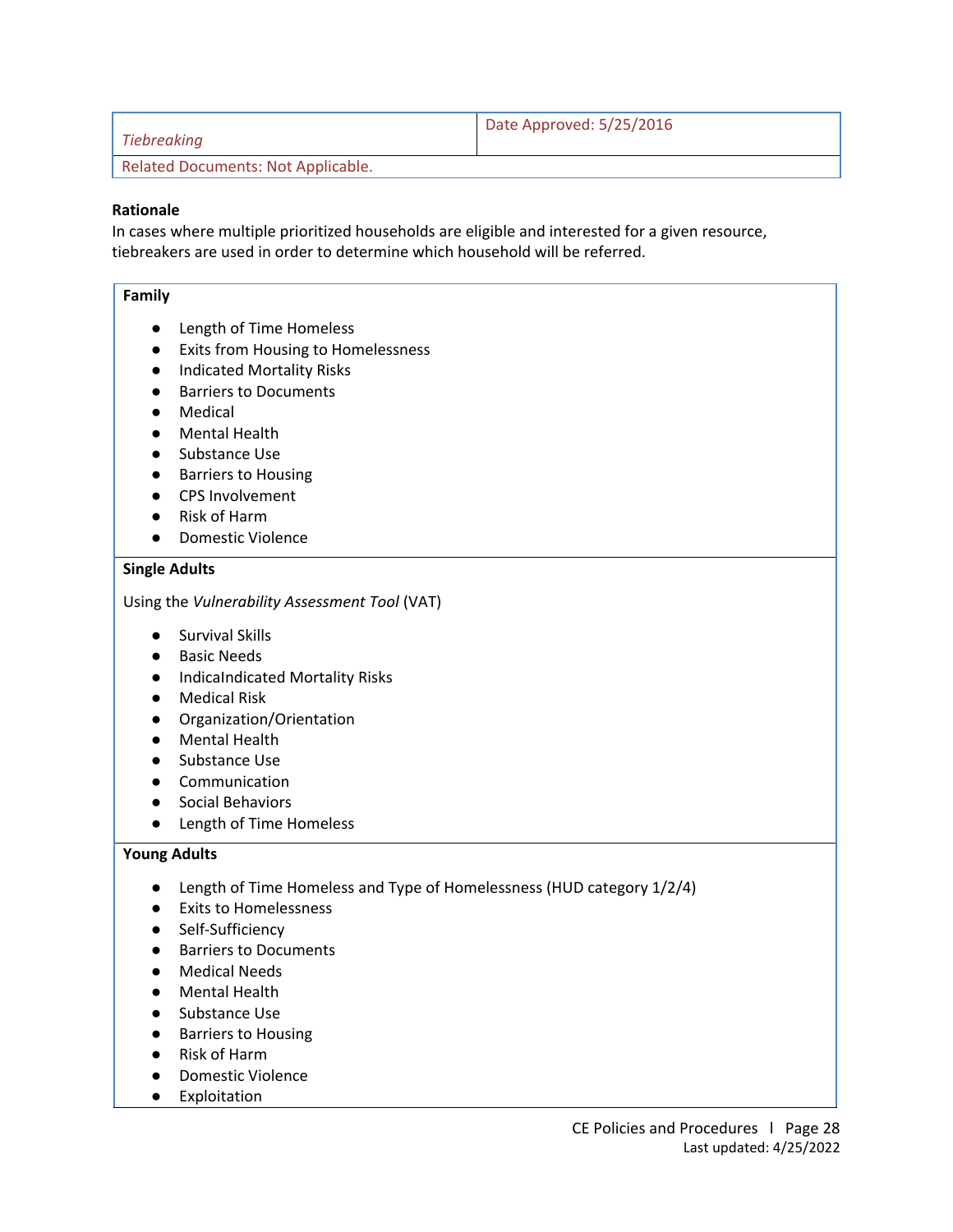| *Tiebreaking* | Date Approved: 5/25/2016 |
| --- | --- |
| Related Documents: Not Applicable. | |

**Rationale**
In cases where multiple prioritized households are eligible and interested for a given resource, tiebreakers are used in order to determine which household will be referred.

**Family**

- Length of Time Homeless
- Exits from Housing to Homelessness
- Indicated Mortality Risks
- Barriers to Documents
- Medical
- Mental Health
- Substance Use
- Barriers to Housing
- CPS Involvement
- Risk of Harm
- Domestic Violence

**Single Adults**

Using the *Vulnerability Assessment Tool* (VAT)

- Survival Skills
- Basic Needs
- IndicaIndicated Mortality Risks
- Medical Risk
- Organization/Orientation
- Mental Health
- Substance Use
- Communication
- Social Behaviors
- Length of Time Homeless

**Young Adults**

- Length of Time Homeless and Type of Homelessness (HUD category 1/2/4)
- Exits to Homelessness
- Self-Sufficiency
- Barriers to Documents
- Medical Needs
- Mental Health
- Substance Use
- Barriers to Housing
- Risk of Harm
- Domestic Violence
- Exploitation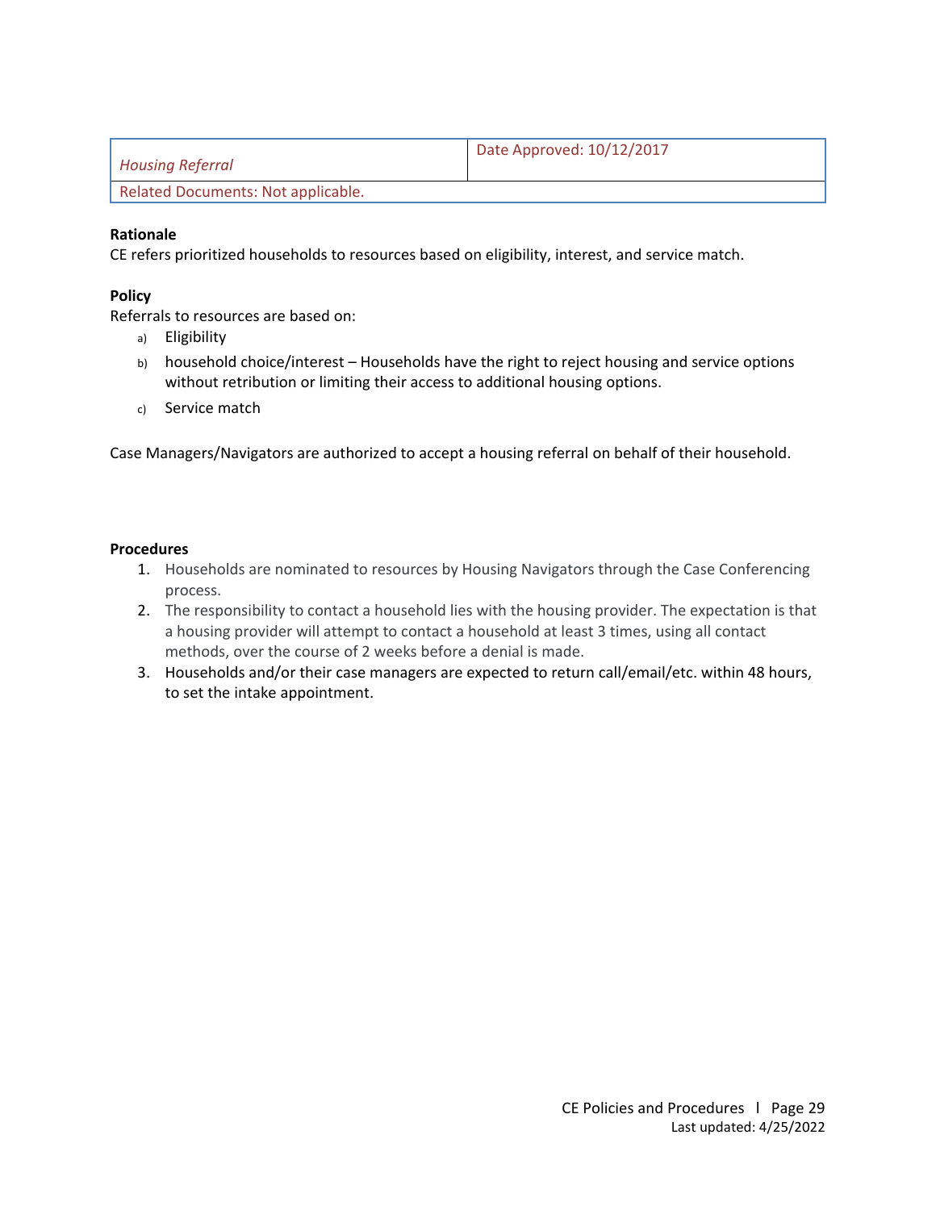| *Housing Referral* | Date Approved: 10/12/2017 |
| --- | --- |
| Related Documents: Not applicable. | |

**Rationale**

CE refers prioritized households to resources based on eligibility, interest, and service match.

**Policy**

Referrals to resources are based on:

a) Eligibility

b) household choice/interest – Households have the right to reject housing and service options without retribution or limiting their access to additional housing options.

c) Service match

Case Managers/Navigators are authorized to accept a housing referral on behalf of their household.

**Procedures**

1. Households are nominated to resources by Housing Navigators through the Case Conferencing process.
2. The responsibility to contact a household lies with the housing provider. The expectation is that a housing provider will attempt to contact a household at least 3 times, using all contact methods, over the course of 2 weeks before a denial is made.
3. Households and/or their case managers are expected to return call/email/etc. within 48 hours, to set the intake appointment.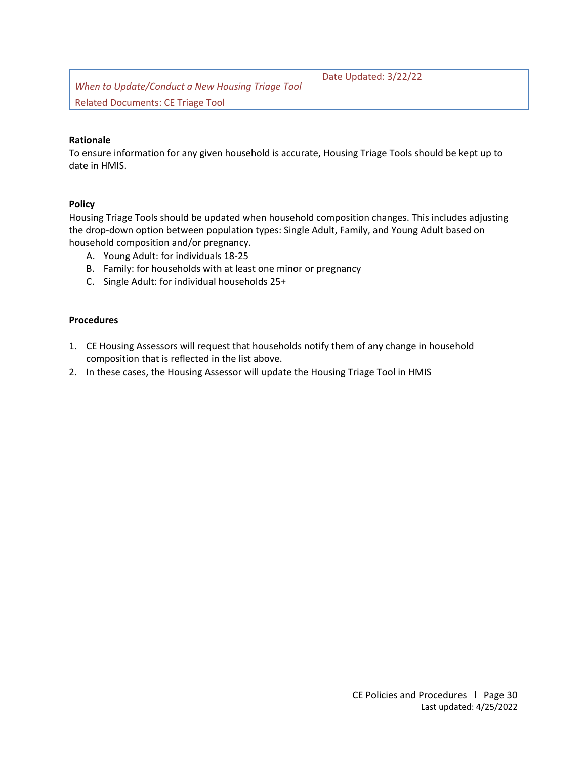| *When to Update/Conduct a New Housing Triage Tool* | Date Updated: 3/22/22 |
| --- | --- |
| Related Documents: CE Triage Tool | |

**Rationale**

To ensure information for any given household is accurate, Housing Triage Tools should be kept up to date in HMIS.

**Policy**

Housing Triage Tools should be updated when household composition changes. This includes adjusting the drop-down option between population types: Single Adult, Family, and Young Adult based on household composition and/or pregnancy.

A. Young Adult: for individuals 18-25
B. Family: for households with at least one minor or pregnancy
C. Single Adult: for individual households 25+

**Procedures**

1. CE Housing Assessors will request that households notify them of any change in household composition that is reflected in the list above.
2. In these cases, the Housing Assessor will update the Housing Triage Tool in HMIS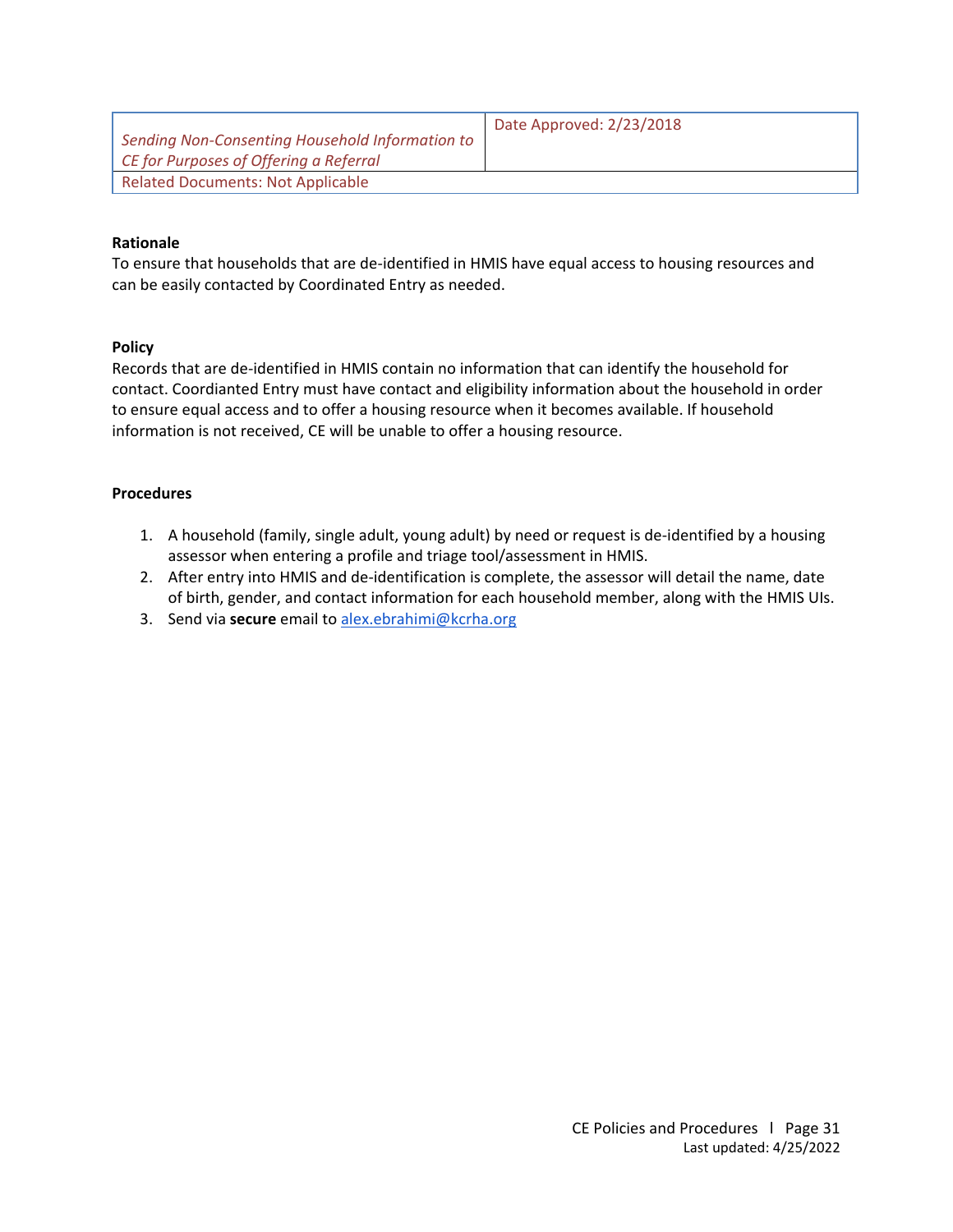| *Sending Non-Consenting Household Information to CE for Purposes of Offering a Referral* | Date Approved: 2/23/2018 |
| --- | --- |
| Related Documents: Not Applicable | |

**Rationale**

To ensure that households that are de-identified in HMIS have equal access to housing resources and can be easily contacted by Coordinated Entry as needed.

**Policy**

Records that are de-identified in HMIS contain no information that can identify the household for contact. Coordianted Entry must have contact and eligibility information about the household in order to ensure equal access and to offer a housing resource when it becomes available. If household information is not received, CE will be unable to offer a housing resource.

**Procedures**

1. A household (family, single adult, young adult) by need or request is de-identified by a housing assessor when entering a profile and triage tool/assessment in HMIS.
2. After entry into HMIS and de-identification is complete, the assessor will detail the name, date of birth, gender, and contact information for each household member, along with the HMIS UIs.
3. Send via **secure** email to alex.ebrahimi@kcrha.org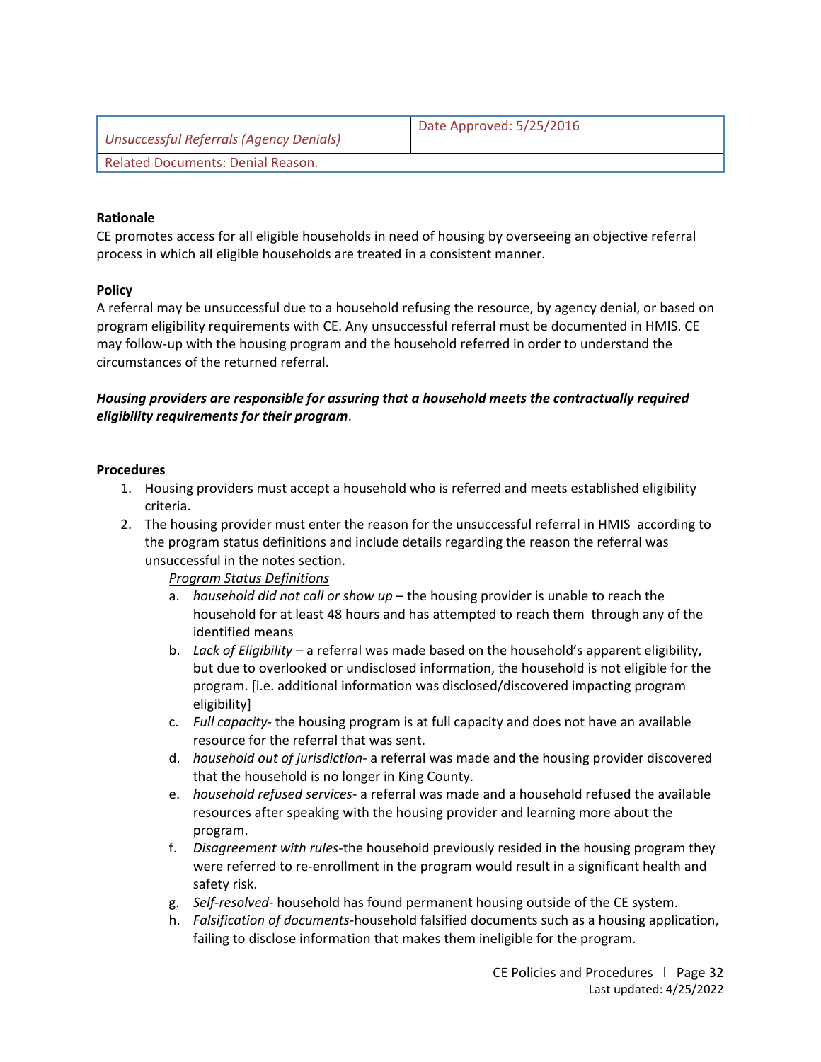| *Unsuccessful Referrals (Agency Denials)* | Date Approved: 5/25/2016 |
|---|---|
| Related Documents: Denial Reason. | |

**Rationale**

CE promotes access for all eligible households in need of housing by overseeing an objective referral process in which all eligible households are treated in a consistent manner.

**Policy**

A referral may be unsuccessful due to a household refusing the resource, by agency denial, or based on program eligibility requirements with CE. Any unsuccessful referral must be documented in HMIS. CE may follow-up with the housing program and the household referred in order to understand the circumstances of the returned referral.

***Housing providers are responsible for assuring that a household meets the contractually required eligibility requirements for their program***.

**Procedures**

1. Housing providers must accept a household who is referred and meets established eligibility criteria.
2. The housing provider must enter the reason for the unsuccessful referral in HMIS according to the program status definitions and include details regarding the reason the referral was unsuccessful in the notes section.

   <u>*Program Status Definitions*</u>

   a. *household did not call or show up* – the housing provider is unable to reach the household for at least 48 hours and has attempted to reach them through any of the identified means
   b. *Lack of Eligibility* – a referral was made based on the household's apparent eligibility, but due to overlooked or undisclosed information, the household is not eligible for the program. [i.e. additional information was disclosed/discovered impacting program eligibility]
   c. *Full capacity*- the housing program is at full capacity and does not have an available resource for the referral that was sent.
   d. *household out of jurisdiction*- a referral was made and the housing provider discovered that the household is no longer in King County.
   e. *household refused services*- a referral was made and a household refused the available resources after speaking with the housing provider and learning more about the program.
   f. *Disagreement with rules*-the household previously resided in the housing program they were referred to re-enrollment in the program would result in a significant health and safety risk.
   g. *Self-resolved*- household has found permanent housing outside of the CE system.
   h. *Falsification of documents*-household falsified documents such as a housing application, failing to disclose information that makes them ineligible for the program.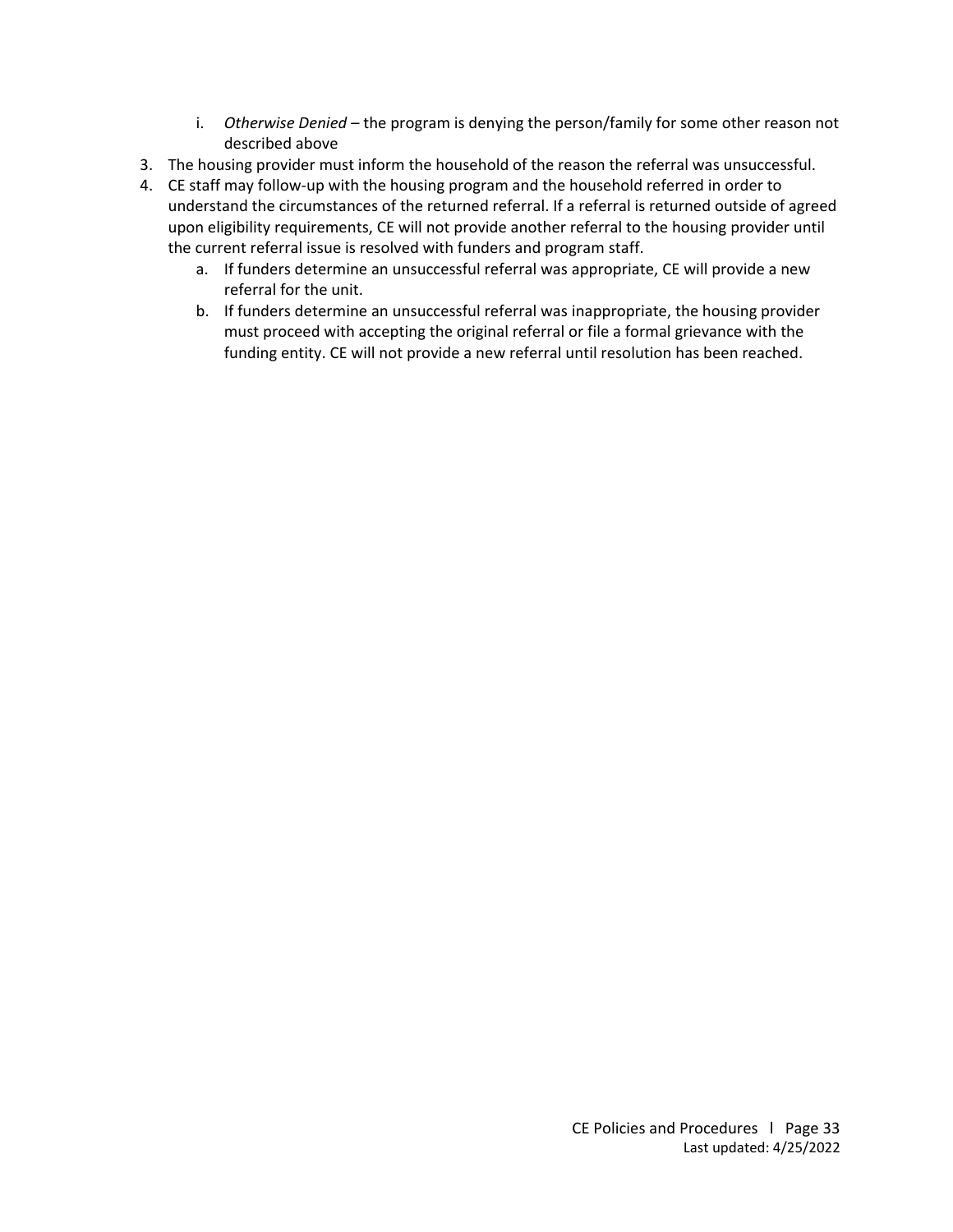i. *Otherwise Denied* – the program is denying the person/family for some other reason not described above

3. The housing provider must inform the household of the reason the referral was unsuccessful.
4. CE staff may follow-up with the housing program and the household referred in order to understand the circumstances of the returned referral. If a referral is returned outside of agreed upon eligibility requirements, CE will not provide another referral to the housing provider until the current referral issue is resolved with funders and program staff.
   a. If funders determine an unsuccessful referral was appropriate, CE will provide a new referral for the unit.
   b. If funders determine an unsuccessful referral was inappropriate, the housing provider must proceed with accepting the original referral or file a formal grievance with the funding entity. CE will not provide a new referral until resolution has been reached.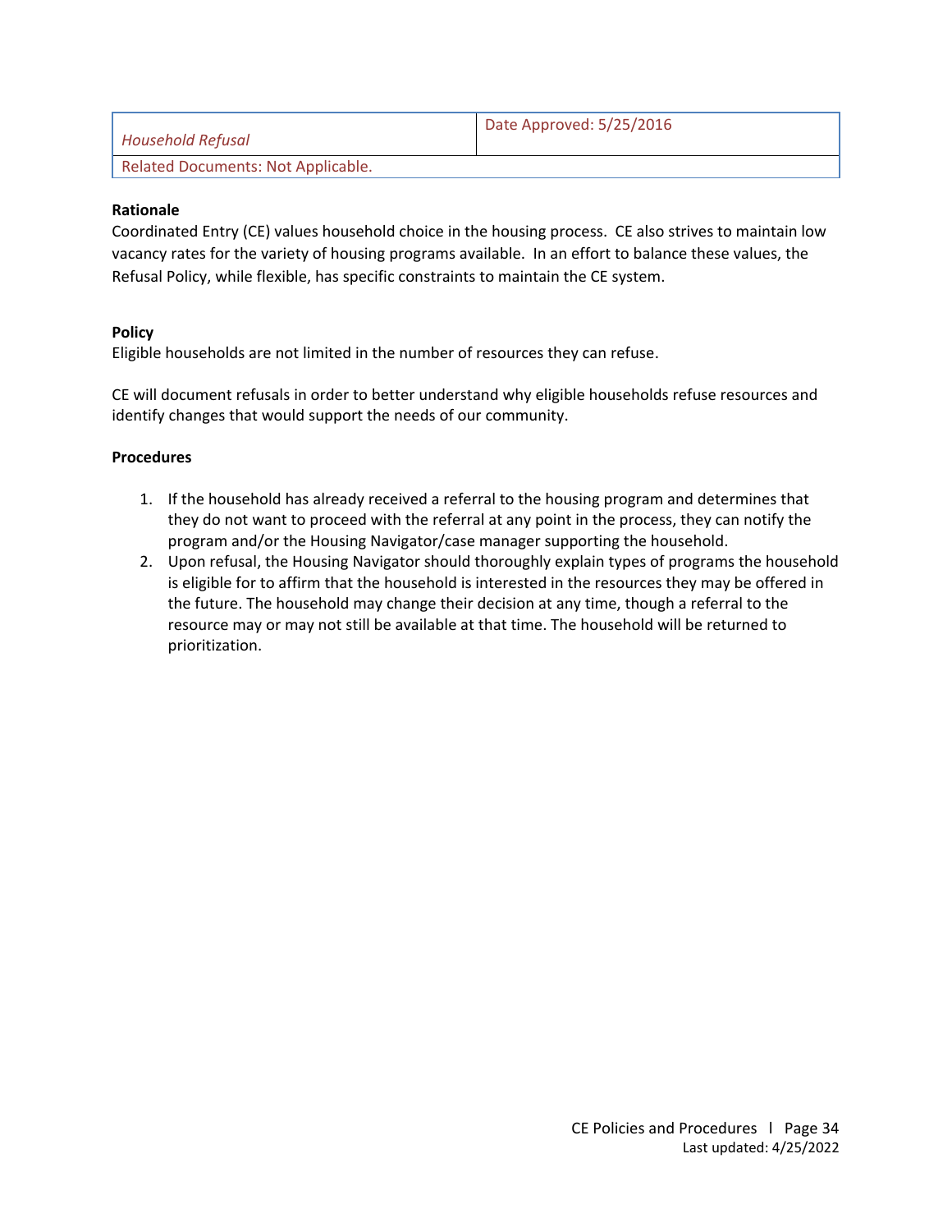| *Household Refusal* | Date Approved: 5/25/2016 |
| --- | --- |
| Related Documents: Not Applicable. | |

**Rationale**

Coordinated Entry (CE) values household choice in the housing process. CE also strives to maintain low vacancy rates for the variety of housing programs available. In an effort to balance these values, the Refusal Policy, while flexible, has specific constraints to maintain the CE system.

**Policy**

Eligible households are not limited in the number of resources they can refuse.

CE will document refusals in order to better understand why eligible households refuse resources and identify changes that would support the needs of our community.

**Procedures**

1. If the household has already received a referral to the housing program and determines that they do not want to proceed with the referral at any point in the process, they can notify the program and/or the Housing Navigator/case manager supporting the household.
2. Upon refusal, the Housing Navigator should thoroughly explain types of programs the household is eligible for to affirm that the household is interested in the resources they may be offered in the future. The household may change their decision at any time, though a referral to the resource may or may not still be available at that time. The household will be returned to prioritization.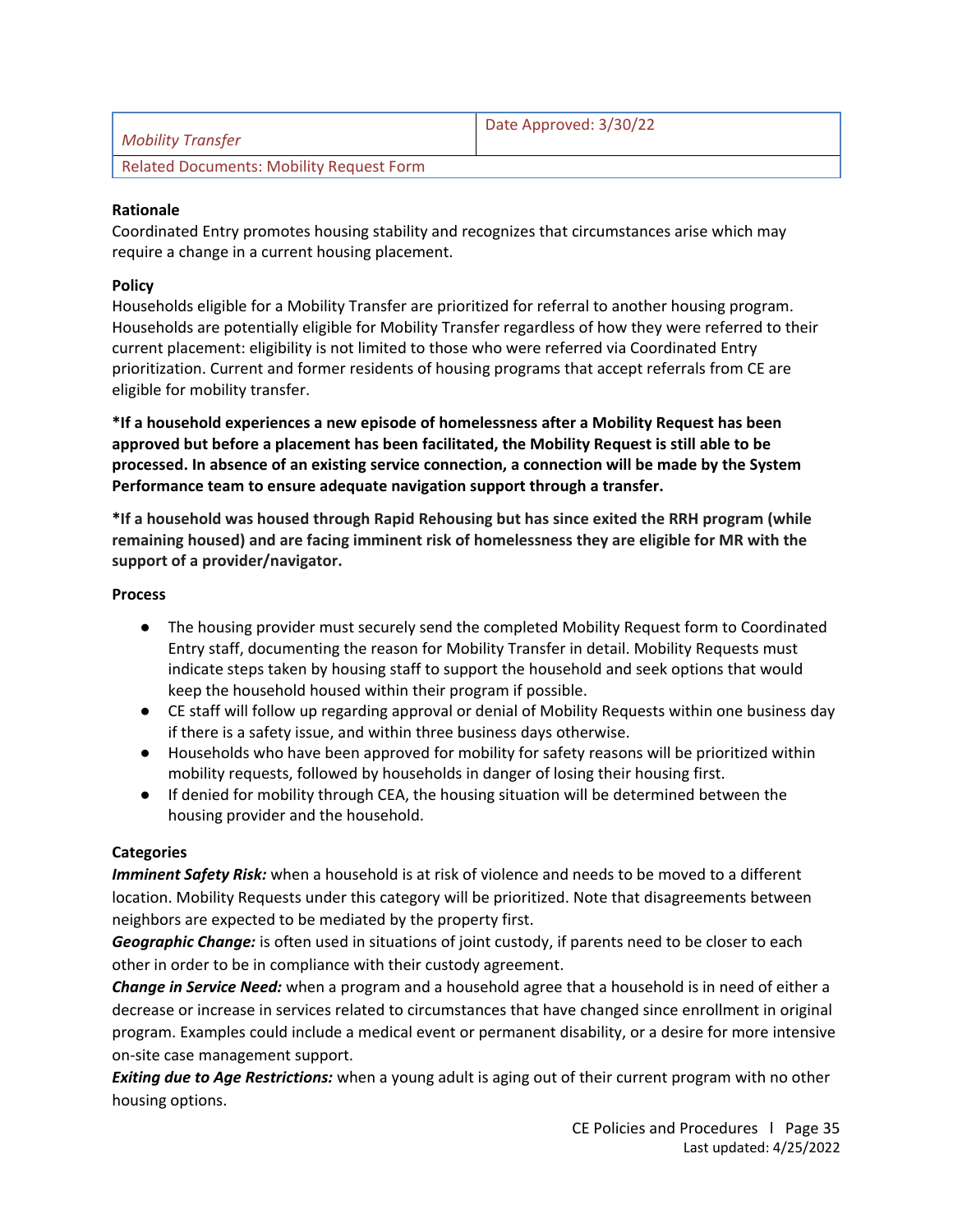| *Mobility Transfer* | Date Approved: 3/30/22 |
| --- | --- |
| Related Documents: Mobility Request Form | |

**Rationale**
Coordinated Entry promotes housing stability and recognizes that circumstances arise which may require a change in a current housing placement.

**Policy**
Households eligible for a Mobility Transfer are prioritized for referral to another housing program. Households are potentially eligible for Mobility Transfer regardless of how they were referred to their current placement: eligibility is not limited to those who were referred via Coordinated Entry prioritization. Current and former residents of housing programs that accept referrals from CE are eligible for mobility transfer.

**\*If a household experiences a new episode of homelessness after a Mobility Request has been approved but before a placement has been facilitated, the Mobility Request is still able to be processed. In absence of an existing service connection, a connection will be made by the System Performance team to ensure adequate navigation support through a transfer.**

**\*If a household was housed through Rapid Rehousing but has since exited the RRH program (while remaining housed) and are facing imminent risk of homelessness they are eligible for MR with the support of a provider/navigator.**

**Process**

- The housing provider must securely send the completed Mobility Request form to Coordinated Entry staff, documenting the reason for Mobility Transfer in detail. Mobility Requests must indicate steps taken by housing staff to support the household and seek options that would keep the household housed within their program if possible.
- CE staff will follow up regarding approval or denial of Mobility Requests within one business day if there is a safety issue, and within three business days otherwise.
- Households who have been approved for mobility for safety reasons will be prioritized within mobility requests, followed by households in danger of losing their housing first.
- If denied for mobility through CEA, the housing situation will be determined between the housing provider and the household.

**Categories**
***Imminent Safety Risk:*** when a household is at risk of violence and needs to be moved to a different location. Mobility Requests under this category will be prioritized. Note that disagreements between neighbors are expected to be mediated by the property first.
***Geographic Change:*** is often used in situations of joint custody, if parents need to be closer to each other in order to be in compliance with their custody agreement.
***Change in Service Need:*** when a program and a household agree that a household is in need of either a decrease or increase in services related to circumstances that have changed since enrollment in original program. Examples could include a medical event or permanent disability, or a desire for more intensive on-site case management support.
***Exiting due to Age Restrictions:*** when a young adult is aging out of their current program with no other housing options.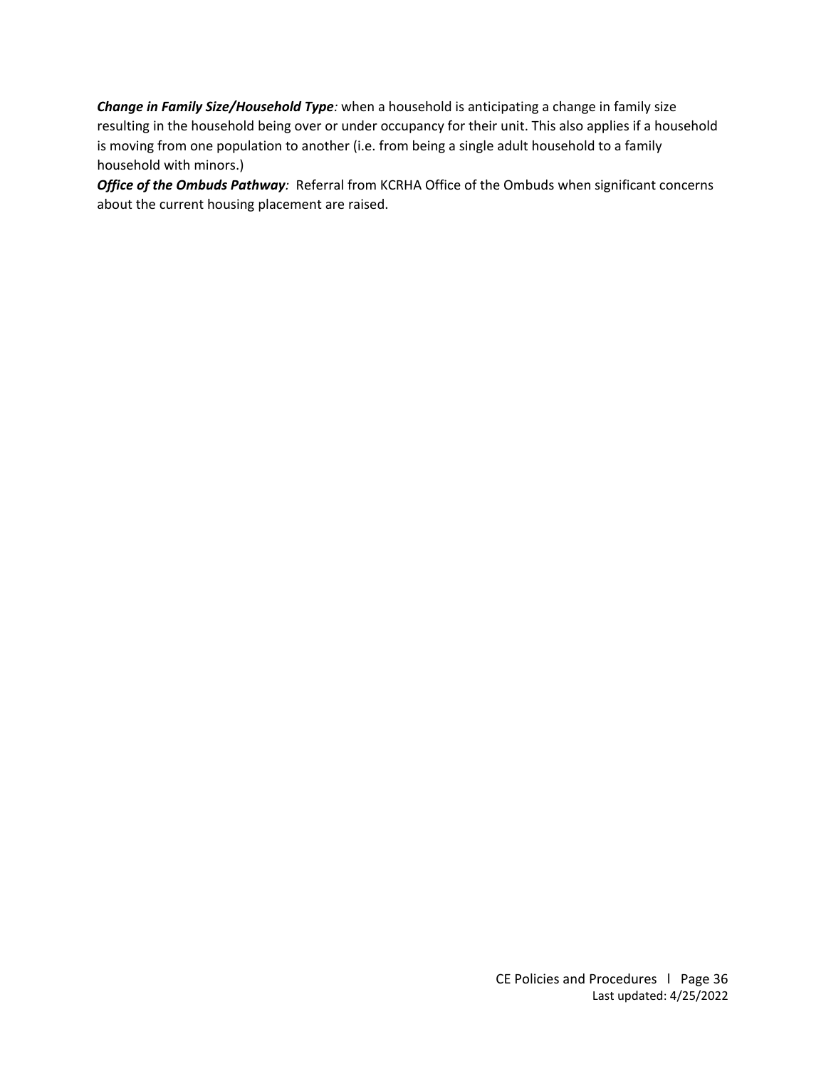***Change in Family Size/Household Type****:* when a household is anticipating a change in family size resulting in the household being over or under occupancy for their unit. This also applies if a household is moving from one population to another (i.e. from being a single adult household to a family household with minors.)

***Office of the Ombuds Pathway****:* Referral from KCRHA Office of the Ombuds when significant concerns about the current housing placement are raised.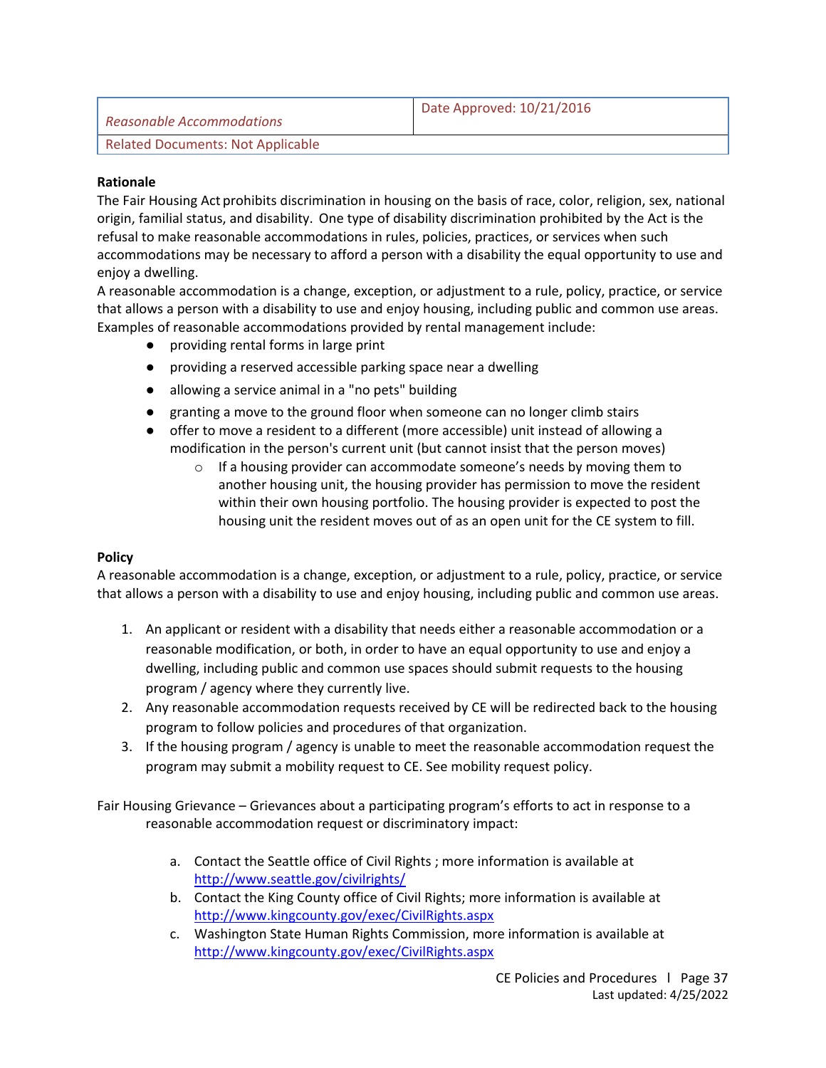| *Reasonable Accommodations* | Date Approved: 10/21/2016 |
| --- | --- |
| Related Documents: Not Applicable | |

**Rationale**

The Fair Housing Act prohibits discrimination in housing on the basis of race, color, religion, sex, national origin, familial status, and disability. One type of disability discrimination prohibited by the Act is the refusal to make reasonable accommodations in rules, policies, practices, or services when such accommodations may be necessary to afford a person with a disability the equal opportunity to use and enjoy a dwelling.

A reasonable accommodation is a change, exception, or adjustment to a rule, policy, practice, or service that allows a person with a disability to use and enjoy housing, including public and common use areas. Examples of reasonable accommodations provided by rental management include:

- providing rental forms in large print
- providing a reserved accessible parking space near a dwelling
- allowing a service animal in a "no pets" building
- granting a move to the ground floor when someone can no longer climb stairs
- offer to move a resident to a different (more accessible) unit instead of allowing a modification in the person's current unit (but cannot insist that the person moves)
    - If a housing provider can accommodate someone's needs by moving them to another housing unit, the housing provider has permission to move the resident within their own housing portfolio. The housing provider is expected to post the housing unit the resident moves out of as an open unit for the CE system to fill.

**Policy**

A reasonable accommodation is a change, exception, or adjustment to a rule, policy, practice, or service that allows a person with a disability to use and enjoy housing, including public and common use areas.

1. An applicant or resident with a disability that needs either a reasonable accommodation or a reasonable modification, or both, in order to have an equal opportunity to use and enjoy a dwelling, including public and common use spaces should submit requests to the housing program / agency where they currently live.
2. Any reasonable accommodation requests received by CE will be redirected back to the housing program to follow policies and procedures of that organization.
3. If the housing program / agency is unable to meet the reasonable accommodation request the program may submit a mobility request to CE. See mobility request policy.

Fair Housing Grievance – Grievances about a participating program's efforts to act in response to a reasonable accommodation request or discriminatory impact:

a. Contact the Seattle office of Civil Rights ; more information is available at http://www.seattle.gov/civilrights/
b. Contact the King County office of Civil Rights; more information is available at http://www.kingcounty.gov/exec/CivilRights.aspx
c. Washington State Human Rights Commission, more information is available at http://www.kingcounty.gov/exec/CivilRights.aspx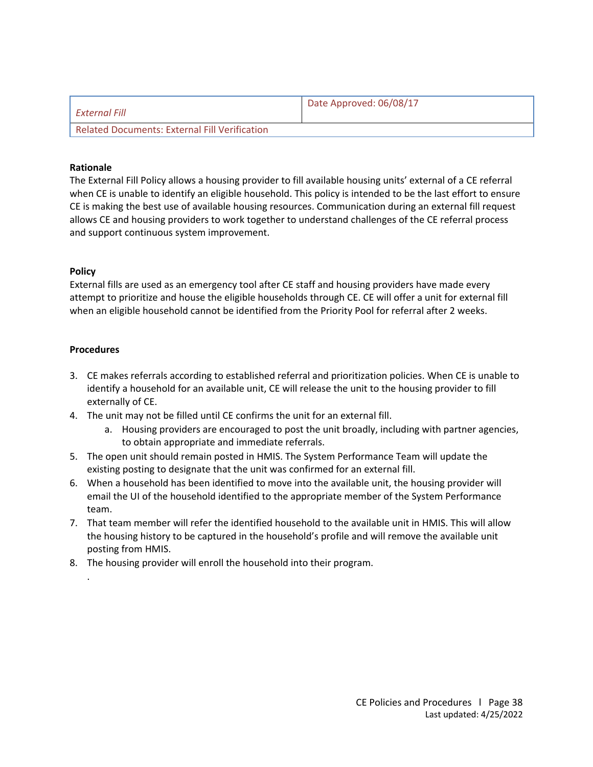| *External Fill* | Date Approved: 06/08/17 |
| --- | --- |
| Related Documents: External Fill Verification | |

**Rationale**

The External Fill Policy allows a housing provider to fill available housing units' external of a CE referral when CE is unable to identify an eligible household. This policy is intended to be the last effort to ensure CE is making the best use of available housing resources. Communication during an external fill request allows CE and housing providers to work together to understand challenges of the CE referral process and support continuous system improvement.

**Policy**

External fills are used as an emergency tool after CE staff and housing providers have made every attempt to prioritize and house the eligible households through CE. CE will offer a unit for external fill when an eligible household cannot be identified from the Priority Pool for referral after 2 weeks.

**Procedures**

3. CE makes referrals according to established referral and prioritization policies. When CE is unable to identify a household for an available unit, CE will release the unit to the housing provider to fill externally of CE.
4. The unit may not be filled until CE confirms the unit for an external fill.
   a. Housing providers are encouraged to post the unit broadly, including with partner agencies, to obtain appropriate and immediate referrals.
5. The open unit should remain posted in HMIS. The System Performance Team will update the existing posting to designate that the unit was confirmed for an external fill.
6. When a household has been identified to move into the available unit, the housing provider will email the UI of the household identified to the appropriate member of the System Performance team.
7. That team member will refer the identified household to the available unit in HMIS. This will allow the housing history to be captured in the household's profile and will remove the available unit posting from HMIS.
8. The housing provider will enroll the household into their program.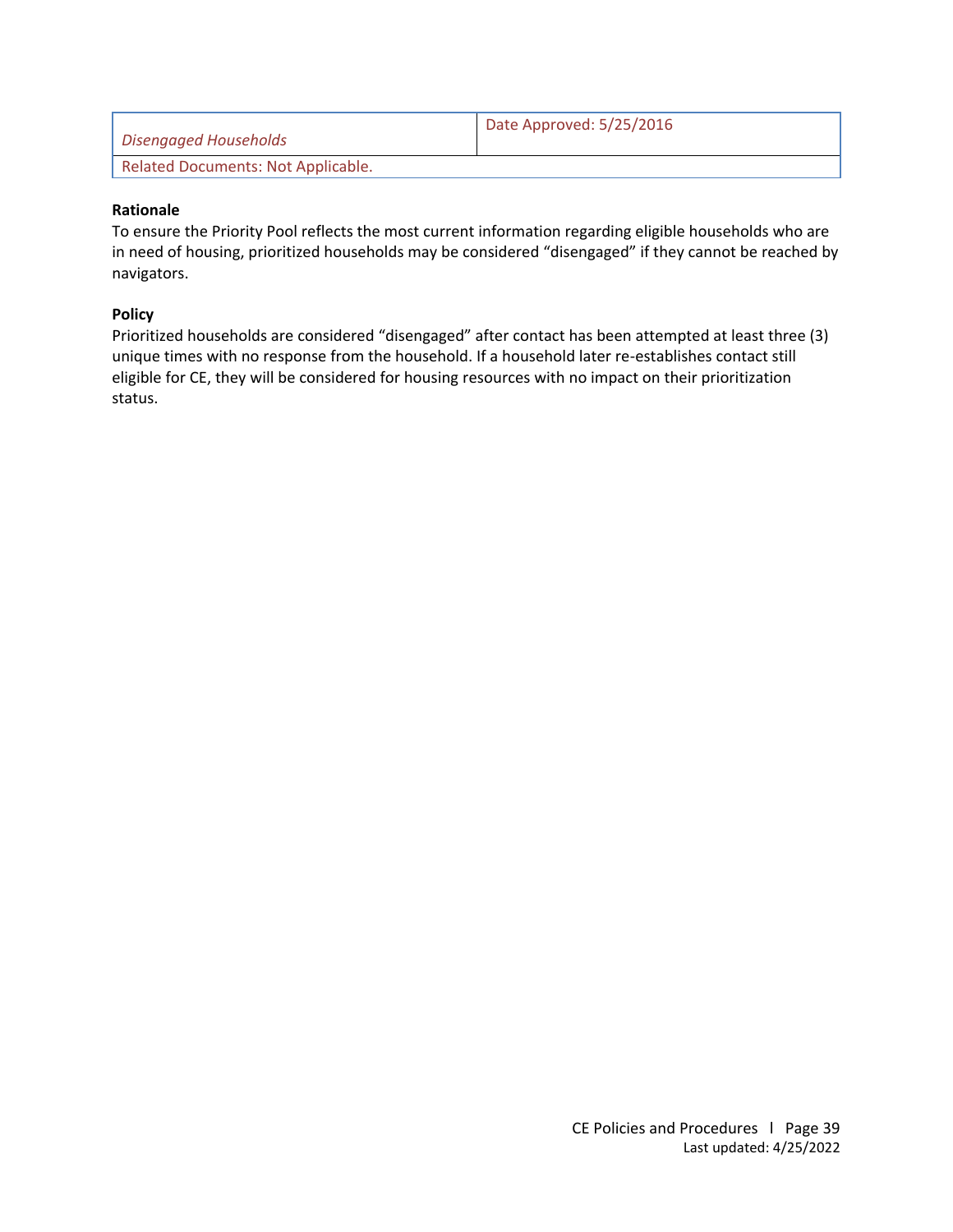| *Disengaged Households* | Date Approved: 5/25/2016 |
| --- | --- |
| Related Documents: Not Applicable. | |

**Rationale**

To ensure the Priority Pool reflects the most current information regarding eligible households who are in need of housing, prioritized households may be considered “disengaged” if they cannot be reached by navigators.

**Policy**

Prioritized households are considered “disengaged” after contact has been attempted at least three (3) unique times with no response from the household. If a household later re-establishes contact still eligible for CE, they will be considered for housing resources with no impact on their prioritization status.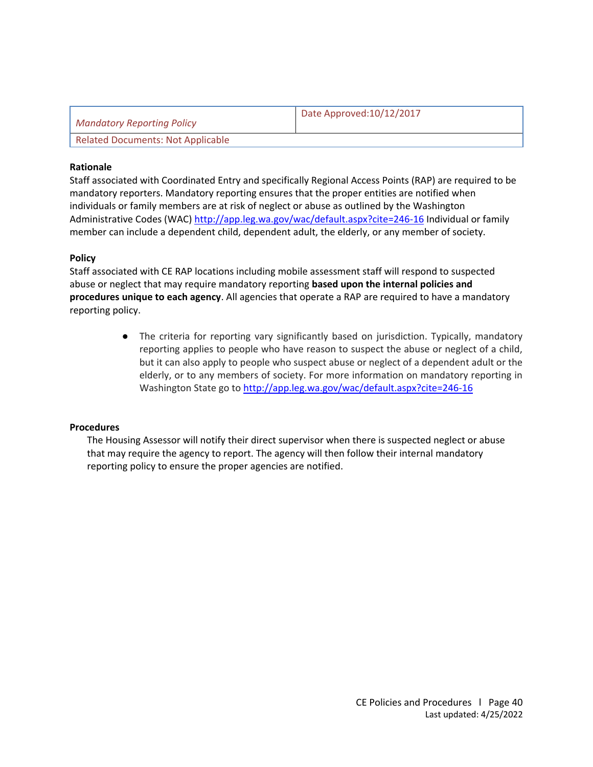| *Mandatory Reporting Policy* | Date Approved:10/12/2017 |
|---|---|
| Related Documents: Not Applicable | |

**Rationale**

Staff associated with Coordinated Entry and specifically Regional Access Points (RAP) are required to be mandatory reporters. Mandatory reporting ensures that the proper entities are notified when individuals or family members are at risk of neglect or abuse as outlined by the Washington Administrative Codes (WAC) http://app.leg.wa.gov/wac/default.aspx?cite=246-16 Individual or family member can include a dependent child, dependent adult, the elderly, or any member of society.

**Policy**

Staff associated with CE RAP locations including mobile assessment staff will respond to suspected abuse or neglect that may require mandatory reporting **based upon the internal policies and procedures unique to each agency**. All agencies that operate a RAP are required to have a mandatory reporting policy.

- The criteria for reporting vary significantly based on jurisdiction. Typically, mandatory reporting applies to people who have reason to suspect the abuse or neglect of a child, but it can also apply to people who suspect abuse or neglect of a dependent adult or the elderly, or to any members of society. For more information on mandatory reporting in Washington State go to http://app.leg.wa.gov/wac/default.aspx?cite=246-16

**Procedures**

The Housing Assessor will notify their direct supervisor when there is suspected neglect or abuse that may require the agency to report. The agency will then follow their internal mandatory reporting policy to ensure the proper agencies are notified.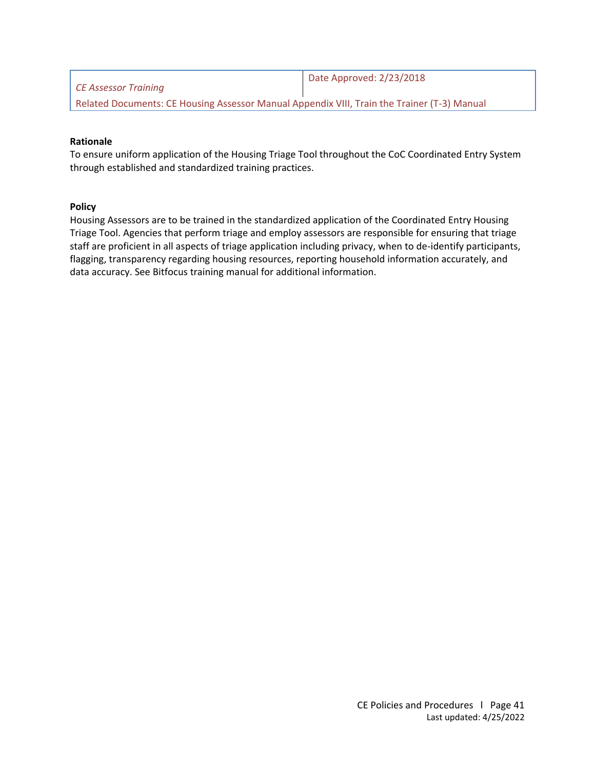| *CE Assessor Training* | Date Approved: 2/23/2018 |
| --- | --- |
| Related Documents: CE Housing Assessor Manual Appendix VIII, Train the Trainer (T-3) Manual | |

**Rationale**

To ensure uniform application of the Housing Triage Tool throughout the CoC Coordinated Entry System through established and standardized training practices.

**Policy**

Housing Assessors are to be trained in the standardized application of the Coordinated Entry Housing Triage Tool. Agencies that perform triage and employ assessors are responsible for ensuring that triage staff are proficient in all aspects of triage application including privacy, when to de-identify participants, flagging, transparency regarding housing resources, reporting household information accurately, and data accuracy. See Bitfocus training manual for additional information.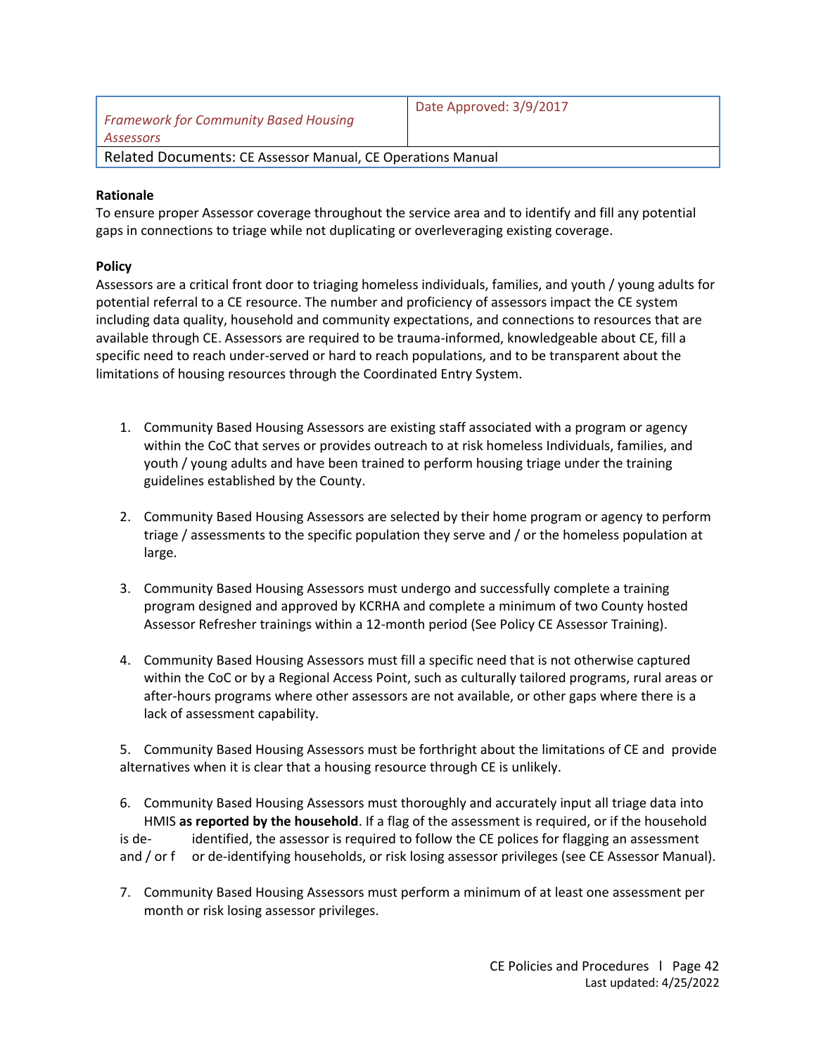| *Framework for Community Based Housing Assessors* | Date Approved: 3/9/2017 |
| --- | --- |
| Related Documents: CE Assessor Manual, CE Operations Manual | |

**Rationale**

To ensure proper Assessor coverage throughout the service area and to identify and fill any potential gaps in connections to triage while not duplicating or overleveraging existing coverage.

**Policy**

Assessors are a critical front door to triaging homeless individuals, families, and youth / young adults for potential referral to a CE resource. The number and proficiency of assessors impact the CE system including data quality, household and community expectations, and connections to resources that are available through CE. Assessors are required to be trauma-informed, knowledgeable about CE, fill a specific need to reach under-served or hard to reach populations, and to be transparent about the limitations of housing resources through the Coordinated Entry System.

1. Community Based Housing Assessors are existing staff associated with a program or agency within the CoC that serves or provides outreach to at risk homeless Individuals, families, and youth / young adults and have been trained to perform housing triage under the training guidelines established by the County.

2. Community Based Housing Assessors are selected by their home program or agency to perform triage / assessments to the specific population they serve and / or the homeless population at large.

3. Community Based Housing Assessors must undergo and successfully complete a training program designed and approved by KCRHA and complete a minimum of two County hosted Assessor Refresher trainings within a 12-month period (See Policy CE Assessor Training).

4. Community Based Housing Assessors must fill a specific need that is not otherwise captured within the CoC or by a Regional Access Point, such as culturally tailored programs, rural areas or after-hours programs where other assessors are not available, or other gaps where there is a lack of assessment capability.

5. Community Based Housing Assessors must be forthright about the limitations of CE and provide alternatives when it is clear that a housing resource through CE is unlikely.

6. Community Based Housing Assessors must thoroughly and accurately input all triage data into HMIS **as reported by the household**. If a flag of the assessment is required, or if the household is de-identified, the assessor is required to follow the CE polices for flagging an assessment and / or f or de-identifying households, or risk losing assessor privileges (see CE Assessor Manual).

7. Community Based Housing Assessors must perform a minimum of at least one assessment per month or risk losing assessor privileges.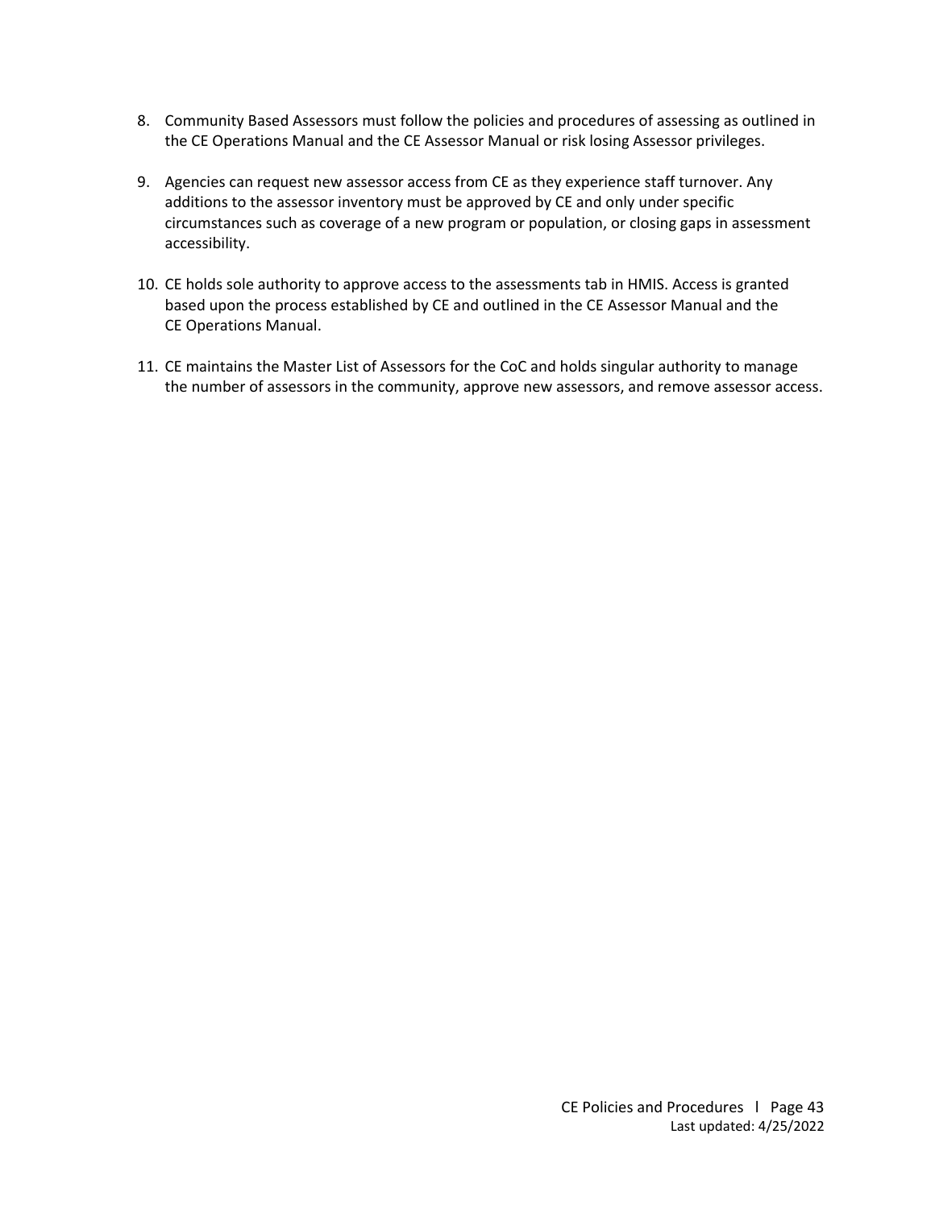8. Community Based Assessors must follow the policies and procedures of assessing as outlined in the CE Operations Manual and the CE Assessor Manual or risk losing Assessor privileges.

9. Agencies can request new assessor access from CE as they experience staff turnover. Any additions to the assessor inventory must be approved by CE and only under specific circumstances such as coverage of a new program or population, or closing gaps in assessment accessibility.

10. CE holds sole authority to approve access to the assessments tab in HMIS. Access is granted based upon the process established by CE and outlined in the CE Assessor Manual and the CE Operations Manual.

11. CE maintains the Master List of Assessors for the CoC and holds singular authority to manage the number of assessors in the community, approve new assessors, and remove assessor access.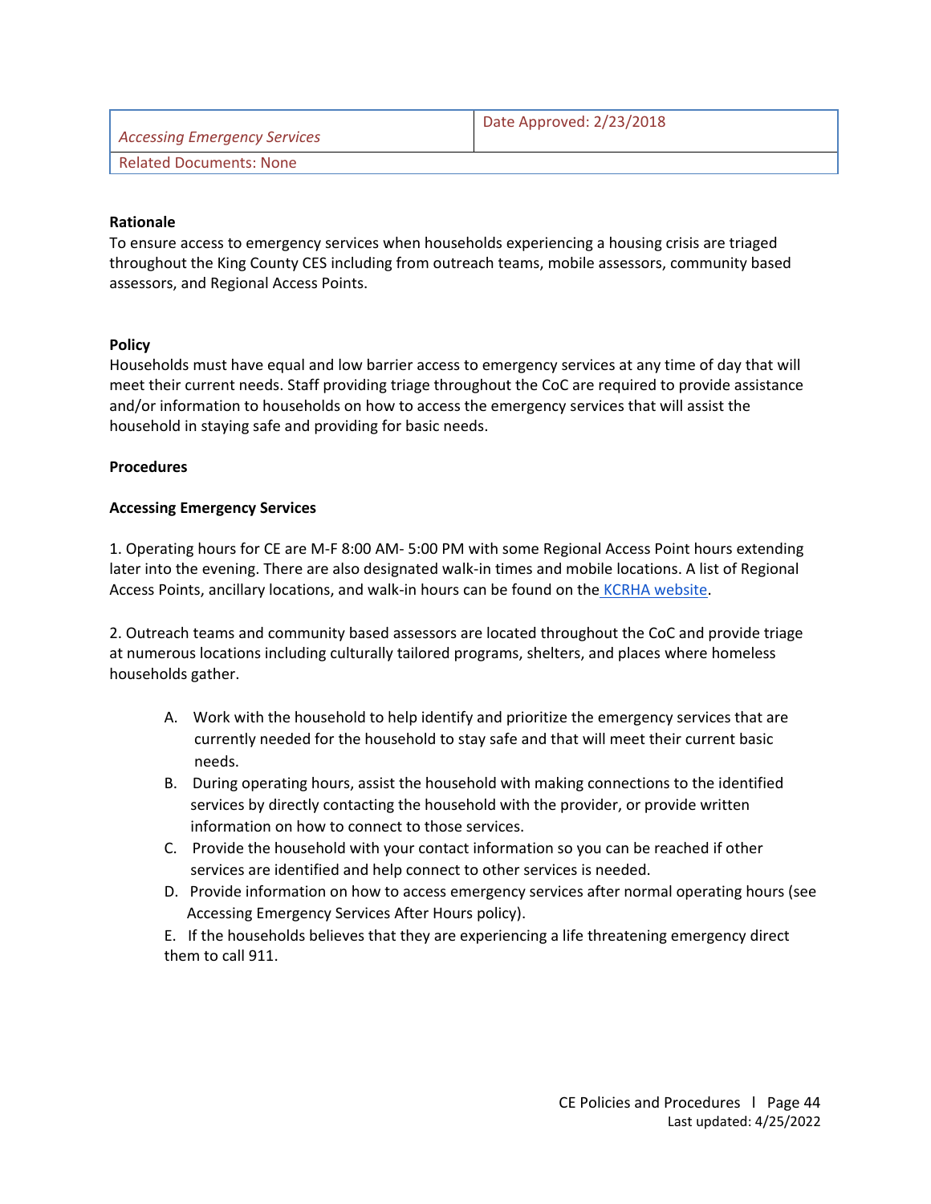| *Accessing Emergency Services* | Date Approved: 2/23/2018 |
| --- | --- |
| Related Documents: None | |

**Rationale**

To ensure access to emergency services when households experiencing a housing crisis are triaged throughout the King County CES including from outreach teams, mobile assessors, community based assessors, and Regional Access Points.

**Policy**

Households must have equal and low barrier access to emergency services at any time of day that will meet their current needs. Staff providing triage throughout the CoC are required to provide assistance and/or information to households on how to access the emergency services that will assist the household in staying safe and providing for basic needs.

**Procedures**

**Accessing Emergency Services**

1. Operating hours for CE are M-F 8:00 AM- 5:00 PM with some Regional Access Point hours extending later into the evening. There are also designated walk-in times and mobile locations. A list of Regional Access Points, ancillary locations, and walk-in hours can be found on the KCRHA website.

2. Outreach teams and community based assessors are located throughout the CoC and provide triage at numerous locations including culturally tailored programs, shelters, and places where homeless households gather.

A. Work with the household to help identify and prioritize the emergency services that are currently needed for the household to stay safe and that will meet their current basic needs.
B. During operating hours, assist the household with making connections to the identified services by directly contacting the household with the provider, or provide written information on how to connect to those services.
C. Provide the household with your contact information so you can be reached if other services are identified and help connect to other services is needed.
D. Provide information on how to access emergency services after normal operating hours (see Accessing Emergency Services After Hours policy).
E. If the households believes that they are experiencing a life threatening emergency direct them to call 911.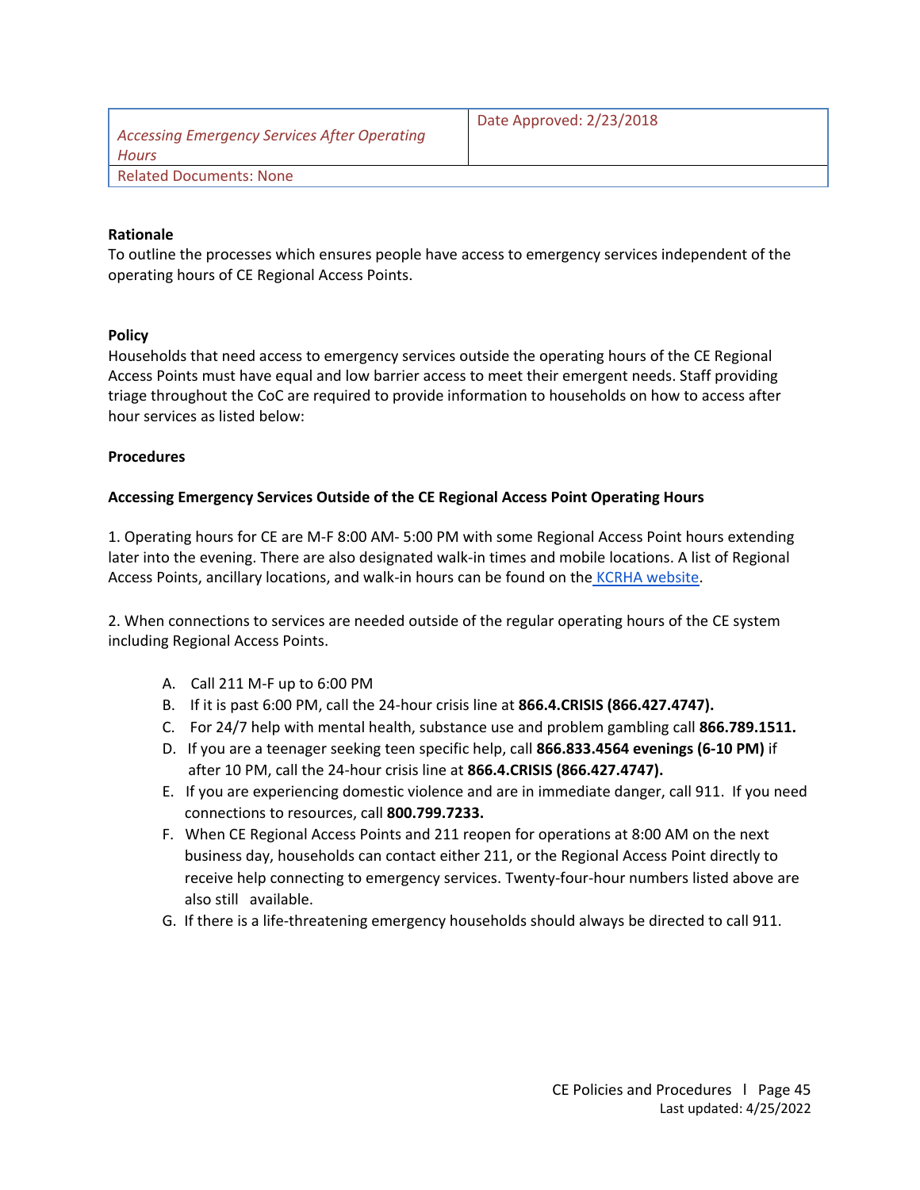| *Accessing Emergency Services After Operating Hours* | Date Approved: 2/23/2018 |
| --- | --- |
| Related Documents: None | |

**Rationale**

To outline the processes which ensures people have access to emergency services independent of the operating hours of CE Regional Access Points.

**Policy**

Households that need access to emergency services outside the operating hours of the CE Regional Access Points must have equal and low barrier access to meet their emergent needs. Staff providing triage throughout the CoC are required to provide information to households on how to access after hour services as listed below:

**Procedures**

**Accessing Emergency Services Outside of the CE Regional Access Point Operating Hours**

1. Operating hours for CE are M-F 8:00 AM- 5:00 PM with some Regional Access Point hours extending later into the evening. There are designated walk-in times and mobile locations. A list of Regional Access Points, ancillary locations, and walk-in hours can be found on the [KCRHA website](https://kcrha.org).

2. When connections to services are needed outside of the regular operating hours of the CE system including Regional Access Points.

   A. Call 211 M-F up to 6:00 PM
   B. If it is past 6:00 PM, call the 24-hour crisis line at **866.4.CRISIS (866.427.4747).**
   C. For 24/7 help with mental health, substance use and problem gambling call **866.789.1511.**
   D. If you are a teenager seeking teen specific help, call **866.833.4564 evenings (6-10 PM)** if after 10 PM, call the 24-hour crisis line at **866.4.CRISIS (866.427.4747).**
   E. If you are experiencing domestic violence and are in immediate danger, call 911. If you need connections to resources, call **800.799.7233.**
   F. When CE Regional Access Points and 211 reopen for operations at 8:00 AM on the next business day, households can contact either 211, or the Regional Access Point directly to receive help connecting to emergency services. Twenty-four-hour numbers listed above are also still available.
   G. If there is a life-threatening emergency households should always be directed to call 911.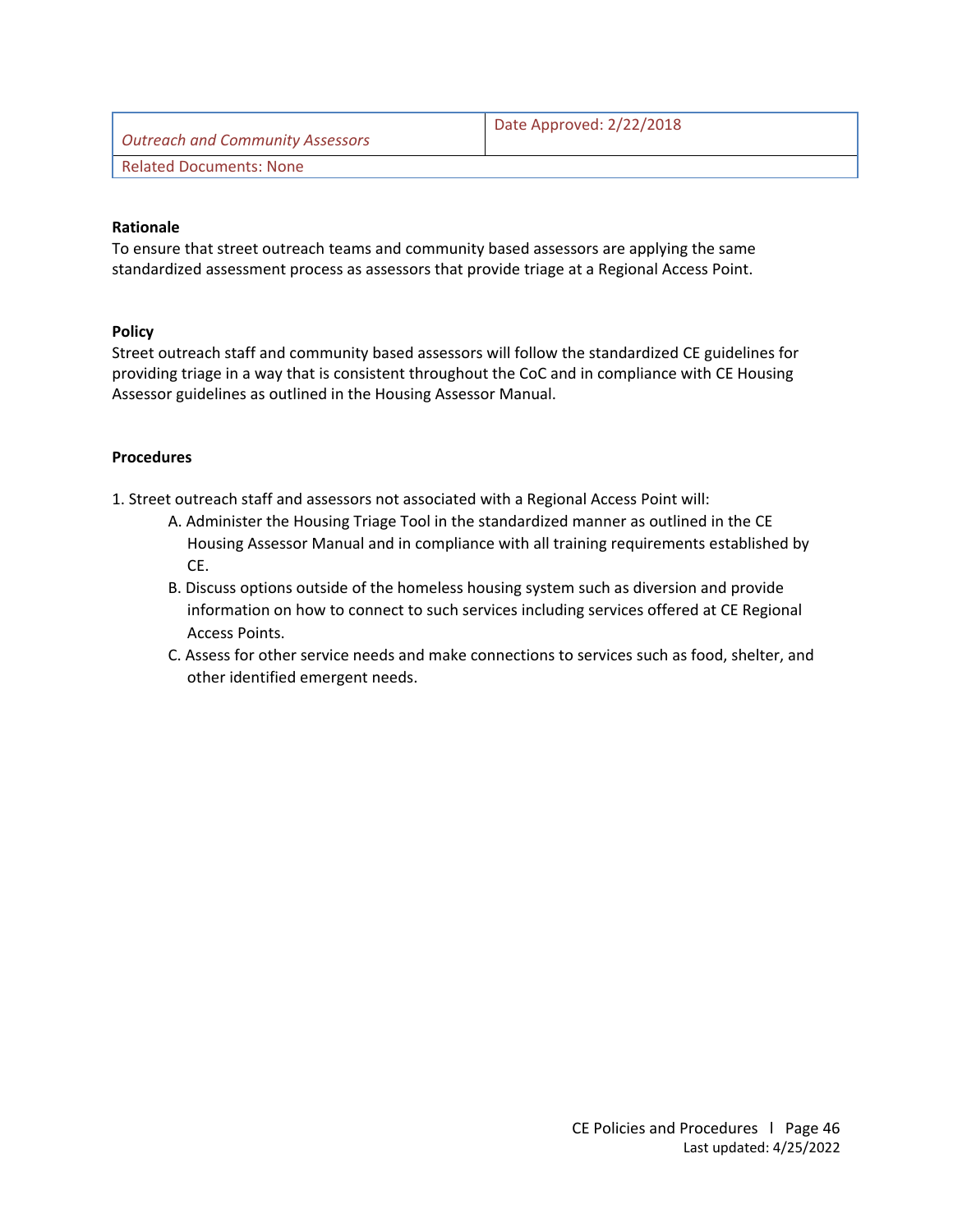| *Outreach and Community Assessors* | Date Approved: 2/22/2018 |
|---|---|
| Related Documents: None | |

**Rationale**

To ensure that street outreach teams and community based assessors are applying the same standardized assessment process as assessors that provide triage at a Regional Access Point.

**Policy**

Street outreach staff and community based assessors will follow the standardized CE guidelines for providing triage in a way that is consistent throughout the CoC and in compliance with CE Housing Assessor guidelines as outlined in the Housing Assessor Manual.

**Procedures**

1. Street outreach staff and assessors not associated with a Regional Access Point will:
   - A. Administer the Housing Triage Tool in the standardized manner as outlined in the CE Housing Assessor Manual and in compliance with all training requirements established by CE.
   - B. Discuss options outside of the homeless housing system such as diversion and provide information on how to connect to such services including services offered at CE Regional Access Points.
   - C. Assess for other service needs and make connections to services such as food, shelter, and other identified emergent needs.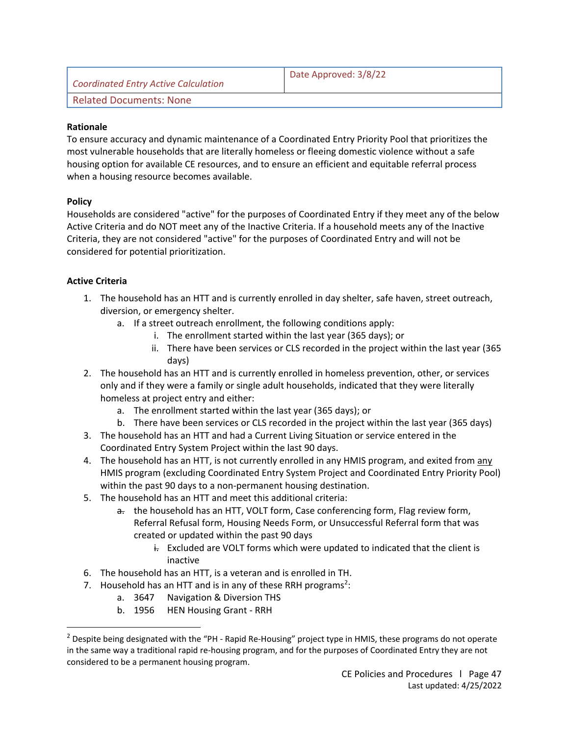| *Coordinated Entry Active Calculation* | Date Approved: 3/8/22 |
| --- | --- |
| Related Documents: None | |

**Rationale**
To ensure accuracy and dynamic maintenance of a Coordinated Entry Priority Pool that prioritizes the most vulnerable households that are literally homeless or fleeing domestic violence without a safe housing option for available CE resources, and to ensure an efficient and equitable referral process when a housing resource becomes available.

**Policy**
Households are considered "active" for the purposes of Coordinated Entry if they meet any of the below Active Criteria and do NOT meet any of the Inactive Criteria. If a household meets any of the Inactive Criteria, they are not considered "active" for the purposes of Coordinated Entry and will not be considered for potential prioritization.

**Active Criteria**

1. The household has an HTT and is currently enrolled in day shelter, safe haven, street outreach, diversion, or emergency shelter.
   a. If a street outreach enrollment, the following conditions apply:
      i. The enrollment started within the last year (365 days); or
      ii. There have been services or CLS recorded in the project within the last year (365 days)
2. The household has an HTT and is currently enrolled in homeless prevention, other, or services only and if they were a family or single adult households, indicated that they were literally homeless at project entry and either:
   a. The enrollment started within the last year (365 days); or
   b. There have been services or CLS recorded in the project within the last year (365 days)
3. The household has an HTT and had a Current Living Situation or service entered in the Coordinated Entry System Project within the last 90 days.
4. The household has an HTT, is not currently enrolled in any HMIS program, and exited from <u>any</u> HMIS program (excluding Coordinated Entry System Project and Coordinated Entry Priority Pool) within the past 90 days to a non-permanent housing destination.
5. The household has an HTT and meet this additional criteria:
   ~~a.~~ the household has an HTT, VOLT form, Case conferencing form, Flag review form, Referral Refusal form, Housing Needs Form, or Unsuccessful Referral form that was created or updated within the past 90 days
      ~~i.~~ Excluded are VOLT forms which were updated to indicated that the client is inactive
6. The household has an HTT, is a veteran and is enrolled in TH.
7. Household has an HTT and is in any of these RRH programs[2]:
   a. 3647 Navigation & Diversion THS
   b. 1956 HEN Housing Grant - RRH

[2] Despite being designated with the "PH - Rapid Re-Housing" project type in HMIS, these programs do not operate in the same way a traditional rapid re-housing program, and for the purposes of Coordinated Entry they are not considered to be a permanent housing program.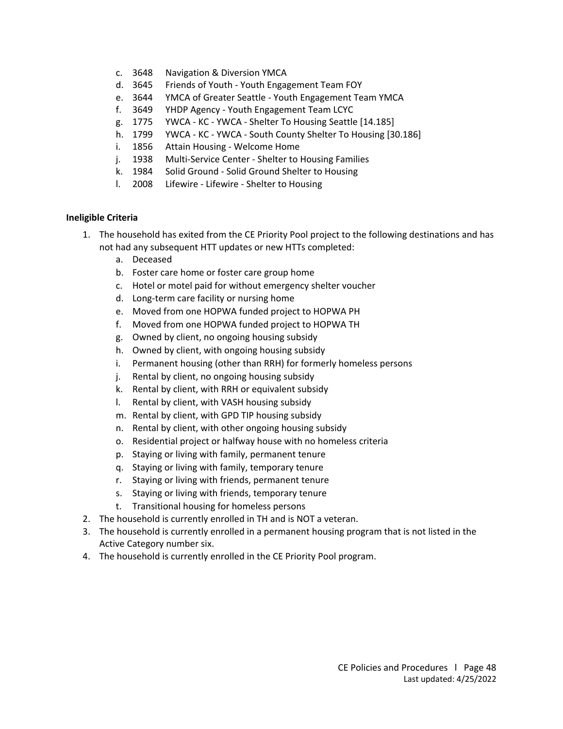c. 3648 Navigation & Diversion YMCA
d. 3645 Friends of Youth - Youth Engagement Team FOY
e. 3644 YMCA of Greater Seattle - Youth Engagement Team YMCA
f. 3649 YHDP Agency - Youth Engagement Team LCYC
g. 1775 YWCA - KC - YWCA - Shelter To Housing Seattle [14.185]
h. 1799 YWCA - KC - YWCA - South County Shelter To Housing [30.186]
i. 1856 Attain Housing - Welcome Home
j. 1938 Multi-Service Center - Shelter to Housing Families
k. 1984 Solid Ground - Solid Ground Shelter to Housing
l. 2008 Lifewire - Lifewire - Shelter to Housing

**Ineligible Criteria**

1. The household has exited from the CE Priority Pool project to the following destinations and has not had any subsequent HTT updates or new HTTs completed:
    a. Deceased
    b. Foster care home or foster care group home
    c. Hotel or motel paid for without emergency shelter voucher
    d. Long-term care facility or nursing home
    e. Moved from one HOPWA funded project to HOPWA PH
    f. Moved from one HOPWA funded project to HOPWA TH
    g. Owned by client, no ongoing housing subsidy
    h. Owned by client, with ongoing housing subsidy
    i. Permanent housing (other than RRH) for formerly homeless persons
    j. Rental by client, no ongoing housing subsidy
    k. Rental by client, with RRH or equivalent subsidy
    l. Rental by client, with VASH housing subsidy
    m. Rental by client, with GPD TIP housing subsidy
    n. Rental by client, with other ongoing housing subsidy
    o. Residential project or halfway house with no homeless criteria
    p. Staying or living with family, permanent tenure
    q. Staying or living with family, temporary tenure
    r. Staying or living with friends, permanent tenure
    s. Staying or living with friends, temporary tenure
    t. Transitional housing for homeless persons
2. The household is currently enrolled in TH and is NOT a veteran.
3. The household is currently enrolled in a permanent housing program that is not listed in the Active Category number six.
4. The household is currently enrolled in the CE Priority Pool program.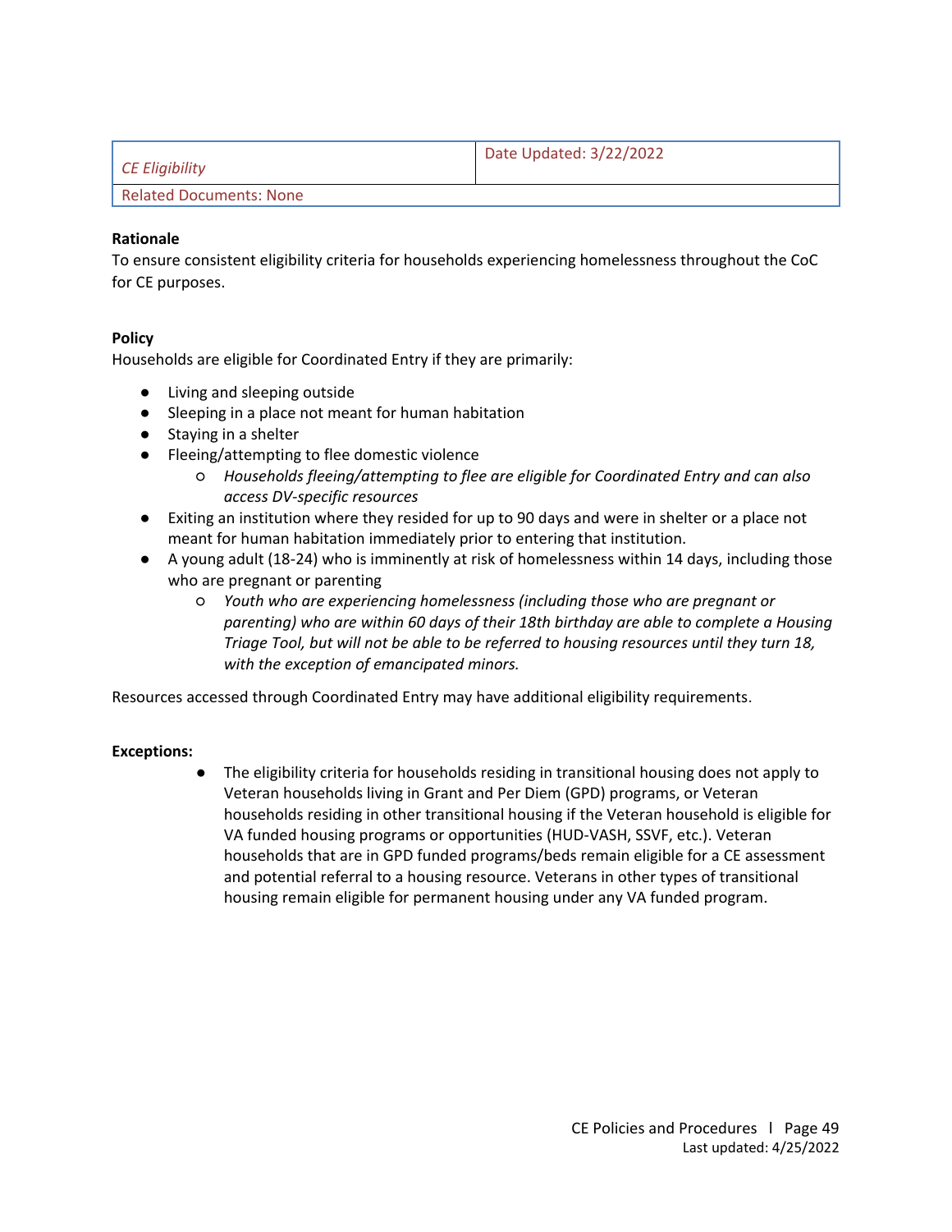| *CE Eligibility* | Date Updated: 3/22/2022 |
| --- | --- |
| Related Documents: None | |

**Rationale**

To ensure consistent eligibility criteria for households experiencing homelessness throughout the CoC for CE purposes.

**Policy**

Households are eligible for Coordinated Entry if they are primarily:

- Living and sleeping outside
- Sleeping in a place not meant for human habitation
- Staying in a shelter
- Fleeing/attempting to flee domestic violence
  - *Households fleeing/attempting to flee are eligible for Coordinated Entry and can also access DV-specific resources*
- Exiting an institution where they resided for up to 90 days and were in shelter or a place not meant for human habitation immediately prior to entering that institution.
- A young adult (18-24) who is imminently at risk of homelessness within 14 days, including those who are pregnant or parenting
  - *Youth who are experiencing homelessness (including those who are pregnant or parenting) who are within 60 days of their 18th birthday are able to complete a Housing Triage Tool, but will not be able to be referred to housing resources until they turn 18, with the exception of emancipated minors.*

Resources accessed through Coordinated Entry may have additional eligibility requirements.

**Exceptions:**

- The eligibility criteria for households residing in transitional housing does not apply to Veteran households living in Grant and Per Diem (GPD) programs, or Veteran households residing in other transitional housing if the Veteran household is eligible for VA funded housing programs or opportunities (HUD-VASH, SSVF, etc.). Veteran households that are in GPD funded programs/beds remain eligible for a CE assessment and potential referral to a housing resource. Veterans in other types of transitional housing remain eligible for permanent housing under any VA funded program.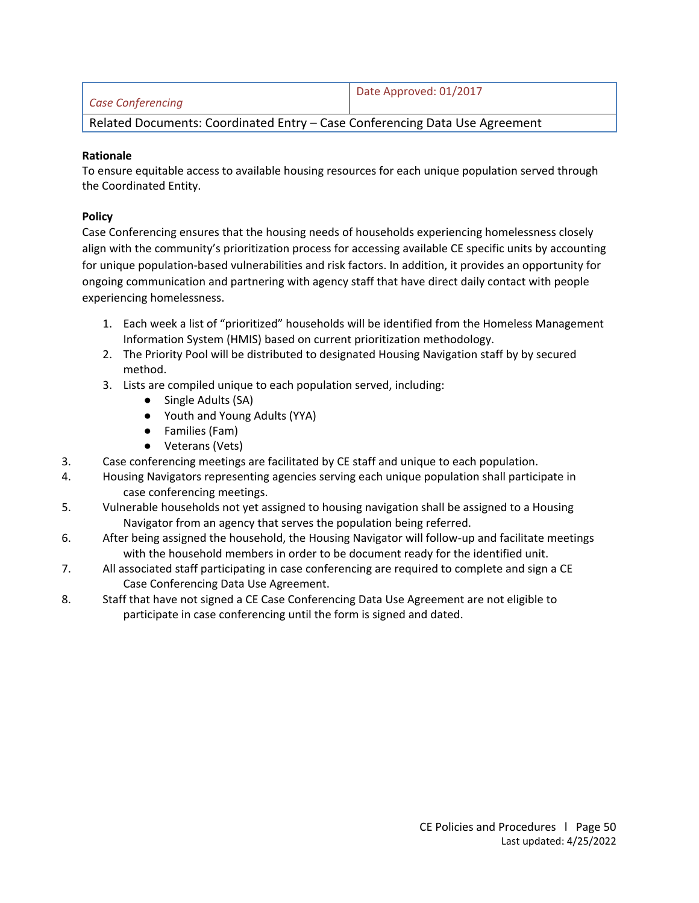| *Case Conferencing* | Date Approved: 01/2017 |
|---|---|
| Related Documents: Coordinated Entry – Case Conferencing Data Use Agreement | |

**Rationale**
To ensure equitable access to available housing resources for each unique population served through the Coordinated Entity.

**Policy**
Case Conferencing ensures that the housing needs of households experiencing homelessness closely align with the community's prioritization process for accessing available CE specific units by accounting for unique population-based vulnerabilities and risk factors. In addition, it provides an opportunity for ongoing communication and partnering with agency staff that have direct daily contact with people experiencing homelessness.

1. Each week a list of "prioritized" households will be identified from the Homeless Management Information System (HMIS) based on current prioritization methodology.
2. The Priority Pool will be distributed to designated Housing Navigation staff by by secured method.
3. Lists are compiled unique to each population served, including:
   - Single Adults (SA)
   - Youth and Young Adults (YYA)
   - Families (Fam)
   - Veterans (Vets)

3. Case conferencing meetings are facilitated by CE staff and unique to each population.
4. Housing Navigators representing agencies serving each unique population shall participate in case conferencing meetings.
5. Vulnerable households not yet assigned to housing navigation shall be assigned to a Housing Navigator from an agency that serves the population being referred.
6. After being assigned the household, the Housing Navigator will follow-up and facilitate meetings with the household members in order to be document ready for the identified unit.
7. All associated staff participating in case conferencing are required to complete and sign a CE Case Conferencing Data Use Agreement.
8. Staff that have not signed a CE Case Conferencing Data Use Agreement are not eligible to participate in case conferencing until the form is signed and dated.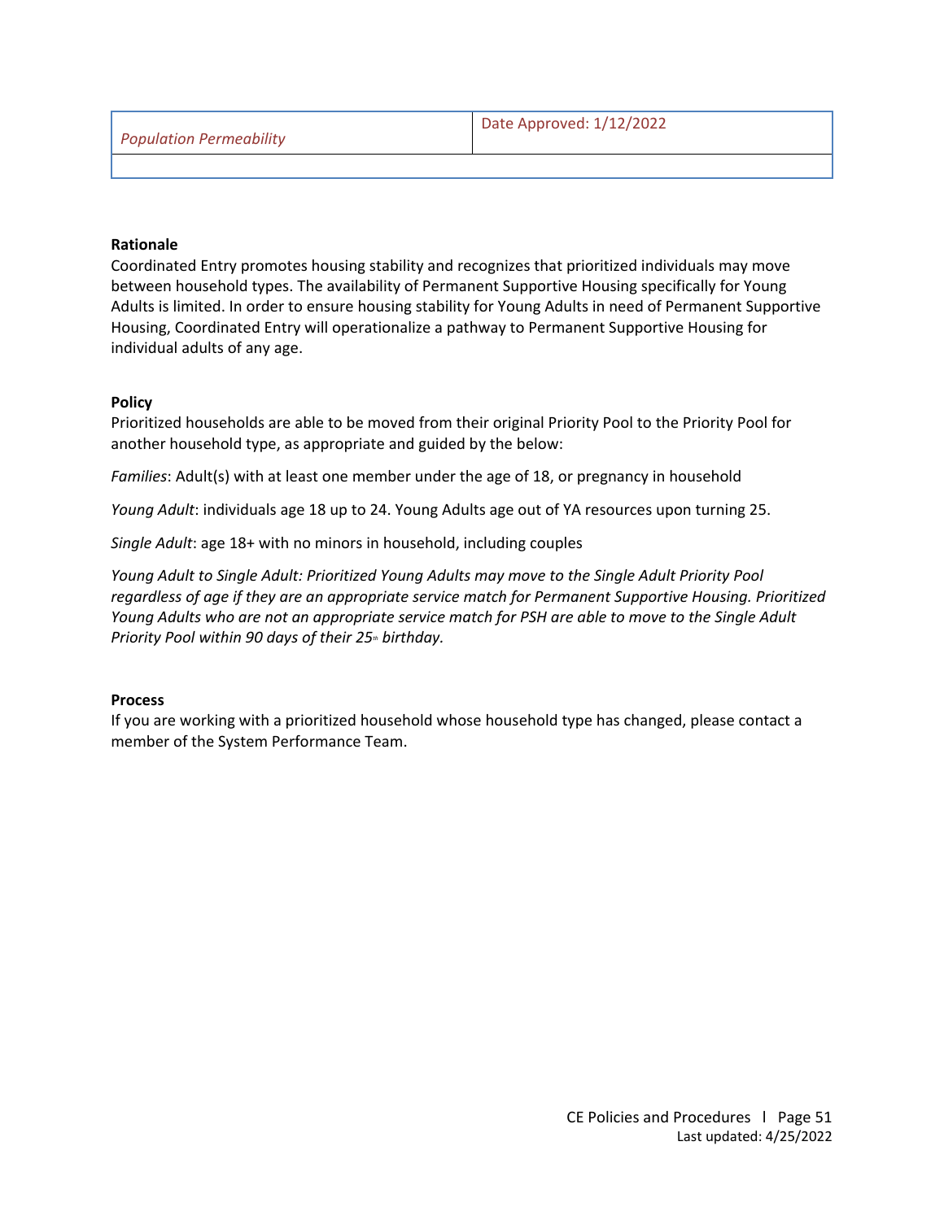| *Population Permeability* | Date Approved: 1/12/2022 |
| --- | --- |
| | |

**Rationale**

Coordinated Entry promotes housing stability and recognizes that prioritized individuals may move between household types. The availability of Permanent Supportive Housing specifically for Young Adults is limited. In order to ensure housing stability for Young Adults in need of Permanent Supportive Housing, Coordinated Entry will operationalize a pathway to Permanent Supportive Housing for individual adults of any age.

**Policy**

Prioritized households are able to be moved from their original Priority Pool to the Priority Pool for another household type, as appropriate and guided by the below:

*Families*: Adult(s) with at least one member under the age of 18, or pregnancy in household

*Young Adult*: individuals age 18 up to 24. Young Adults age out of YA resources upon turning 25.

*Single Adult*: age 18+ with no minors in household, including couples

*Young Adult to Single Adult: Prioritized Young Adults may move to the Single Adult Priority Pool regardless of age if they are an appropriate service match for Permanent Supportive Housing. Prioritized Young Adults who are not an appropriate service match for PSH are able to move to the Single Adult Priority Pool within 90 days of their 25th birthday.*

**Process**

If you are working with a prioritized household whose household type has changed, please contact a member of the System Performance Team.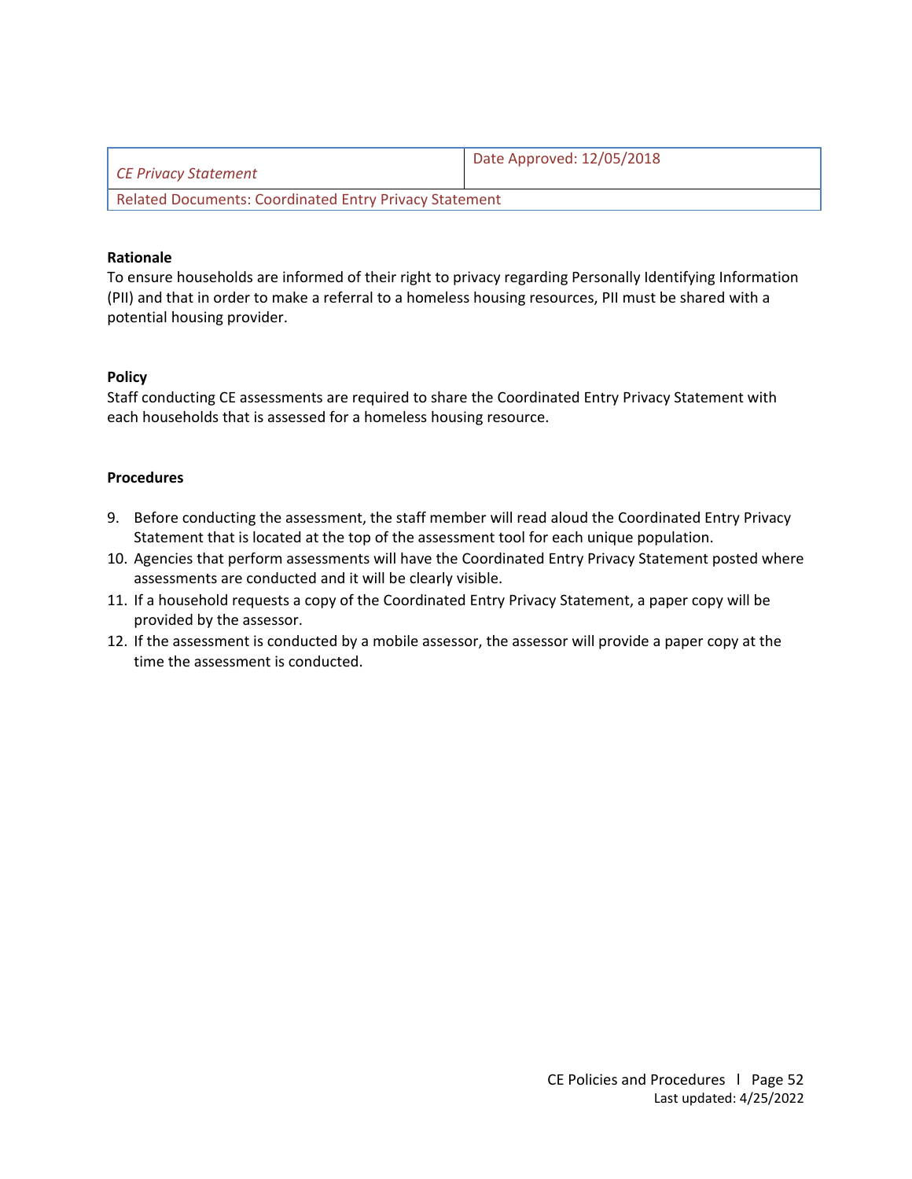| *CE Privacy Statement* | Date Approved: 12/05/2018 |
| --- | --- |
| Related Documents: Coordinated Entry Privacy Statement | |

**Rationale**
To ensure households are informed of their right to privacy regarding Personally Identifying Information (PII) and that in order to make a referral to a homeless housing resources, PII must be shared with a potential housing provider.

**Policy**
Staff conducting CE assessments are required to share the Coordinated Entry Privacy Statement with each households that is assessed for a homeless housing resource.

**Procedures**

9. Before conducting the assessment, the staff member will read aloud the Coordinated Entry Privacy Statement that is located at the top of the assessment tool for each unique population.
10. Agencies that perform assessments will have the Coordinated Entry Privacy Statement posted where assessments are conducted and it will be clearly visible.
11. If a household requests a copy of the Coordinated Entry Privacy Statement, a paper copy will be provided by the assessor.
12. If the assessment is conducted by a mobile assessor, the assessor will provide a paper copy at the time the assessment is conducted.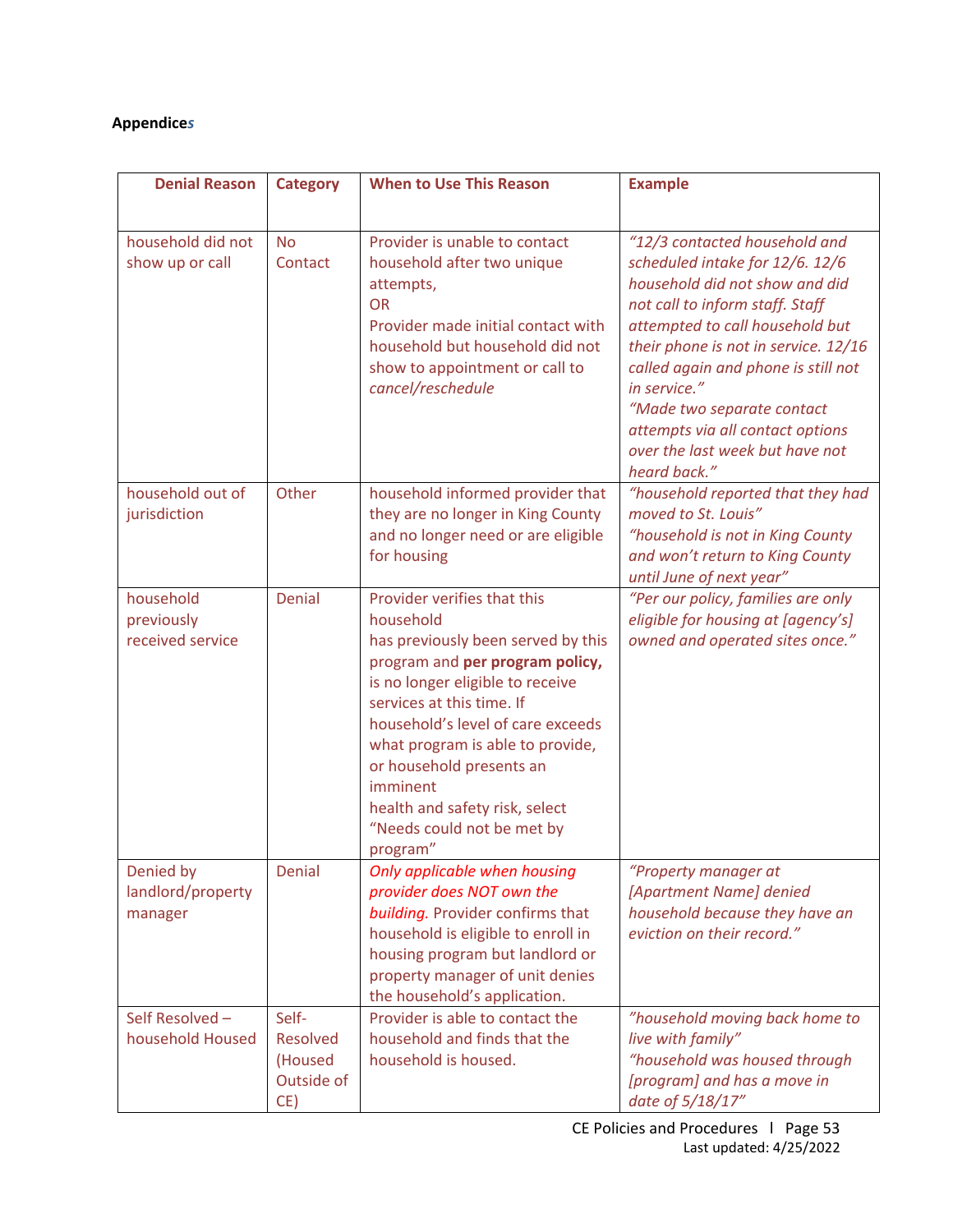**Appendices**

| Denial Reason | Category | When to Use This Reason | Example |
|---|---|---|---|
| household did not show up or call | No Contact | Provider is unable to contact household after two unique attempts,<br>OR<br>Provider made initial contact with household but household did not show to appointment or call to *cancel/reschedule* | *"12/3 contacted household and scheduled intake for 12/6. 12/6 household did not show and did not call to inform staff. Staff attempted to call household but their phone is not in service. 12/16 called again and phone is still not in service."*<br>*"Made two separate contact attempts via all contact options over the last week but have not heard back."* |
| household out of jurisdiction | Other | household informed provider that they are no longer in King County and no longer need or are eligible for housing | *"household reported that they had moved to St. Louis"*<br>*"household is not in King County and won't return to King County until June of next year"* |
| household previously received service | Denial | Provider verifies that this household has previously been served by this program and **per program policy,** is no longer eligible to receive services at this time. If household's level of care exceeds what program is able to provide, or household presents an imminent health and safety risk, select "Needs could not be met by program" | *"Per our policy, families are only eligible for housing at [agency's] owned and operated sites once."* |
| Denied by landlord/property manager | Denial | *Only applicable when housing provider does NOT own the building.* Provider confirms that household is eligible to enroll in housing program but landlord or property manager of unit denies the household's application. | *"Property manager at [Apartment Name] denied household because they have an eviction on their record."* |
| Self Resolved – household Housed | Self-Resolved (Housed Outside of CE) | Provider is able to contact the household and finds that the household is housed. | *"household moving back home to live with family"*<br>*"household was housed through [program] and has a move in date of 5/18/17"* |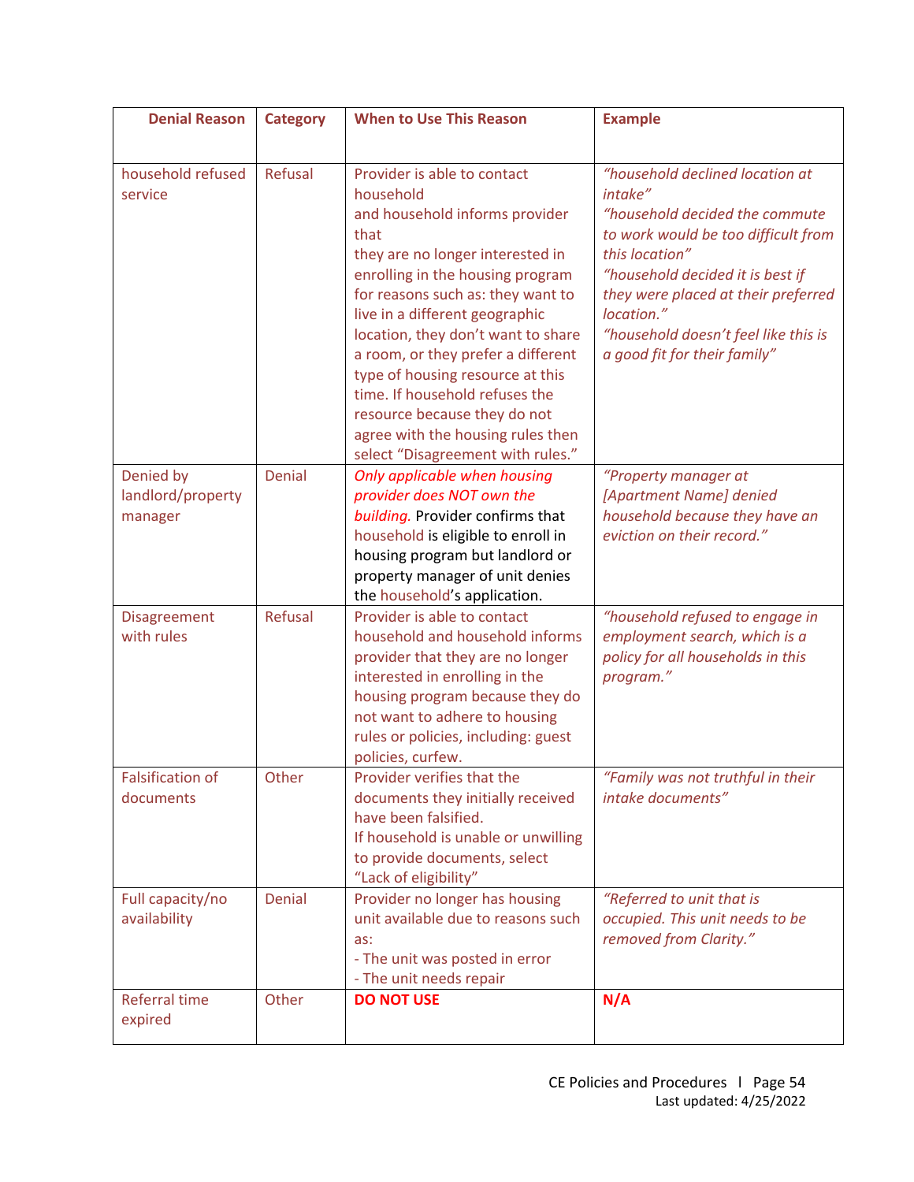| Denial Reason | Category | When to Use This Reason | Example |
|---|---|---|---|
| household refused service | Refusal | Provider is able to contact household and household informs provider that they are no longer interested in enrolling in the housing program for reasons such as: they want to live in a different geographic location, they don't want to share a room, or they prefer a different type of housing resource at this time. If household refuses the resource because they do not agree with the housing rules then select "Disagreement with rules." | *"household declined location at intake"* *"household decided the commute to work would be too difficult from this location"* *"household decided it is best if they were placed at their preferred location."* *"household doesn't feel like this is a good fit for their family"* |
| Denied by landlord/property manager | Denial | *Only applicable when housing provider does NOT own the building.* Provider confirms that household is eligible to enroll in housing program but landlord or property manager of unit denies the household's application. | *"Property manager at [Apartment Name] denied household because they have an eviction on their record."* |
| Disagreement with rules | Refusal | Provider is able to contact household and household informs provider that they are no longer interested in enrolling in the housing program because they do not want to adhere to housing rules or policies, including: guest policies, curfew. | *"household refused to engage in employment search, which is a policy for all households in this program."* |
| Falsification of documents | Other | Provider verifies that the documents they initially received have been falsified. If household is unable or unwilling to provide documents, select "Lack of eligibility" | *"Family was not truthful in their intake documents"* |
| Full capacity/no availability | Denial | Provider no longer has housing unit available due to reasons such as:<br>- The unit was posted in error<br>- The unit needs repair | *"Referred to unit that is occupied. This unit needs to be removed from Clarity."* |
| Referral time expired | Other | **DO NOT USE** | **N/A** |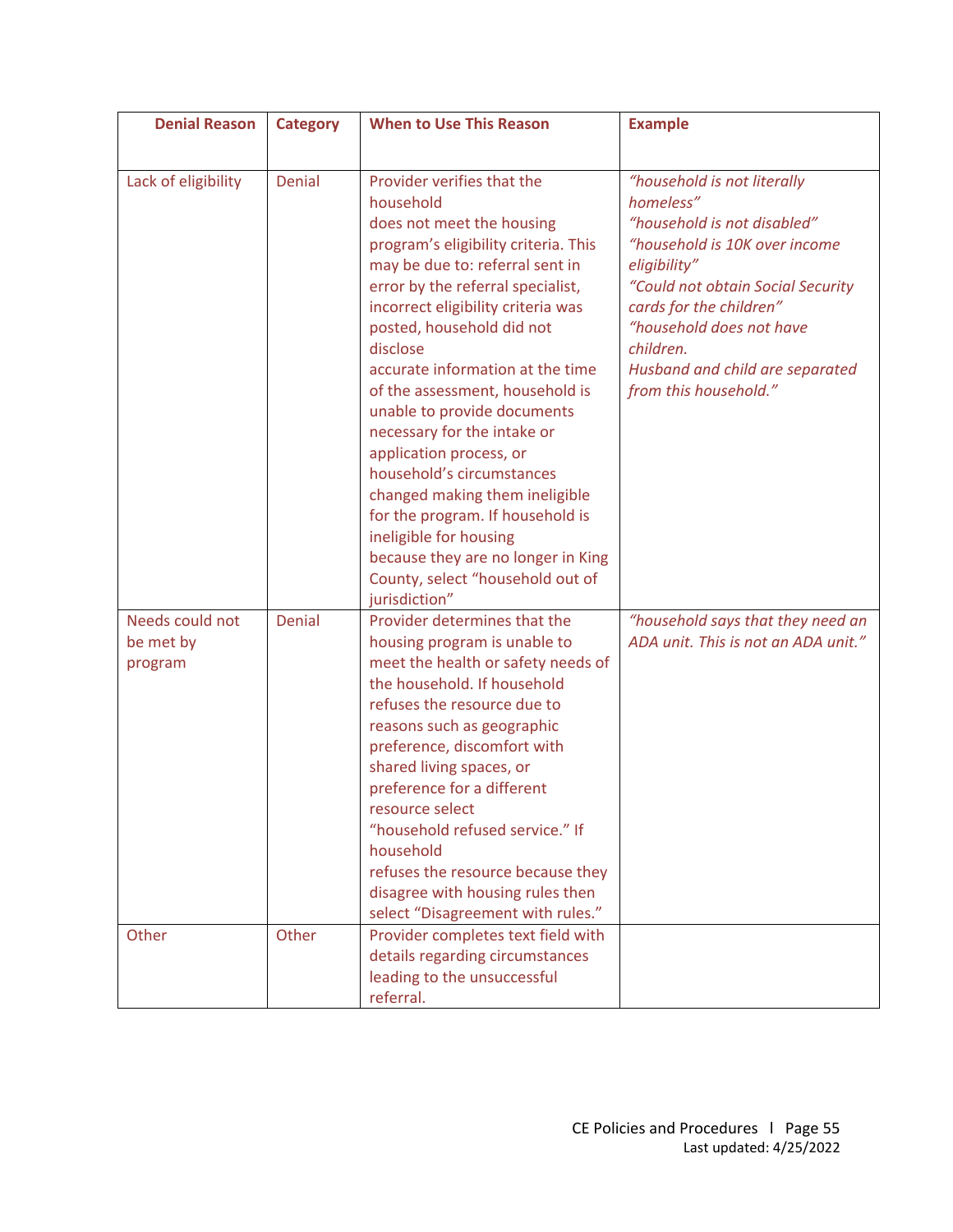| Denial Reason | Category | When to Use This Reason | Example |
|---|---|---|---|
| Lack of eligibility | Denial | Provider verifies that the household does not meet the housing program's eligibility criteria. This may be due to: referral sent in error by the referral specialist, incorrect eligibility criteria was posted, household did not disclose accurate information at the time of the assessment, household is unable to provide documents necessary for the intake or application process, or household's circumstances changed making them ineligible for the program. If household is ineligible for housing because they are no longer in King County, select "household out of jurisdiction" | *"household is not literally homeless"* *"household is not disabled"* *"household is 10K over income eligibility"* *"Could not obtain Social Security cards for the children"* *"household does not have children.* *Husband and child are separated from this household."* |
| Needs could not be met by program | Denial | Provider determines that the housing program is unable to meet the health or safety needs of the household. If household refuses the resource due to reasons such as geographic preference, discomfort with shared living spaces, or preference for a different resource select "household refused service." If household refuses the resource because they disagree with housing rules then select "Disagreement with rules." | *"household says that they need an ADA unit. This is not an ADA unit."* |
| Other | Other | Provider completes text field with details regarding circumstances leading to the unsuccessful referral. | |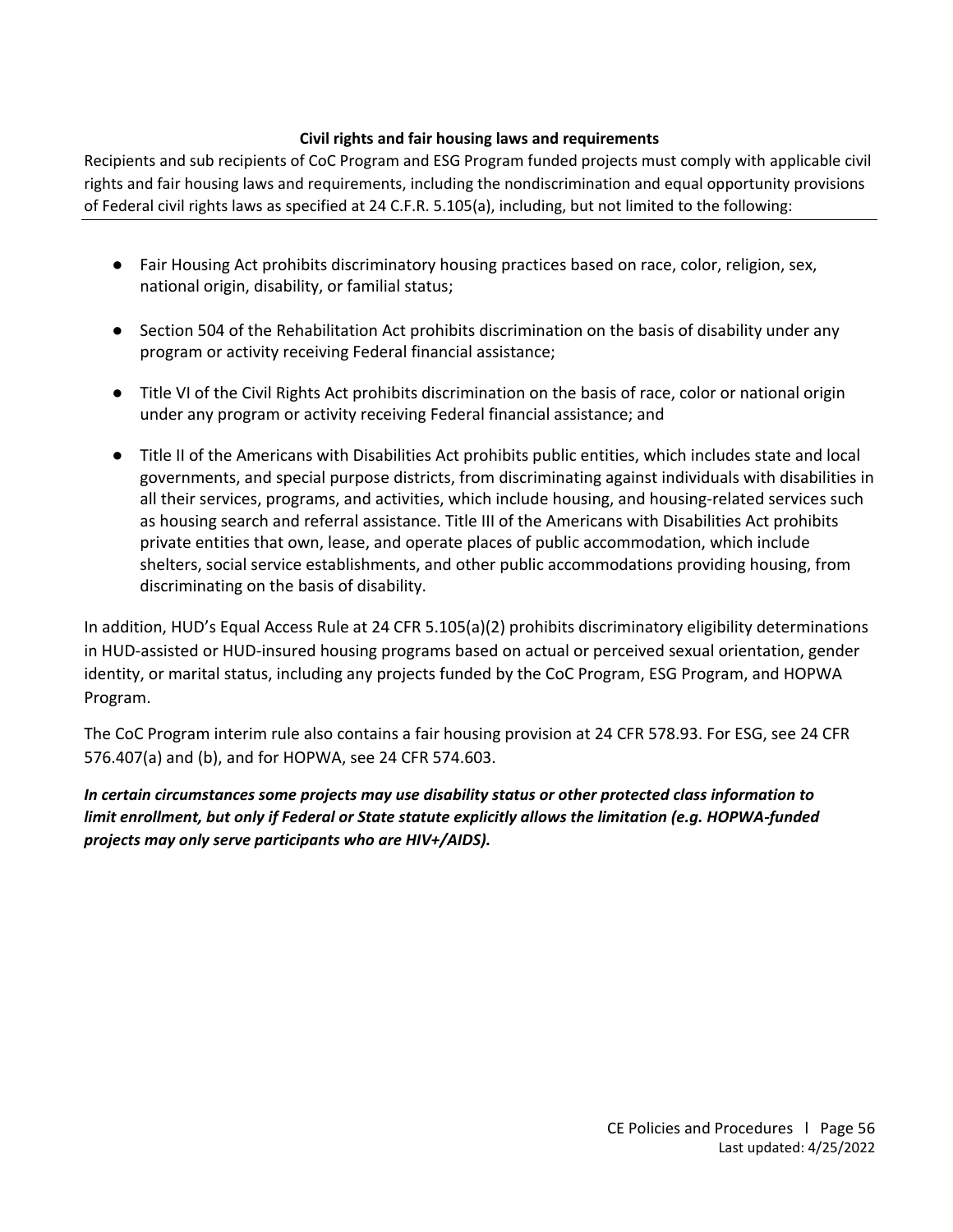### Civil rights and fair housing laws and requirements

Recipients and sub recipients of CoC Program and ESG Program funded projects must comply with applicable civil rights and fair housing laws and requirements, including the nondiscrimination and equal opportunity provisions of Federal civil rights laws as specified at 24 C.F.R. 5.105(a), including, but not limited to the following:

- Fair Housing Act prohibits discriminatory housing practices based on race, color, religion, sex, national origin, disability, or familial status;
- Section 504 of the Rehabilitation Act prohibits discrimination on the basis of disability under any program or activity receiving Federal financial assistance;
- Title VI of the Civil Rights Act prohibits discrimination on the basis of race, color or national origin under any program or activity receiving Federal financial assistance; and
- Title II of the Americans with Disabilities Act prohibits public entities, which includes state and local governments, and special purpose districts, from discriminating against individuals with disabilities in all their services, programs, and activities, which include housing, and housing-related services such as housing search and referral assistance. Title III of the Americans with Disabilities Act prohibits private entities that own, lease, and operate places of public accommodation, which include shelters, social service establishments, and other public accommodations providing housing, from discriminating on the basis of disability.

In addition, HUD's Equal Access Rule at 24 CFR 5.105(a)(2) prohibits discriminatory eligibility determinations in HUD-assisted or HUD-insured housing programs based on actual or perceived sexual orientation, gender identity, or marital status, including any projects funded by the CoC Program, ESG Program, and HOPWA Program.

The CoC Program interim rule also contains a fair housing provision at 24 CFR 578.93. For ESG, see 24 CFR 576.407(a) and (b), and for HOPWA, see 24 CFR 574.603.

***In certain circumstances some projects may use disability status or other protected class information to limit enrollment, but only if Federal or State statute explicitly allows the limitation (e.g. HOPWA-funded projects may only serve participants who are HIV+/AIDS).***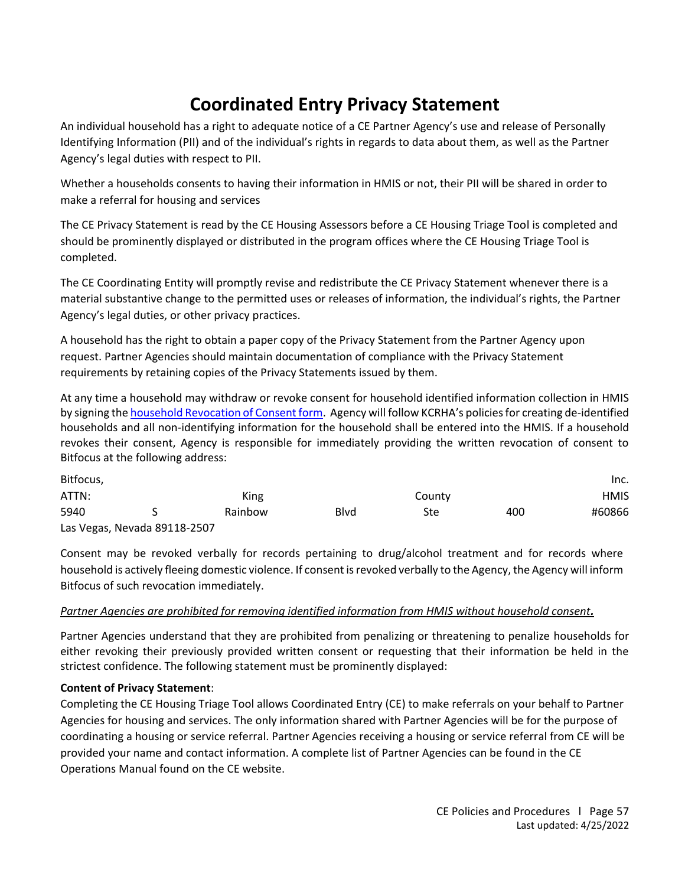# Coordinated Entry Privacy Statement

An individual household has a right to adequate notice of a CE Partner Agency's use and release of Personally Identifying Information (PII) and of the individual's rights in regards to data about them, as well as the Partner Agency's legal duties with respect to PII.

Whether a households consents to having their information in HMIS or not, their PII will be shared in order to make a referral for housing and services

The CE Privacy Statement is read by the CE Housing Assessors before a CE Housing Triage Tool is completed and should be prominently displayed or distributed in the program offices where the CE Housing Triage Tool is completed.

The CE Coordinating Entity will promptly revise and redistribute the CE Privacy Statement whenever there is a material substantive change to the permitted uses or releases of information, the individual's rights, the Partner Agency's legal duties, or other privacy practices.

A household has the right to obtain a paper copy of the Privacy Statement from the Partner Agency upon request. Partner Agencies should maintain documentation of compliance with the Privacy Statement requirements by retaining copies of the Privacy Statements issued by them.

At any time a household may withdraw or revoke consent for household identified information collection in HMIS by signing the household Revocation of Consent form. Agency will follow KCRHA's policies for creating de-identified households and all non-identifying information for the household shall be entered into the HMIS. If a household revokes their consent, Agency is responsible for immediately providing the written revocation of consent to Bitfocus at the following address:

Bitfocus, Inc.
ATTN: King County HMIS
5940 S Rainbow Blvd Ste 400 #60866
Las Vegas, Nevada 89118-2507

Consent may be revoked verbally for records pertaining to drug/alcohol treatment and for records where household is actively fleeing domestic violence. If consent is revoked verbally to the Agency, the Agency will inform Bitfocus of such revocation immediately.

*Partner Agencies are prohibited for removing identified information from HMIS without household consent.*

Partner Agencies understand that they are prohibited from penalizing or threatening to penalize households for either revoking their previously provided written consent or requesting that their information be held in the strictest confidence. The following statement must be prominently displayed:

**Content of Privacy Statement**:
Completing the CE Housing Triage Tool allows Coordinated Entry (CE) to make referrals on your behalf to Partner Agencies for housing and services. The only information shared with Partner Agencies will be for the purpose of coordinating a housing or service referral. Partner Agencies receiving a housing or service referral from CE will be provided your name and contact information. A complete list of Partner Agencies can be found in the CE Operations Manual found on the CE website.